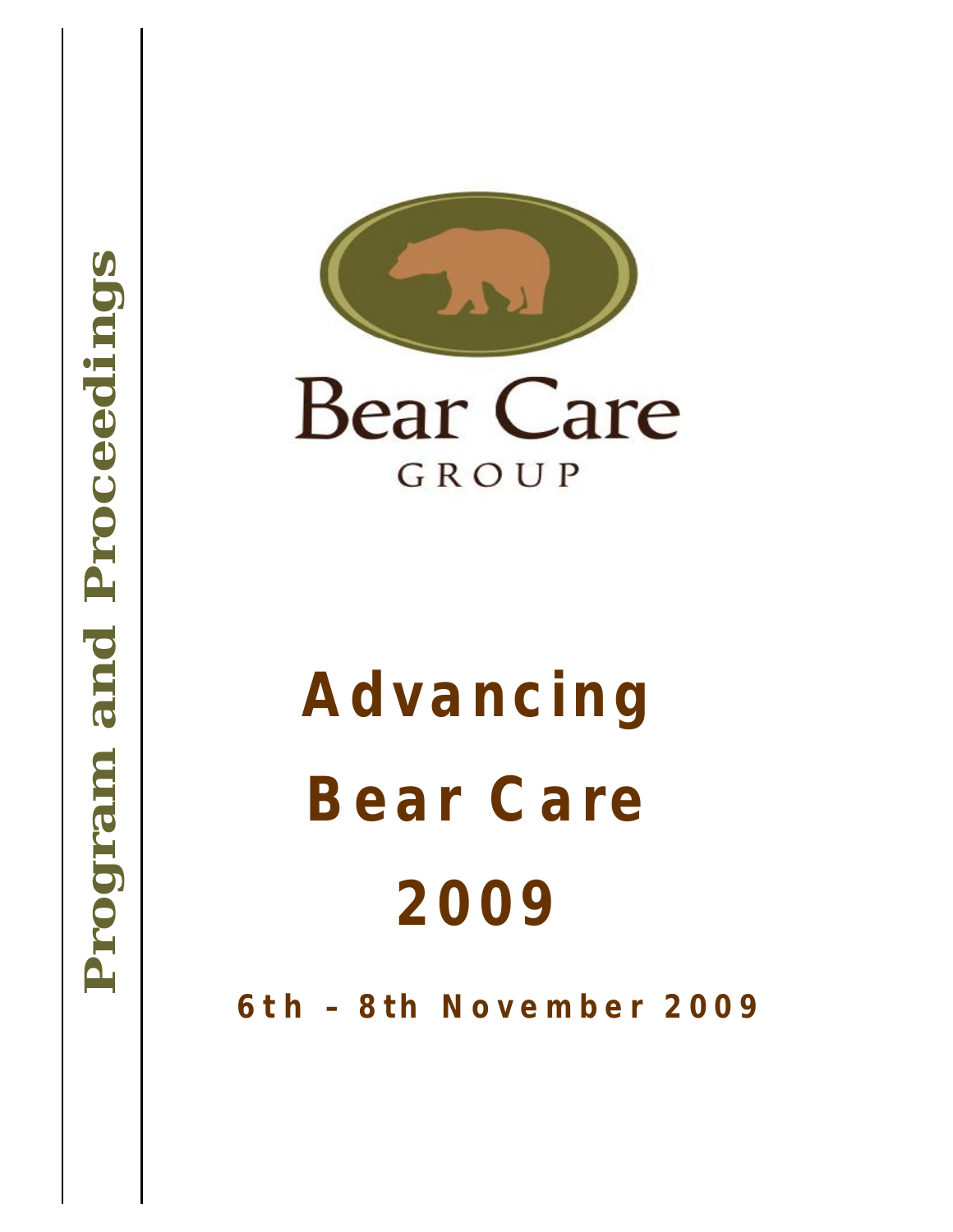Program and Proceedings

Bear Care
GROUP

# Advancing Bear Care 2009

**6th – 8th November 2009**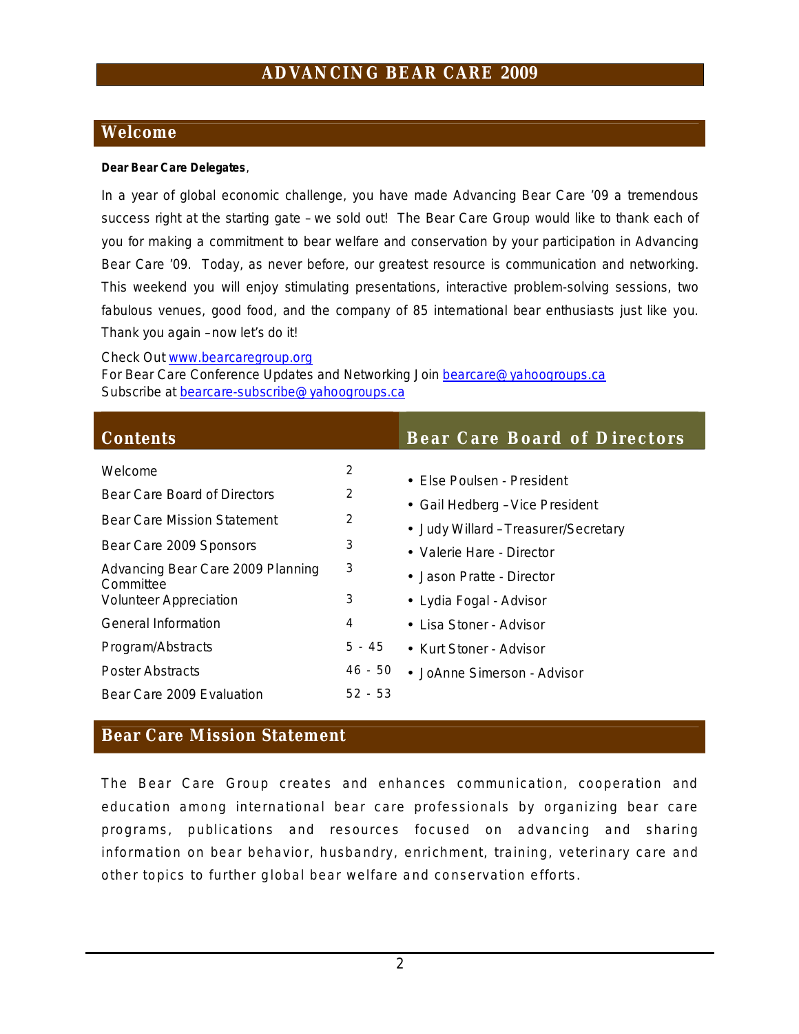# ADVANCING BEAR CARE 2009

## Welcome

**Dear Bear Care Delegates**,

In a year of global economic challenge, you have made Advancing Bear Care '09 a tremendous success right at the starting gate – we sold out! The Bear Care Group would like to thank each of you for making a commitment to bear welfare and conservation by your participation in Advancing Bear Care '09. Today, as never before, our greatest resource is communication and networking. This weekend you will enjoy stimulating presentations, interactive problem-solving sessions, two fabulous venues, good food, and the company of 85 international bear enthusiasts just like you. Thank you again – now let's do it!

Check Out www.bearcaregroup.org
For Bear Care Conference Updates and Networking Join bearcare@yahoogroups.ca
Subscribe at bearcare-subscribe@yahoogroups.ca

## Contents

| | |
|---|---|
| Welcome | 2 |
| Bear Care Board of Directors | 2 |
| Bear Care Mission Statement | 2 |
| Bear Care 2009 Sponsors | 3 |
| Advancing Bear Care 2009 Planning Committee | 3 |
| Volunteer Appreciation | 3 |
| General Information | 4 |
| Program/Abstracts | 5 - 45 |
| Poster Abstracts | 46 - 50 |
| Bear Care 2009 Evaluation | 52 - 53 |

## Bear Care Board of Directors

- Else Poulsen - President
- Gail Hedberg – Vice President
- Judy Willard – Treasurer/Secretary
- Valerie Hare - Director
- Jason Pratte - Director
- Lydia Fogal - Advisor
- Lisa Stoner - Advisor
- Kurt Stoner - Advisor
- JoAnne Simerson - Advisor

## Bear Care Mission Statement

The Bear Care Group creates and enhances communication, cooperation and education among international bear care professionals by organizing bear care programs, publications and resources focused on advancing and sharing information on bear behavior, husbandry, enrichment, training, veterinary care and other topics to further global bear welfare and conservation efforts.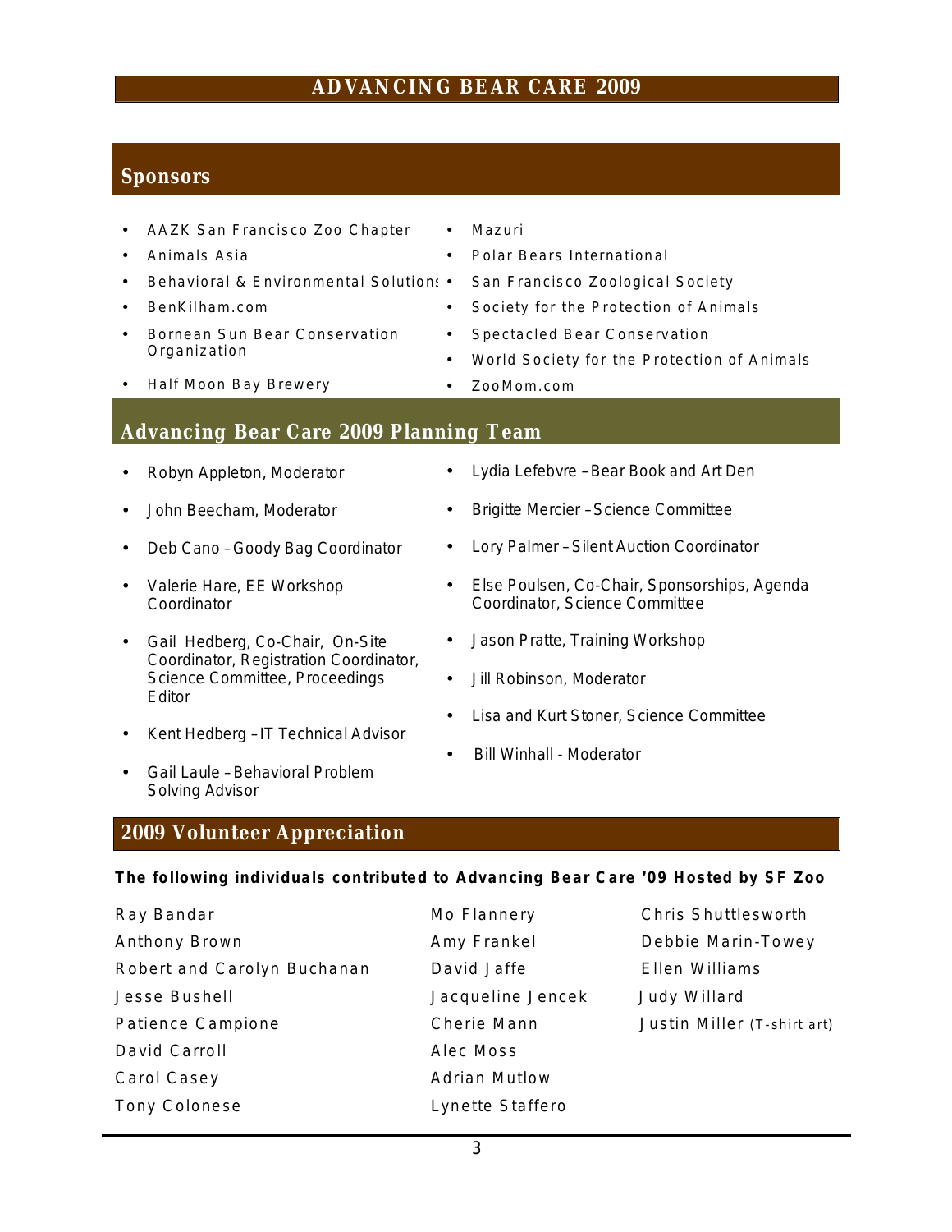## Sponsors

- AAZK San Francisco Zoo Chapter
- Animals Asia
- Behavioral & Environmental Solutions
- BenKilham.com
- Bornean Sun Bear Conservation Organization
- Half Moon Bay Brewery
- Mazuri
- Polar Bears International
- San Francisco Zoological Society
- Society for the Protection of Animals
- Spectacled Bear Conservation
- World Society for the Protection of Animals
- ZooMom.com

## Advancing Bear Care 2009 Planning Team

- Robyn Appleton, Moderator
- John Beecham, Moderator
- Deb Cano – Goody Bag Coordinator
- Valerie Hare, EE Workshop Coordinator
- Gail Hedberg, Co-Chair, On-Site Coordinator, Registration Coordinator, Science Committee, Proceedings Editor
- Kent Hedberg – IT Technical Advisor
- Gail Laule – Behavioral Problem Solving Advisor
- Lydia Lefebvre – Bear Book and Art Den
- Brigitte Mercier – Science Committee
- Lory Palmer – Silent Auction Coordinator
- Else Poulsen, Co-Chair, Sponsorships, Agenda Coordinator, Science Committee
- Jason Pratte, Training Workshop
- Jill Robinson, Moderator
- Lisa and Kurt Stoner, Science Committee
- Bill Winhall - Moderator

## 2009 Volunteer Appreciation

**The following individuals contributed to Advancing Bear Care '09 Hosted by SF Zoo**

Ray Bandar
Anthony Brown
Robert and Carolyn Buchanan
Jesse Bushell
Patience Campione
David Carroll
Carol Casey
Tony Colonese
Mo Flannery
Amy Frankel
David Jaffe
Jacqueline Jencek
Cherie Mann
Alec Moss
Adrian Mutlow
Lynette Staffero
Chris Shuttlesworth
Debbie Marin-Towey
Ellen Williams
Judy Willard
Justin Miller (T-shirt art)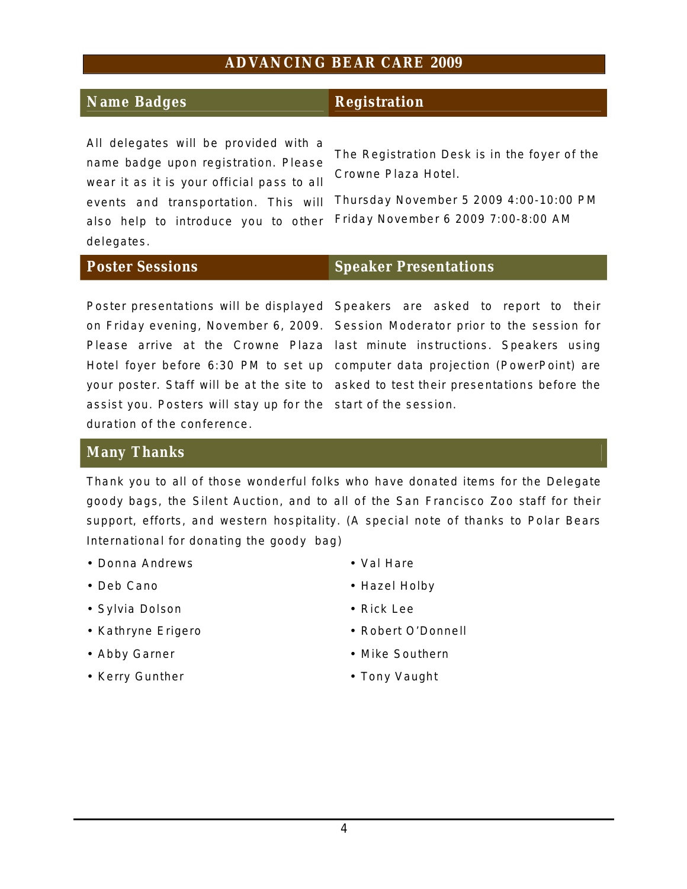## Name Badges

All delegates will be provided with a name badge upon registration. Please wear it as it is your official pass to all events and transportation. This will also help to introduce you to other delegates.

## Registration

The Registration Desk is in the foyer of the Crowne Plaza Hotel.

Thursday November 5 2009 4:00-10:00 PM
Friday November 6 2009 7:00-8:00 AM

## Poster Sessions

Poster presentations will be displayed on Friday evening, November 6, 2009. Please arrive at the Crowne Plaza Hotel foyer before 6:30 PM to set up your poster. Staff will be at the site to assist you. Posters will stay up for the duration of the conference.

## Speaker Presentations

Speakers are asked to report to their Session Moderator prior to the session for last minute instructions. Speakers using computer data projection (PowerPoint) are asked to test their presentations before the start of the session.

## Many Thanks

Thank you to all of those wonderful folks who have donated items for the Delegate goody bags, the Silent Auction, and to all of the San Francisco Zoo staff for their support, efforts, and western hospitality. (A special note of thanks to Polar Bears International for donating the goody bag)

- Donna Andrews
- Deb Cano
- Sylvia Dolson
- Kathryne Erigero
- Abby Garner
- Kerry Gunther
- Val Hare
- Hazel Holby
- Rick Lee
- Robert O'Donnell
- Mike Southern
- Tony Vaught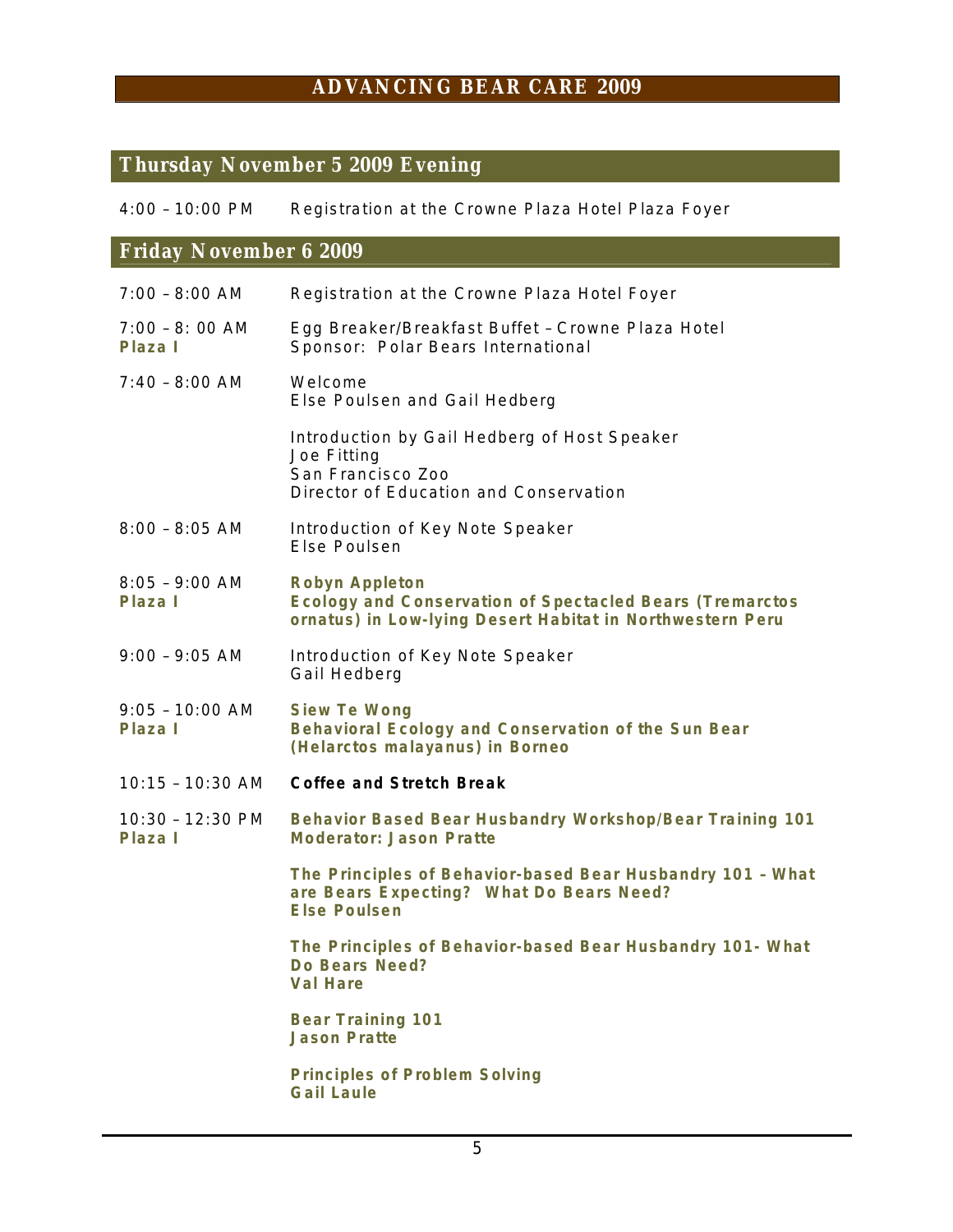# ADVANCING BEAR CARE 2009

## Thursday November 5 2009 Evening

4:00 – 10:00 PM Registration at the Crowne Plaza Hotel Plaza Foyer

## Friday November 6 2009

7:00 – 8:00 AM Registration at the Crowne Plaza Hotel Foyer

7:00 – 8: 00 AM **Plaza I**
Egg Breaker/Breakfast Buffet – Crowne Plaza Hotel
Sponsor: Polar Bears International

7:40 – 8:00 AM
Welcome
Else Poulsen and Gail Hedberg

Introduction by Gail Hedberg of Host Speaker
Joe Fitting
San Francisco Zoo
Director of Education and Conservation

8:00 – 8:05 AM
Introduction of Key Note Speaker
Else Poulsen

8:05 – 9:00 AM **Plaza I**
**Robyn Appleton**
**Ecology and Conservation of Spectacled Bears (Tremarctos ornatus) in Low-lying Desert Habitat in Northwestern Peru**

9:00 – 9:05 AM
Introduction of Key Note Speaker
Gail Hedberg

9:05 – 10:00 AM **Plaza I**
**Siew Te Wong**
**Behavioral Ecology and Conservation of the Sun Bear (Helarctos malayanus) in Borneo**

10:15 – 10:30 AM **Coffee and Stretch Break**

10:30 – 12:30 PM **Plaza I**
**Behavior Based Bear Husbandry Workshop/Bear Training 101**
**Moderator: Jason Pratte**

**The Principles of Behavior-based Bear Husbandry 101 – What are Bears Expecting? What Do Bears Need?**
**Else Poulsen**

**The Principles of Behavior-based Bear Husbandry 101- What Do Bears Need?**
**Val Hare**

**Bear Training 101**
**Jason Pratte**

**Principles of Problem Solving**
**Gail Laule**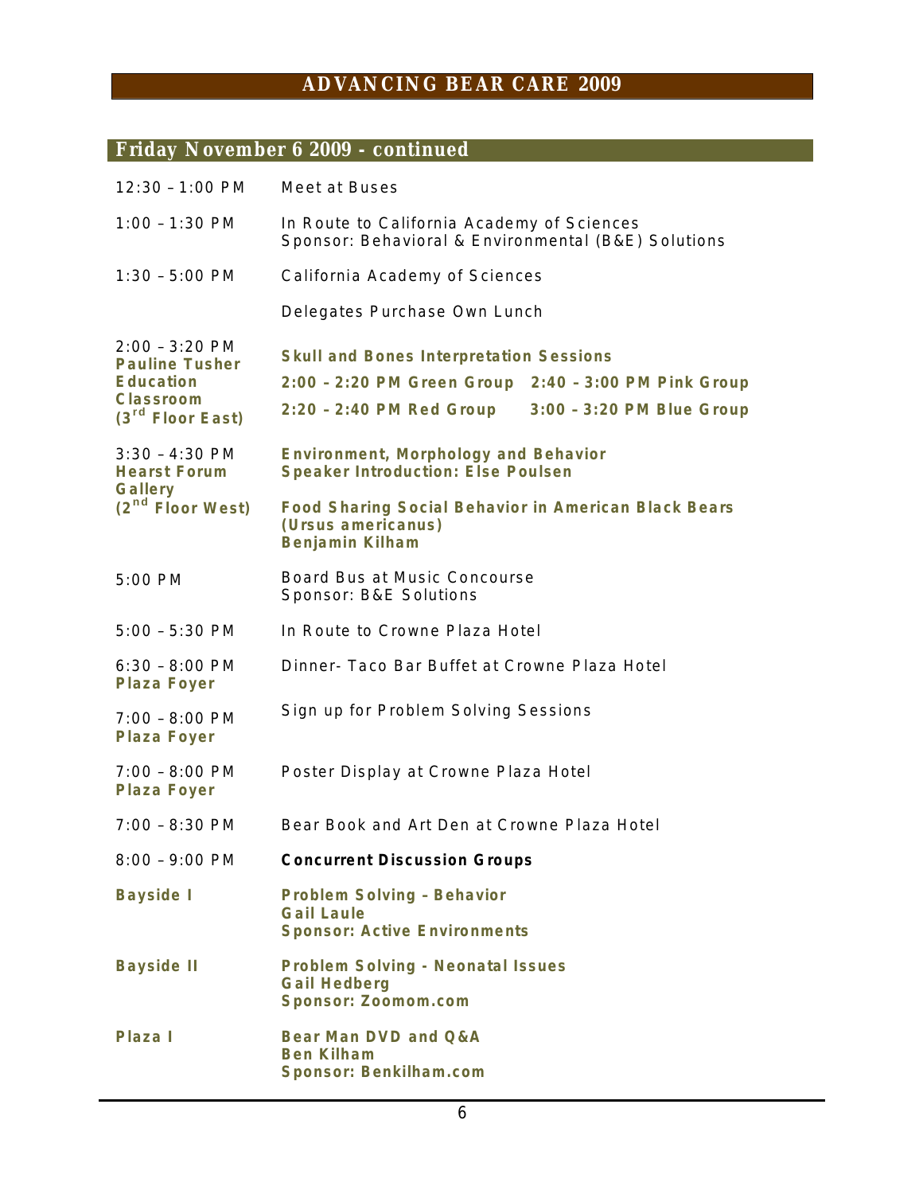## Friday November 6 2009 - continued

| | |
|---|---|
| 12:30 – 1:00 PM | Meet at Buses |
| 1:00 – 1:30 PM | In Route to California Academy of Sciences<br>Sponsor: Behavioral & Environmental (B&E) Solutions |
| 1:30 – 5:00 PM | California Academy of Sciences |
| | Delegates Purchase Own Lunch |
| 2:00 – 3:20 PM<br>**Pauline Tusher Education Classroom (3rd Floor East)** | **Skull and Bones Interpretation Sessions**<br>**2:00 – 2:20 PM Green Group 2:40 – 3:00 PM Pink Group**<br>**2:20 – 2:40 PM Red Group 3:00 – 3:20 PM Blue Group** |
| 3:30 – 4:30 PM<br>**Hearst Forum Gallery (2nd Floor West)** | **Environment, Morphology and Behavior**<br>**Speaker Introduction: Else Poulsen**<br>**Food Sharing Social Behavior in American Black Bears (Ursus americanus)**<br>**Benjamin Kilham** |
| 5:00 PM | Board Bus at Music Concourse<br>Sponsor: B&E Solutions |
| 5:00 – 5:30 PM | In Route to Crowne Plaza Hotel |
| 6:30 – 8:00 PM<br>**Plaza Foyer** | Dinner- Taco Bar Buffet at Crowne Plaza Hotel |
| 7:00 – 8:00 PM<br>**Plaza Foyer** | Sign up for Problem Solving Sessions |
| 7:00 – 8:00 PM<br>**Plaza Foyer** | Poster Display at Crowne Plaza Hotel |
| 7:00 – 8:30 PM | Bear Book and Art Den at Crowne Plaza Hotel |
| 8:00 – 9:00 PM | **Concurrent Discussion Groups** |
| **Bayside I** | **Problem Solving – Behavior**<br>**Gail Laule**<br>**Sponsor: Active Environments** |
| **Bayside II** | **Problem Solving - Neonatal Issues**<br>**Gail Hedberg**<br>**Sponsor: Zoomom.com** |
| **Plaza I** | **Bear Man DVD and Q&A**<br>**Ben Kilham**<br>**Sponsor: Benkilham.com** |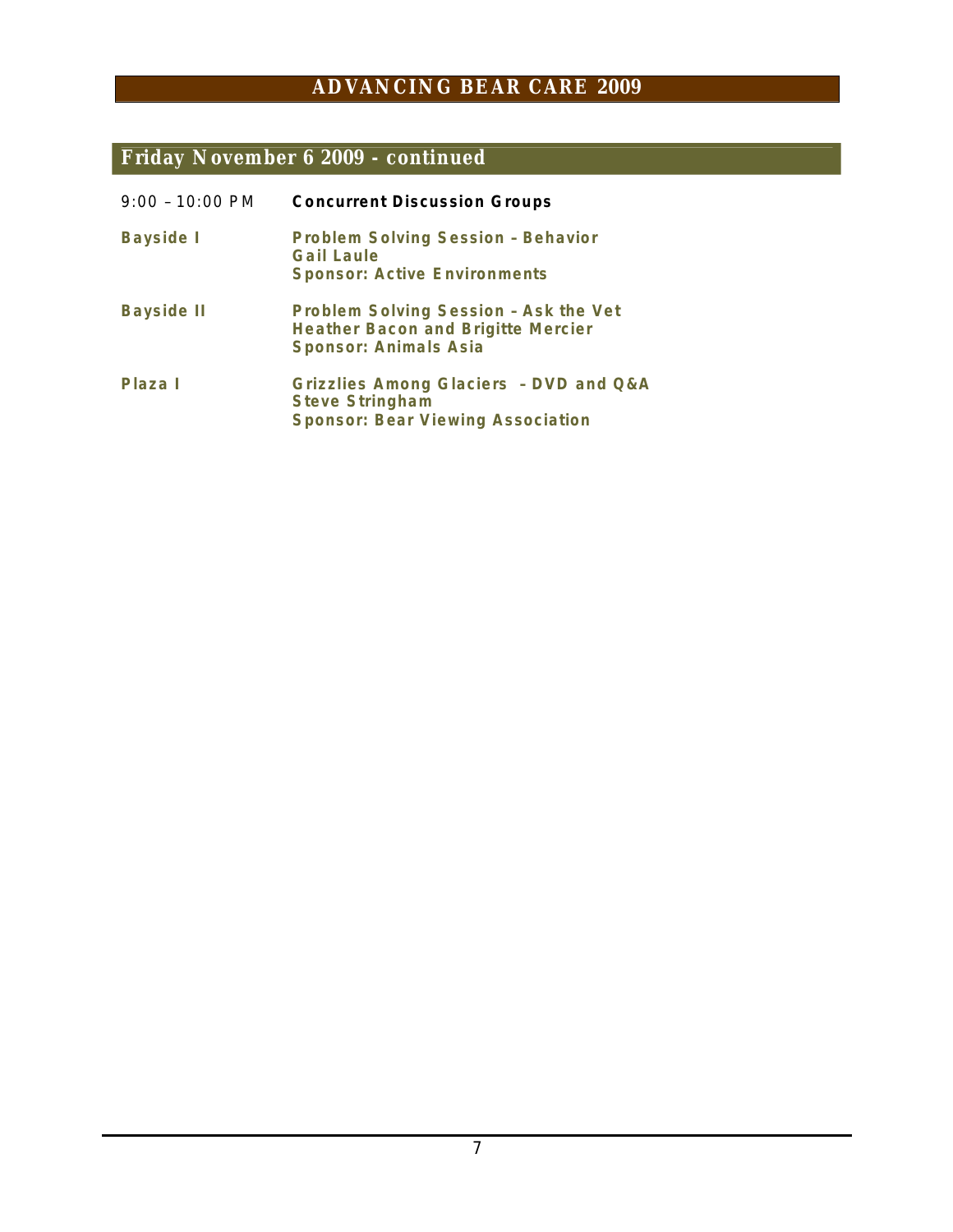## Friday November 6 2009 - continued

9:00 – 10:00 PM **Concurrent Discussion Groups**

**Bayside I**

**Problem Solving Session – Behavior**
**Gail Laule**
**Sponsor: Active Environments**

**Bayside II**

**Problem Solving Session – Ask the Vet**
**Heather Bacon and Brigitte Mercier**
**Sponsor: Animals Asia**

**Plaza I**

**Grizzlies Among Glaciers – DVD and Q&A**
**Steve Stringham**
**Sponsor: Bear Viewing Association**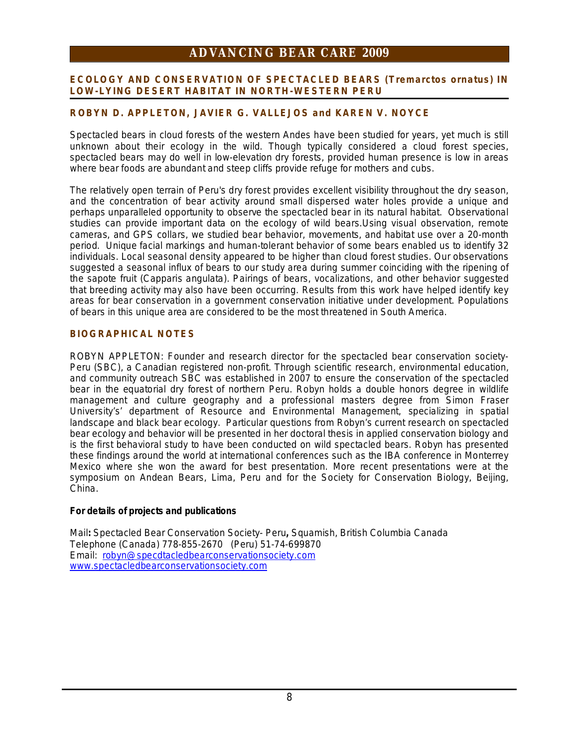## ECOLOGY AND CONSERVATION OF SPECTACLED BEARS (*Tremarctos ornatus*) IN LOW-LYING DESERT HABITAT IN NORTH-WESTERN PERU

**ROBYN D. APPLETON, JAVIER G. VALLEJOS and KAREN V. NOYCE**

Spectacled bears in cloud forests of the western Andes have been studied for years, yet much is still unknown about their ecology in the wild. Though typically considered a cloud forest species, spectacled bears may do well in low-elevation dry forests, provided human presence is low in areas where bear foods are abundant and steep cliffs provide refuge for mothers and cubs.

The relatively open terrain of Peru's dry forest provides excellent visibility throughout the dry season, and the concentration of bear activity around small dispersed water holes provide a unique and perhaps unparalleled opportunity to observe the spectacled bear in its natural habitat. Observational studies can provide important data on the ecology of wild bears.Using visual observation, remote cameras, and GPS collars, we studied bear behavior, movements, and habitat use over a 20-month period. Unique facial markings and human-tolerant behavior of some bears enabled us to identify 32 individuals. Local seasonal density appeared to be higher than cloud forest studies. Our observations suggested a seasonal influx of bears to our study area during summer coinciding with the ripening of the sapote fruit (Capparis angulata). Pairings of bears, vocalizations, and other behavior suggested that breeding activity may also have been occurring. Results from this work have helped identify key areas for bear conservation in a government conservation initiative under development. Populations of bears in this unique area are considered to be the most threatened in South America.

### BIOGRAPHICAL NOTES

ROBYN APPLETON: Founder and research director for the spectacled bear conservation society-Peru (SBC), a Canadian registered non-profit. Through scientific research, environmental education, and community outreach SBC was established in 2007 to ensure the conservation of the spectacled bear in the equatorial dry forest of northern Peru. Robyn holds a double honors degree in wildlife management and culture geography and a professional masters degree from Simon Fraser University's' department of Resource and Environmental Management, specializing in spatial landscape and black bear ecology. Particular questions from Robyn's current research on spectacled bear ecology and behavior will be presented in her doctoral thesis in applied conservation biology and is the first behavioral study to have been conducted on wild spectacled bears. Robyn has presented these findings around the world at international conferences such as the IBA conference in Monterrey Mexico where she won the award for best presentation. More recent presentations were at the symposium on Andean Bears, Lima, Peru and for the Society for Conservation Biology, Beijing, China.

**For details of projects and publications**

Mail**:** Spectacled Bear Conservation Society- Peru**,** Squamish, British Columbia Canada
Telephone (Canada) 778-855-2670 (Peru) 51-74-699870
Email: robyn@specdtacledbearconservationsociety.com
www.spectacledbearconservationsociety.com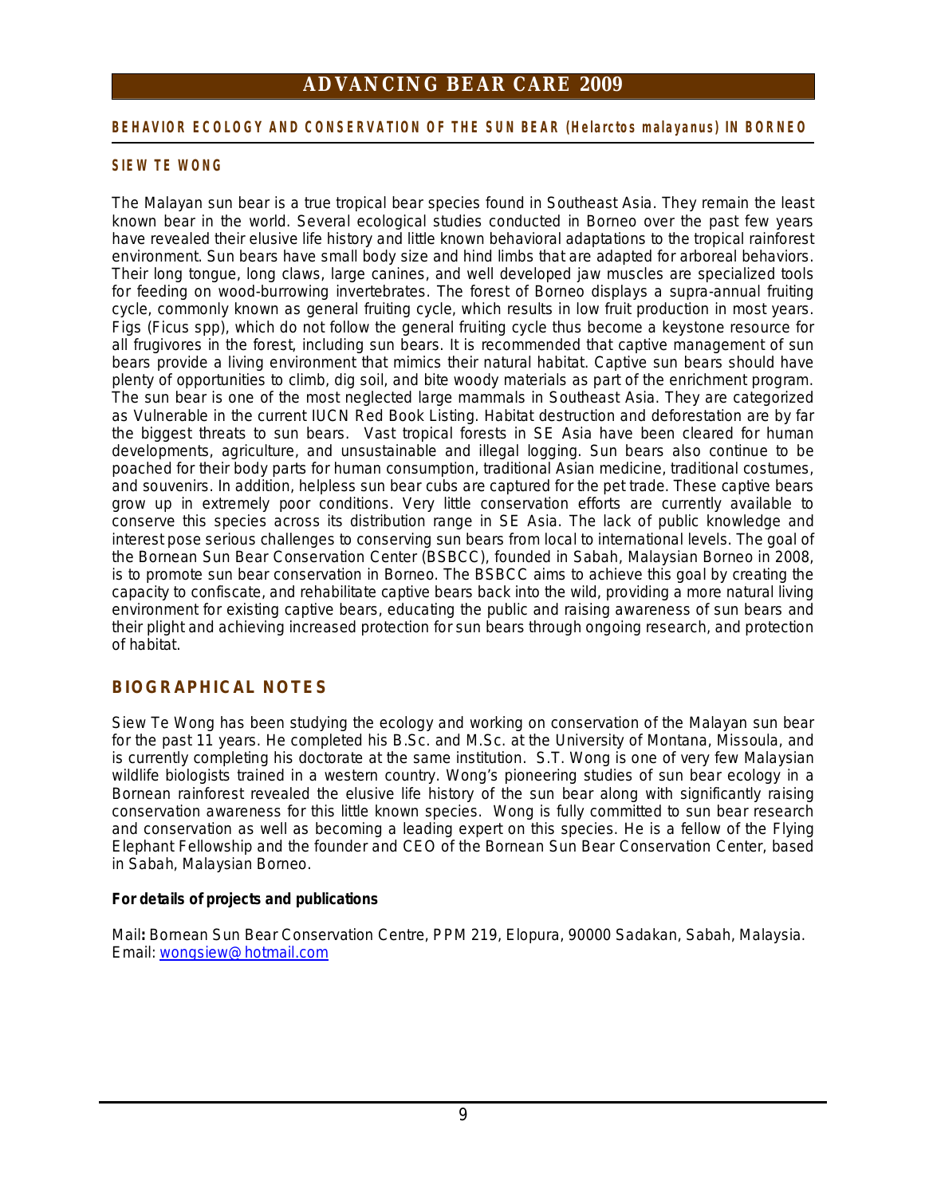## BEHAVIOR ECOLOGY AND CONSERVATION OF THE SUN BEAR (*Helarctos malayanus*) IN BORNEO

**SIEW TE WONG**

The Malayan sun bear is a true tropical bear species found in Southeast Asia. They remain the least known bear in the world. Several ecological studies conducted in Borneo over the past few years have revealed their elusive life history and little known behavioral adaptations to the tropical rainforest environment. Sun bears have small body size and hind limbs that are adapted for arboreal behaviors. Their long tongue, long claws, large canines, and well developed jaw muscles are specialized tools for feeding on wood-burrowing invertebrates. The forest of Borneo displays a supra-annual fruiting cycle, commonly known as general fruiting cycle, which results in low fruit production in most years. Figs (Ficus spp), which do not follow the general fruiting cycle thus become a keystone resource for all frugivores in the forest, including sun bears. It is recommended that captive management of sun bears provide a living environment that mimics their natural habitat. Captive sun bears should have plenty of opportunities to climb, dig soil, and bite woody materials as part of the enrichment program. The sun bear is one of the most neglected large mammals in Southeast Asia. They are categorized as Vulnerable in the current IUCN Red Book Listing. Habitat destruction and deforestation are by far the biggest threats to sun bears. Vast tropical forests in SE Asia have been cleared for human developments, agriculture, and unsustainable and illegal logging. Sun bears also continue to be poached for their body parts for human consumption, traditional Asian medicine, traditional costumes, and souvenirs. In addition, helpless sun bear cubs are captured for the pet trade. These captive bears grow up in extremely poor conditions. Very little conservation efforts are currently available to conserve this species across its distribution range in SE Asia. The lack of public knowledge and interest pose serious challenges to conserving sun bears from local to international levels. The goal of the Bornean Sun Bear Conservation Center (BSBCC), founded in Sabah, Malaysian Borneo in 2008, is to promote sun bear conservation in Borneo. The BSBCC aims to achieve this goal by creating the capacity to confiscate, and rehabilitate captive bears back into the wild, providing a more natural living environment for existing captive bears, educating the public and raising awareness of sun bears and their plight and achieving increased protection for sun bears through ongoing research, and protection of habitat.

## BIOGRAPHICAL NOTES

Siew Te Wong has been studying the ecology and working on conservation of the Malayan sun bear for the past 11 years. He completed his B.Sc. and M.Sc. at the University of Montana, Missoula, and is currently completing his doctorate at the same institution. S.T. Wong is one of very few Malaysian wildlife biologists trained in a western country. Wong's pioneering studies of sun bear ecology in a Bornean rainforest revealed the elusive life history of the sun bear along with significantly raising conservation awareness for this little known species. Wong is fully committed to sun bear research and conservation as well as becoming a leading expert on this species. He is a fellow of the Flying Elephant Fellowship and the founder and CEO of the Bornean Sun Bear Conservation Center, based in Sabah, Malaysian Borneo.

**For details of projects and publications**

Mail**:** Bornean Sun Bear Conservation Centre, PPM 219, Elopura, 90000 Sadakan, Sabah, Malaysia.
Email: wongsiew@hotmail.com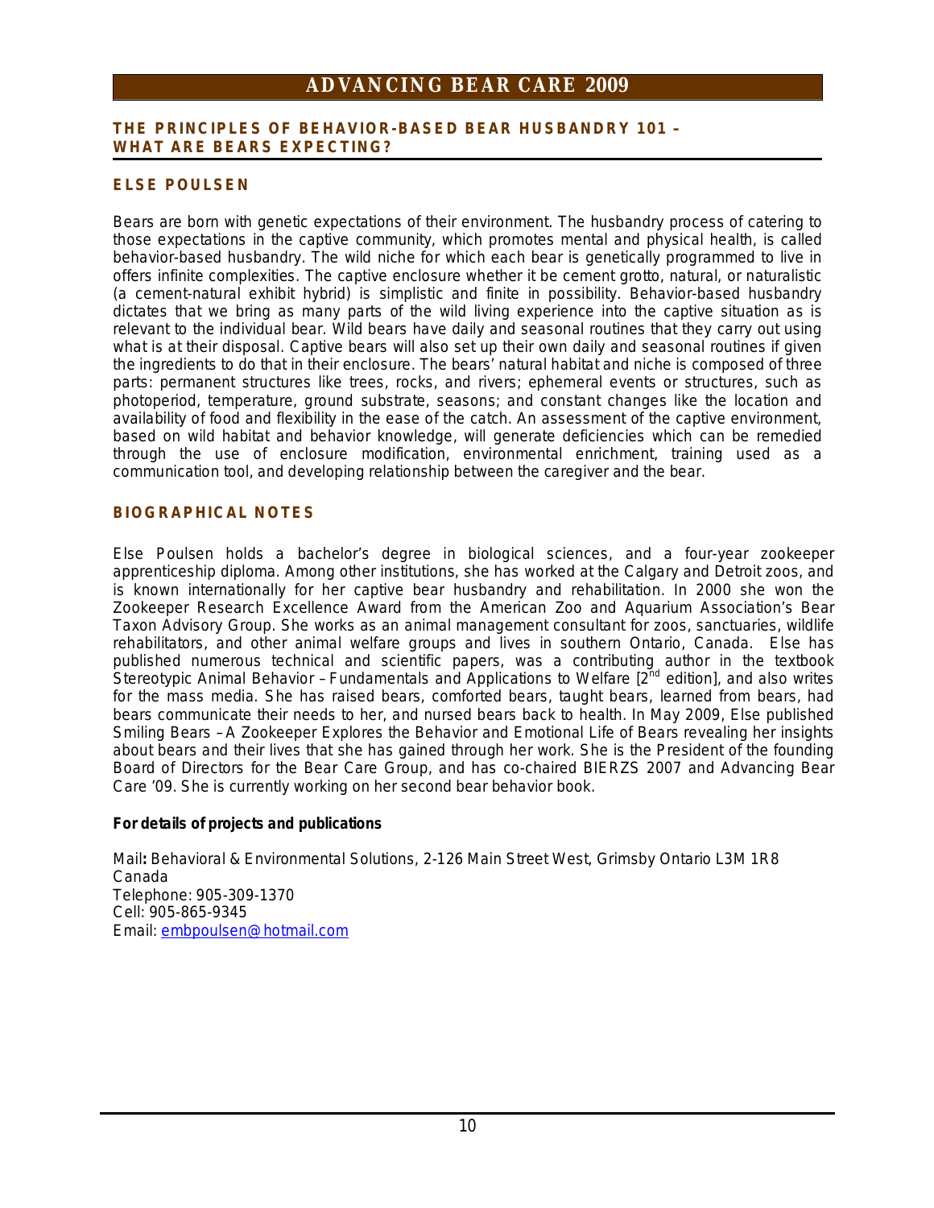## THE PRINCIPLES OF BEHAVIOR-BASED BEAR HUSBANDRY 101 – WHAT ARE BEARS EXPECTING?

### ELSE POULSEN

Bears are born with genetic expectations of their environment. The husbandry process of catering to those expectations in the captive community, which promotes mental and physical health, is called behavior-based husbandry. The wild niche for which each bear is genetically programmed to live in offers infinite complexities. The captive enclosure whether it be cement grotto, natural, or naturalistic (a cement-natural exhibit hybrid) is simplistic and finite in possibility. Behavior-based husbandry dictates that we bring as many parts of the wild living experience into the captive situation as is relevant to the individual bear. Wild bears have daily and seasonal routines that they carry out using what is at their disposal. Captive bears will also set up their own daily and seasonal routines if given the ingredients to do that in their enclosure. The bears' natural habitat and niche is composed of three parts: permanent structures like trees, rocks, and rivers; ephemeral events or structures, such as photoperiod, temperature, ground substrate, seasons; and constant changes like the location and availability of food and flexibility in the ease of the catch. An assessment of the captive environment, based on wild habitat and behavior knowledge, will generate deficiencies which can be remedied through the use of enclosure modification, environmental enrichment, training used as a communication tool, and developing relationship between the caregiver and the bear.

### BIOGRAPHICAL NOTES

Else Poulsen holds a bachelor's degree in biological sciences, and a four-year zookeeper apprenticeship diploma. Among other institutions, she has worked at the Calgary and Detroit zoos, and is known internationally for her captive bear husbandry and rehabilitation. In 2000 she won the Zookeeper Research Excellence Award from the American Zoo and Aquarium Association's Bear Taxon Advisory Group. She works as an animal management consultant for zoos, sanctuaries, wildlife rehabilitators, and other animal welfare groups and lives in southern Ontario, Canada. Else has published numerous technical and scientific papers, was a contributing author in the textbook Stereotypic Animal Behavior – Fundamentals and Applications to Welfare [2nd edition], and also writes for the mass media. She has raised bears, comforted bears, taught bears, learned from bears, had bears communicate their needs to her, and nursed bears back to health. In May 2009, Else published Smiling Bears – A Zookeeper Explores the Behavior and Emotional Life of Bears revealing her insights about bears and their lives that she has gained through her work. She is the President of the founding Board of Directors for the Bear Care Group, and has co-chaired BIERZS 2007 and Advancing Bear Care '09. She is currently working on her second bear behavior book.

**For details of projects and publications**

**Mail:** Behavioral & Environmental Solutions, 2-126 Main Street West, Grimsby Ontario L3M 1R8 Canada
Telephone: 905-309-1370
Cell: 905-865-9345
Email: embpoulsen@hotmail.com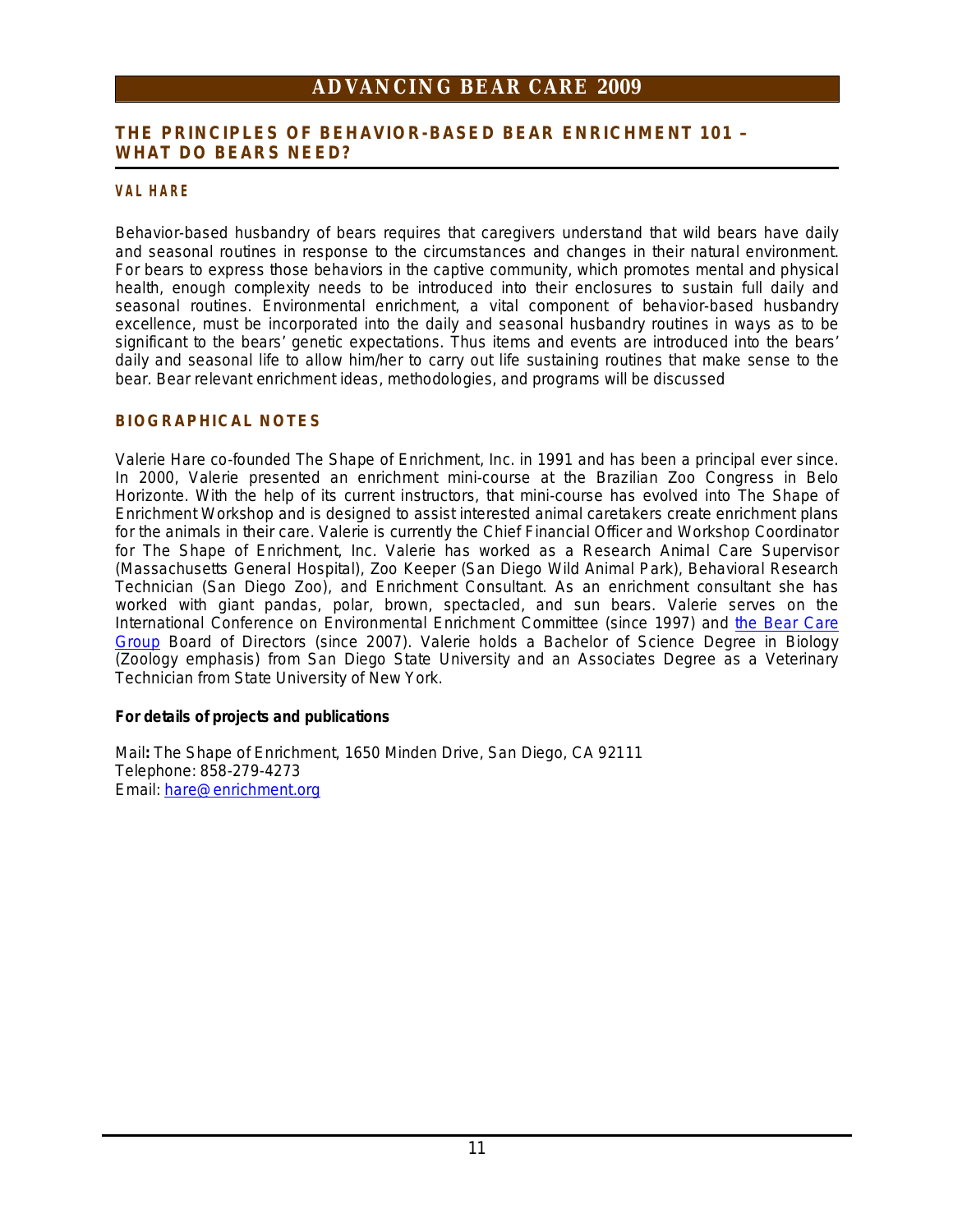## THE PRINCIPLES OF BEHAVIOR-BASED BEAR ENRICHMENT 101 – WHAT DO BEARS NEED?

### VAL HARE

Behavior-based husbandry of bears requires that caregivers understand that wild bears have daily and seasonal routines in response to the circumstances and changes in their natural environment. For bears to express those behaviors in the captive community, which promotes mental and physical health, enough complexity needs to be introduced into their enclosures to sustain full daily and seasonal routines. Environmental enrichment, a vital component of behavior-based husbandry excellence, must be incorporated into the daily and seasonal husbandry routines in ways as to be significant to the bears' genetic expectations. Thus items and events are introduced into the bears' daily and seasonal life to allow him/her to carry out life sustaining routines that make sense to the bear. Bear relevant enrichment ideas, methodologies, and programs will be discussed

### BIOGRAPHICAL NOTES

Valerie Hare co-founded The Shape of Enrichment, Inc. in 1991 and has been a principal ever since. In 2000, Valerie presented an enrichment mini-course at the Brazilian Zoo Congress in Belo Horizonte. With the help of its current instructors, that mini-course has evolved into The Shape of Enrichment Workshop and is designed to assist interested animal caretakers create enrichment plans for the animals in their care. Valerie is currently the Chief Financial Officer and Workshop Coordinator for The Shape of Enrichment, Inc. Valerie has worked as a Research Animal Care Supervisor (Massachusetts General Hospital), Zoo Keeper (San Diego Wild Animal Park), Behavioral Research Technician (San Diego Zoo), and Enrichment Consultant. As an enrichment consultant she has worked with giant pandas, polar, brown, spectacled, and sun bears. Valerie serves on the International Conference on Environmental Enrichment Committee (since 1997) and the Bear Care Group Board of Directors (since 2007). Valerie holds a Bachelor of Science Degree in Biology (Zoology emphasis) from San Diego State University and an Associates Degree as a Veterinary Technician from State University of New York.

**For details of projects and publications**

Mail**:** The Shape of Enrichment, 1650 Minden Drive, San Diego, CA 92111
Telephone: 858-279-4273
Email: hare@enrichment.org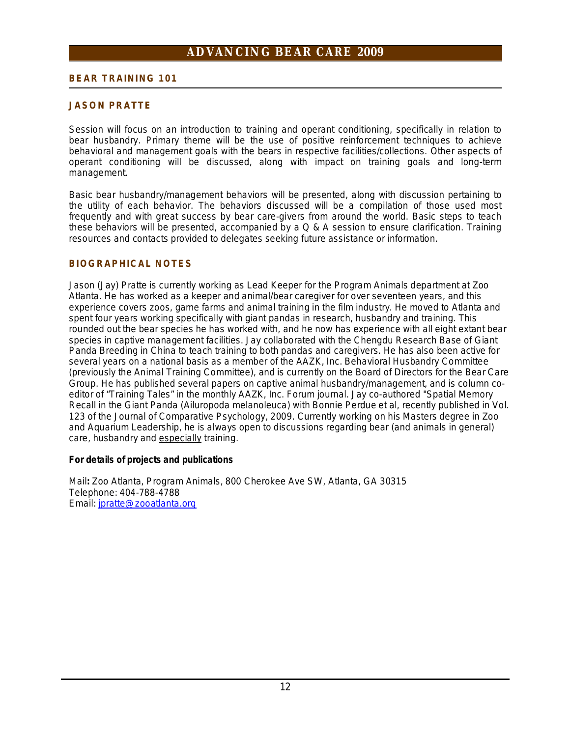# ADVANCING BEAR CARE 2009

## BEAR TRAINING 101

### JASON PRATTE

Session will focus on an introduction to training and operant conditioning, specifically in relation to bear husbandry. Primary theme will be the use of positive reinforcement techniques to achieve behavioral and management goals with the bears in respective facilities/collections. Other aspects of operant conditioning will be discussed, along with impact on training goals and long-term management.

Basic bear husbandry/management behaviors will be presented, along with discussion pertaining to the utility of each behavior. The behaviors discussed will be a compilation of those used most frequently and with great success by bear care-givers from around the world. Basic steps to teach these behaviors will be presented, accompanied by a Q & A session to ensure clarification. Training resources and contacts provided to delegates seeking future assistance or information.

### BIOGRAPHICAL NOTES

Jason (Jay) Pratte is currently working as Lead Keeper for the Program Animals department at Zoo Atlanta. He has worked as a keeper and animal/bear caregiver for over seventeen years, and this experience covers zoos, game farms and animal training in the film industry. He moved to Atlanta and spent four years working specifically with giant pandas in research, husbandry and training. This rounded out the bear species he has worked with, and he now has experience with all eight extant bear species in captive management facilities. Jay collaborated with the Chengdu Research Base of Giant Panda Breeding in China to teach training to both pandas and caregivers. He has also been active for several years on a national basis as a member of the AAZK, Inc. Behavioral Husbandry Committee (previously the Animal Training Committee), and is currently on the Board of Directors for the Bear Care Group. He has published several papers on captive animal husbandry/management, and is column co-editor of "Training Tales" in the monthly AAZK, Inc. Forum journal. Jay co-authored "Spatial Memory Recall in the Giant Panda (Ailuropoda melanoleuca) with Bonnie Perdue et al, recently published in Vol. 123 of the Journal of Comparative Psychology, 2009. Currently working on his Masters degree in Zoo and Aquarium Leadership, he is always open to discussions regarding bear (and animals in general) care, husbandry and <u>especially</u> training.

**For details of projects and publications**

Mail**:** Zoo Atlanta, Program Animals, 800 Cherokee Ave SW, Atlanta, GA 30315  
Telephone: 404-788-4788  
Email: jpratte@zooatlanta.org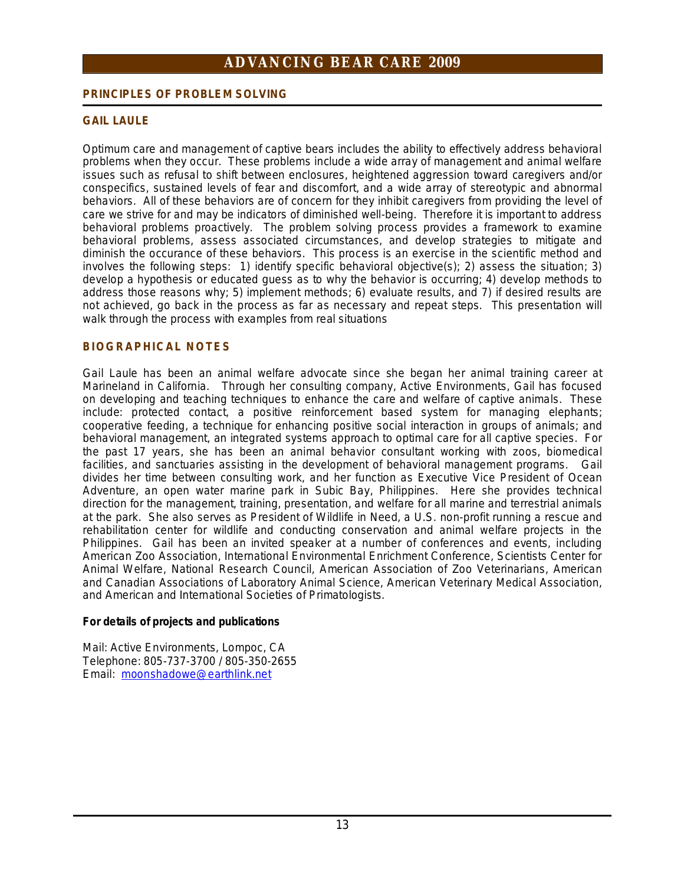## PRINCIPLES OF PROBLEM SOLVING

### GAIL LAULE

Optimum care and management of captive bears includes the ability to effectively address behavioral problems when they occur. These problems include a wide array of management and animal welfare issues such as refusal to shift between enclosures, heightened aggression toward caregivers and/or conspecifics, sustained levels of fear and discomfort, and a wide array of stereotypic and abnormal behaviors. All of these behaviors are of concern for they inhibit caregivers from providing the level of care we strive for and may be indicators of diminished well-being. Therefore it is important to address behavioral problems proactively. The problem solving process provides a framework to examine behavioral problems, assess associated circumstances, and develop strategies to mitigate and diminish the occurance of these behaviors. This process is an exercise in the scientific method and involves the following steps: 1) identify specific behavioral objective(s); 2) assess the situation; 3) develop a hypothesis or educated guess as to why the behavior is occurring; 4) develop methods to address those reasons why; 5) implement methods; 6) evaluate results, and 7) if desired results are not achieved, go back in the process as far as necessary and repeat steps. This presentation will walk through the process with examples from real situations

### BIOGRAPHICAL NOTES

Gail Laule has been an animal welfare advocate since she began her animal training career at Marineland in California. Through her consulting company, Active Environments, Gail has focused on developing and teaching techniques to enhance the care and welfare of captive animals. These include: protected contact, a positive reinforcement based system for managing elephants; cooperative feeding, a technique for enhancing positive social interaction in groups of animals; and behavioral management, an integrated systems approach to optimal care for all captive species. For the past 17 years, she has been an animal behavior consultant working with zoos, biomedical facilities, and sanctuaries assisting in the development of behavioral management programs. Gail divides her time between consulting work, and her function as Executive Vice President of Ocean Adventure, an open water marine park in Subic Bay, Philippines. Here she provides technical direction for the management, training, presentation, and welfare for all marine and terrestrial animals at the park. She also serves as President of Wildlife in Need, a U.S. non-profit running a rescue and rehabilitation center for wildlife and conducting conservation and animal welfare projects in the Philippines. Gail has been an invited speaker at a number of conferences and events, including American Zoo Association, International Environmental Enrichment Conference, Scientists Center for Animal Welfare, National Research Council, American Association of Zoo Veterinarians, American and Canadian Associations of Laboratory Animal Science, American Veterinary Medical Association, and American and International Societies of Primatologists.

**For details of projects and publications**

Mail: Active Environments, Lompoc, CA
Telephone: 805-737-3700 / 805-350-2655
Email: moonshadowe@earthlink.net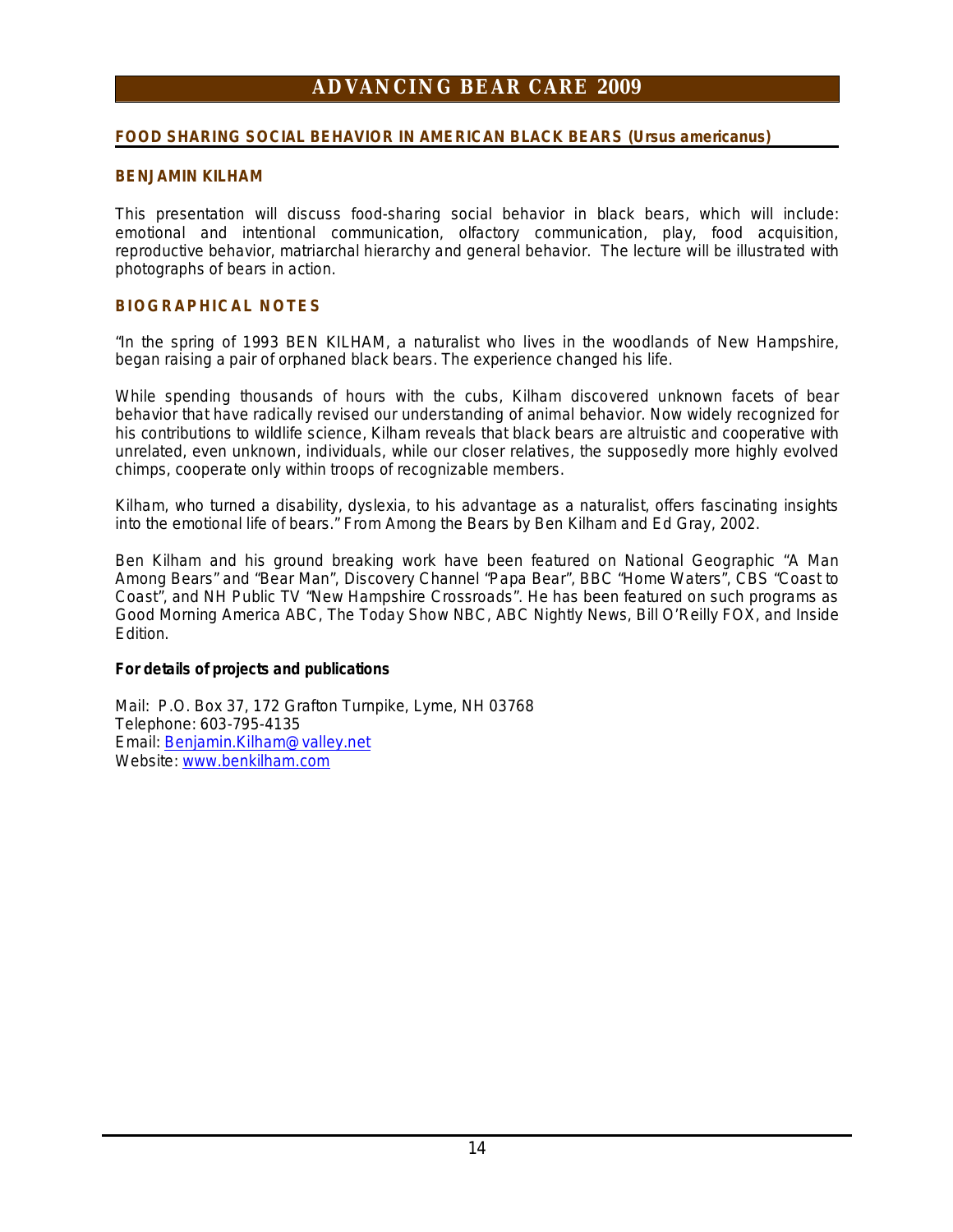## FOOD SHARING SOCIAL BEHAVIOR IN AMERICAN BLACK BEARS (*Ursus americanus*)

### BENJAMIN KILHAM

This presentation will discuss food-sharing social behavior in black bears, which will include: emotional and intentional communication, olfactory communication, play, food acquisition, reproductive behavior, matriarchal hierarchy and general behavior. The lecture will be illustrated with photographs of bears in action.

### BIOGRAPHICAL NOTES

"In the spring of 1993 BEN KILHAM, a naturalist who lives in the woodlands of New Hampshire, began raising a pair of orphaned black bears. The experience changed his life.

While spending thousands of hours with the cubs, Kilham discovered unknown facets of bear behavior that have radically revised our understanding of animal behavior. Now widely recognized for his contributions to wildlife science, Kilham reveals that black bears are altruistic and cooperative with unrelated, even unknown, individuals, while our closer relatives, the supposedly more highly evolved chimps, cooperate only within troops of recognizable members.

Kilham, who turned a disability, dyslexia, to his advantage as a naturalist, offers fascinating insights into the emotional life of bears." From Among the Bears by Ben Kilham and Ed Gray, 2002.

Ben Kilham and his ground breaking work have been featured on National Geographic "A Man Among Bears" and "Bear Man", Discovery Channel "Papa Bear", BBC "Home Waters", CBS "Coast to Coast", and NH Public TV "New Hampshire Crossroads". He has been featured on such programs as Good Morning America ABC, The Today Show NBC, ABC Nightly News, Bill O'Reilly FOX, and Inside Edition.

**For details of projects and publications**

Mail: P.O. Box 37, 172 Grafton Turnpike, Lyme, NH 03768
Telephone: 603-795-4135
Email: Benjamin.Kilham@valley.net
Website: www.benkilham.com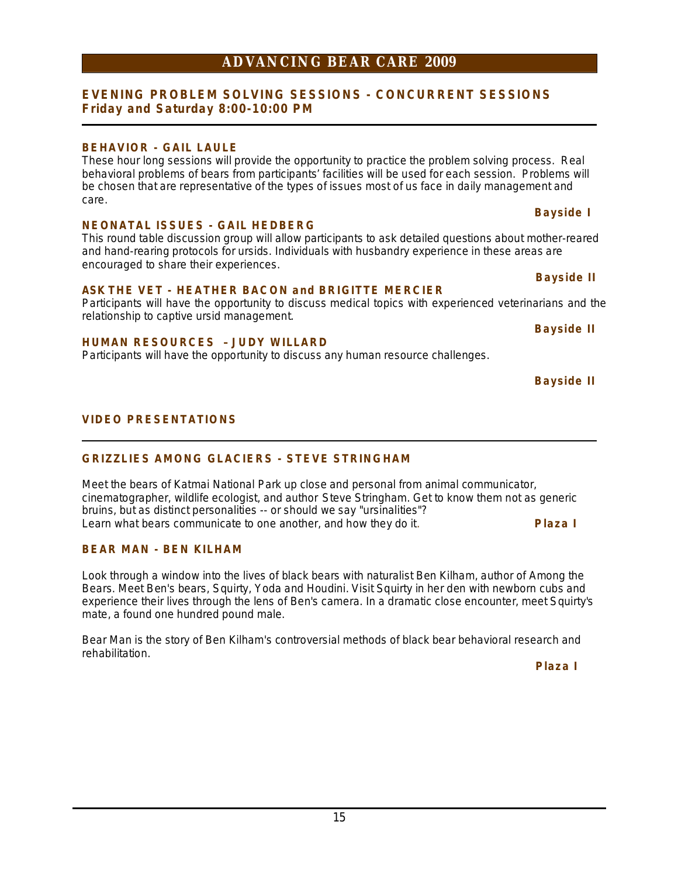# ADVANCING BEAR CARE 2009

## EVENING PROBLEM SOLVING SESSIONS - CONCURRENT SESSIONS
**Friday and Saturday 8:00-10:00 PM**

### BEHAVIOR - GAIL LAULE

These hour long sessions will provide the opportunity to practice the problem solving process. Real behavioral problems of bears from participants' facilities will be used for each session. Problems will be chosen that are representative of the types of issues most of us face in daily management and care.

**Bayside I**

### NEONATAL ISSUES - GAIL HEDBERG

This round table discussion group will allow participants to ask detailed questions about mother-reared and hand-rearing protocols for ursids. Individuals with husbandry experience in these areas are encouraged to share their experiences.

**Bayside II**

### ASK THE VET - HEATHER BACON and BRIGITTE MERCIER

Participants will have the opportunity to discuss medical topics with experienced veterinarians and the relationship to captive ursid management.

**Bayside II**

### HUMAN RESOURCES – JUDY WILLARD

Participants will have the opportunity to discuss any human resource challenges.

**Bayside II**

## VIDEO PRESENTATIONS

### GRIZZLIES AMONG GLACIERS - STEVE STRINGHAM

Meet the bears of Katmai National Park up close and personal from animal communicator, cinematographer, wildlife ecologist, and author Steve Stringham. Get to know them not as generic bruins, but as distinct personalities -- or should we say "ursinalities"?
Learn what bears communicate to one another, and how they do it.

**Plaza I**

### BEAR MAN - BEN KILHAM

Look through a window into the lives of black bears with naturalist Ben Kilham, author of Among the Bears. Meet Ben's bears, Squirty, Yoda and Houdini. Visit Squirty in her den with newborn cubs and experience their lives through the lens of Ben's camera. In a dramatic close encounter, meet Squirty's mate, a found one hundred pound male.

Bear Man is the story of Ben Kilham's controversial methods of black bear behavioral research and rehabilitation.

**Plaza I**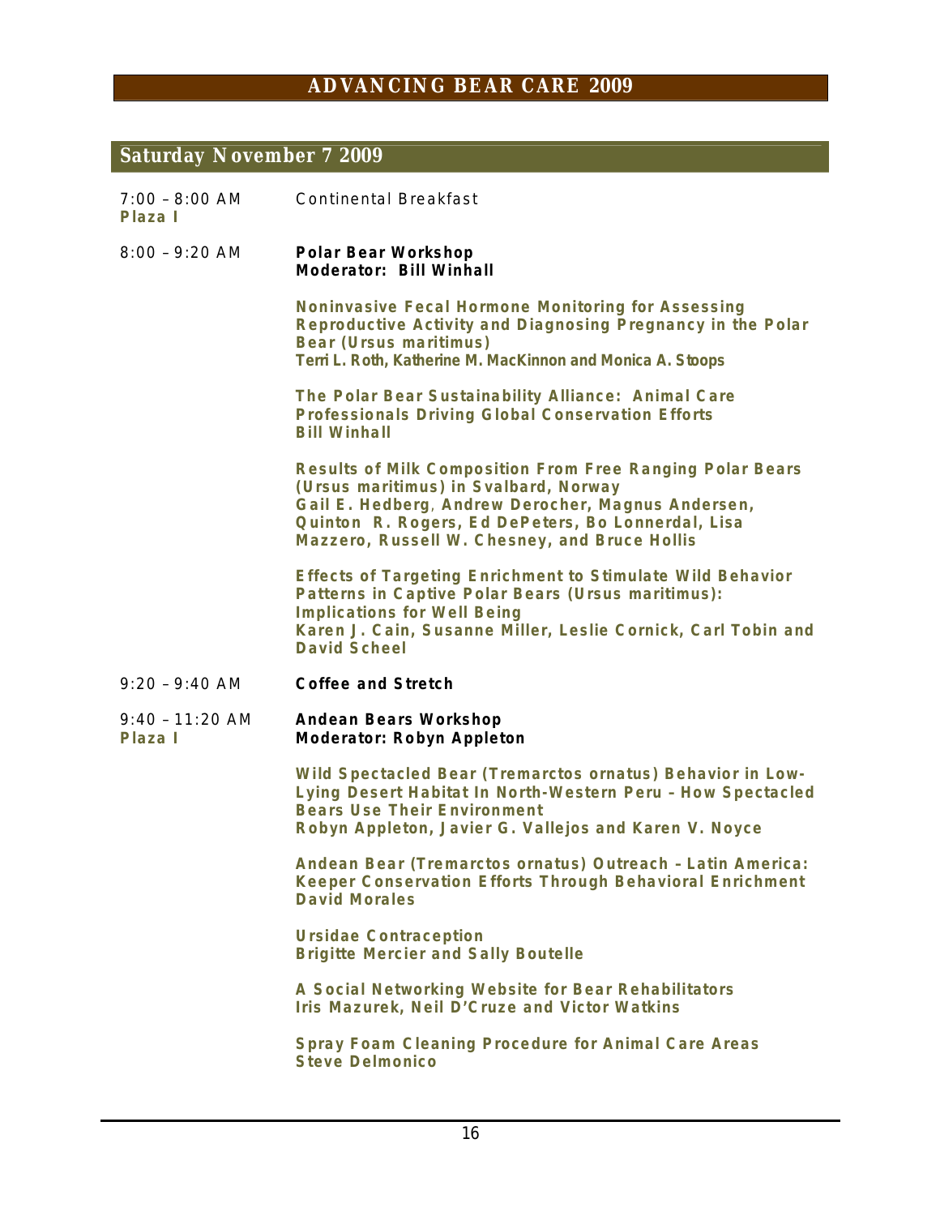## Saturday November 7 2009

7:00 – 8:00 AM
**Plaza I**

Continental Breakfast

8:00 – 9:20 AM

**Polar Bear Workshop**
**Moderator: Bill Winhall**

**Noninvasive Fecal Hormone Monitoring for Assessing Reproductive Activity and Diagnosing Pregnancy in the Polar Bear (Ursus maritimus)**
**Terri L. Roth, Katherine M. MacKinnon and Monica A. Stoops**

**The Polar Bear Sustainability Alliance: Animal Care Professionals Driving Global Conservation Efforts**
**Bill Winhall**

**Results of Milk Composition From Free Ranging Polar Bears (Ursus maritimus) in Svalbard, Norway**
**Gail E. Hedberg, Andrew Derocher, Magnus Andersen, Quinton R. Rogers, Ed DePeters, Bo Lonnerdal, Lisa Mazzero, Russell W. Chesney, and Bruce Hollis**

**Effects of Targeting Enrichment to Stimulate Wild Behavior Patterns in Captive Polar Bears (Ursus maritimus): Implications for Well Being**
**Karen J. Cain, Susanne Miller, Leslie Cornick, Carl Tobin and David Scheel**

9:20 – 9:40 AM

**Coffee and Stretch**

9:40 – 11:20 AM
**Plaza I**

**Andean Bears Workshop**
**Moderator: Robyn Appleton**

**Wild Spectacled Bear (Tremarctos ornatus) Behavior in Low-Lying Desert Habitat In North-Western Peru – How Spectacled Bears Use Their Environment**
**Robyn Appleton, Javier G. Vallejos and Karen V. Noyce**

**Andean Bear (Tremarctos ornatus) Outreach – Latin America: Keeper Conservation Efforts Through Behavioral Enrichment**
**David Morales**

**Ursidae Contraception**
**Brigitte Mercier and Sally Boutelle**

**A Social Networking Website for Bear Rehabilitators**
**Iris Mazurek, Neil D'Cruze and Victor Watkins**

**Spray Foam Cleaning Procedure for Animal Care Areas**
**Steve Delmonico**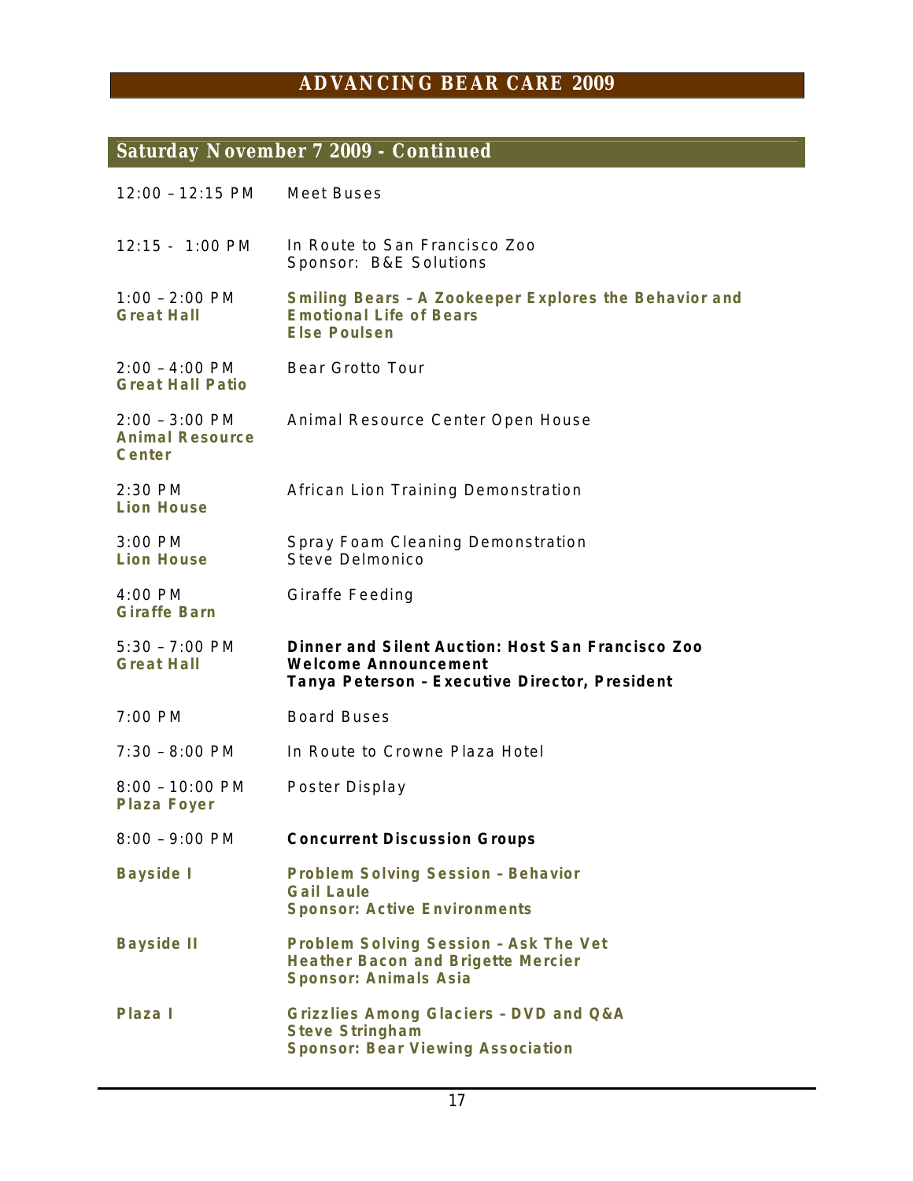## Saturday November 7 2009 - Continued

| | |
|---|---|
| 12:00 – 12:15 PM | Meet Buses |
| 12:15 - 1:00 PM | In Route to San Francisco Zoo<br>Sponsor: B&E Solutions |
| 1:00 – 2:00 PM<br>**Great Hall** | **Smiling Bears – A Zookeeper Explores the Behavior and Emotional Life of Bears**<br>**Else Poulsen** |
| 2:00 – 4:00 PM<br>**Great Hall Patio** | Bear Grotto Tour |
| 2:00 – 3:00 PM<br>**Animal Resource Center** | Animal Resource Center Open House |
| 2:30 PM<br>**Lion House** | African Lion Training Demonstration |
| 3:00 PM<br>**Lion House** | Spray Foam Cleaning Demonstration<br>Steve Delmonico |
| 4:00 PM<br>**Giraffe Barn** | Giraffe Feeding |
| 5:30 – 7:00 PM<br>**Great Hall** | **Dinner and Silent Auction: Host San Francisco Zoo**<br>**Welcome Announcement**<br>**Tanya Peterson – Executive Director, President** |
| 7:00 PM | Board Buses |
| 7:30 – 8:00 PM | In Route to Crowne Plaza Hotel |
| 8:00 – 10:00 PM<br>**Plaza Foyer** | Poster Display |
| 8:00 – 9:00 PM | **Concurrent Discussion Groups** |
| **Bayside I** | **Problem Solving Session – Behavior**<br>**Gail Laule**<br>**Sponsor: Active Environments** |
| **Bayside II** | **Problem Solving Session – Ask The Vet**<br>**Heather Bacon and Brigette Mercier**<br>**Sponsor: Animals Asia** |
| **Plaza I** | **Grizzlies Among Glaciers – DVD and Q&A**<br>**Steve Stringham**<br>**Sponsor: Bear Viewing Association** |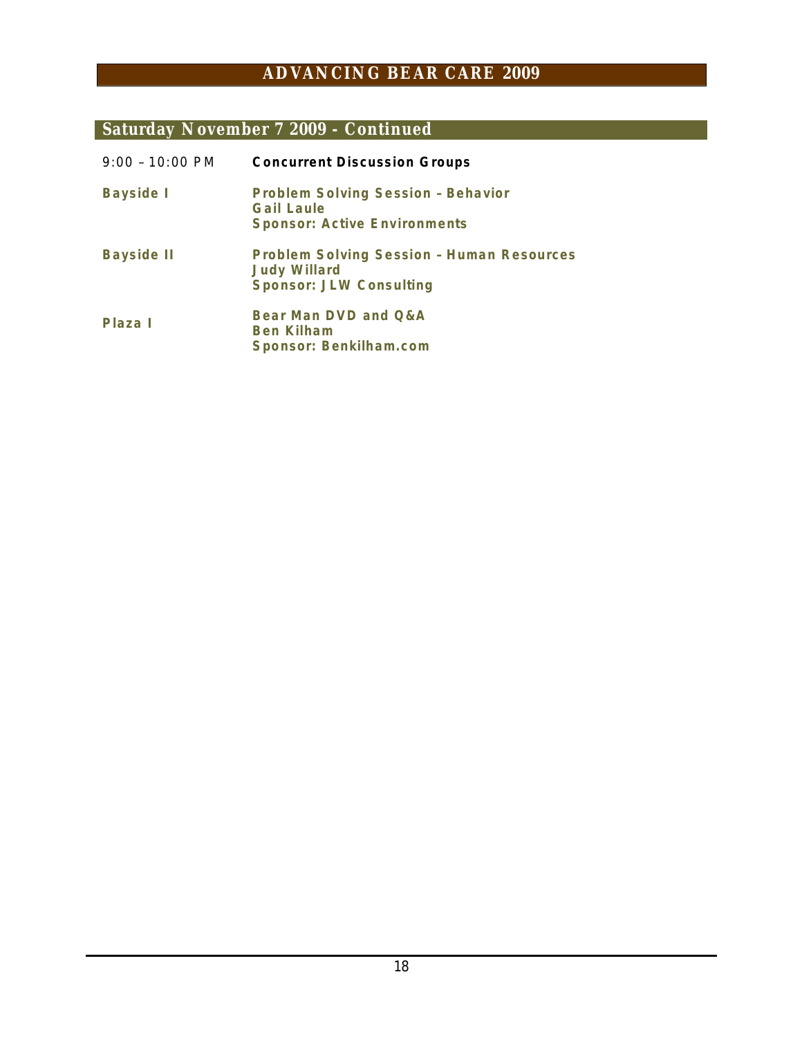## Saturday November 7 2009 - Continued

| | |
|---|---|
| 9:00 – 10:00 PM | **Concurrent Discussion Groups** |
| **Bayside I** | **Problem Solving Session – Behavior**<br>**Gail Laule**<br>**Sponsor: Active Environments** |
| **Bayside II** | **Problem Solving Session – Human Resources**<br>**Judy Willard**<br>**Sponsor: JLW Consulting** |
| **Plaza I** | **Bear Man DVD and Q&A**<br>**Ben Kilham**<br>**Sponsor: Benkilham.com** |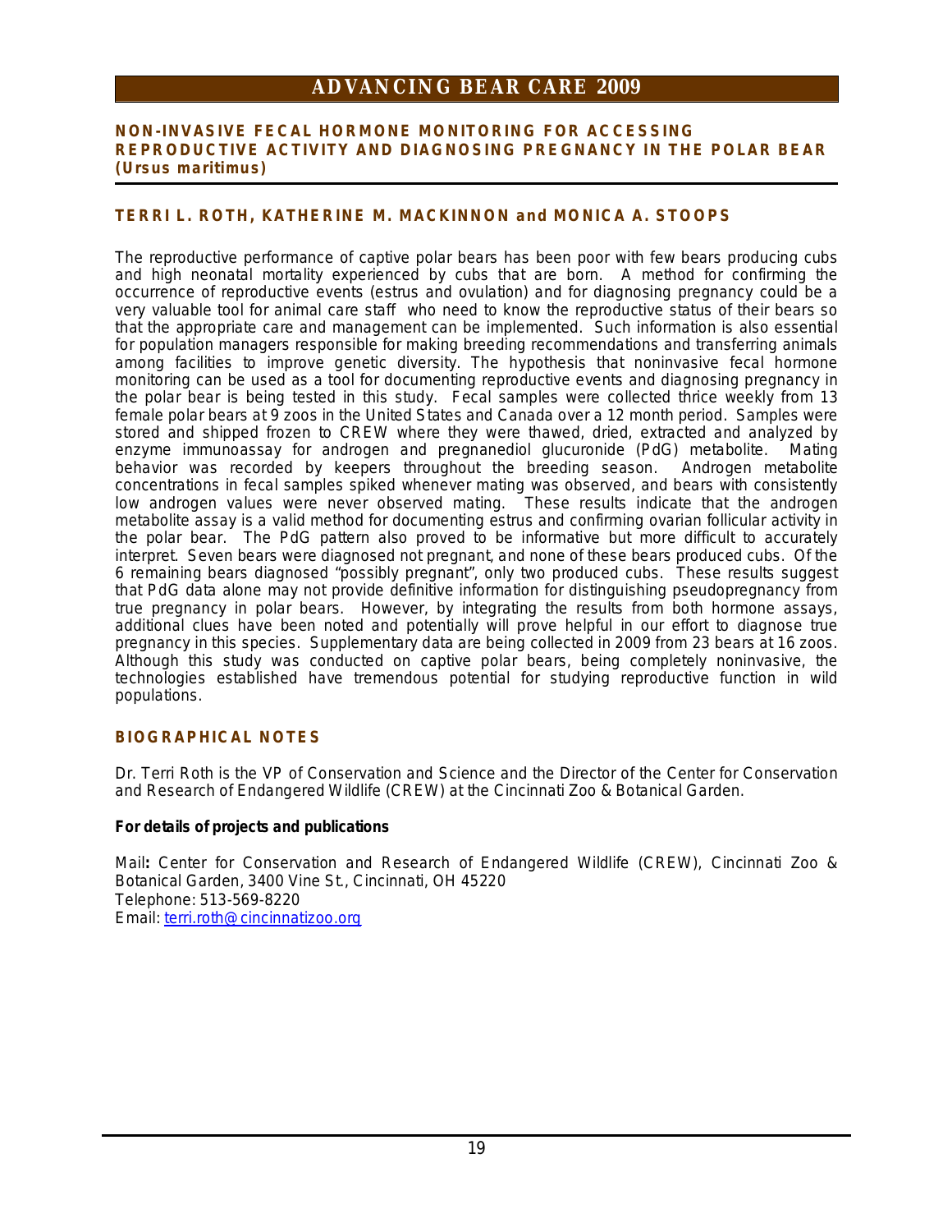## NON-INVASIVE FECAL HORMONE MONITORING FOR ACCESSING REPRODUCTIVE ACTIVITY AND DIAGNOSING PREGNANCY IN THE POLAR BEAR (*Ursus maritimus*)

**TERRI L. ROTH, KATHERINE M. MACKINNON and MONICA A. STOOPS**

The reproductive performance of captive polar bears has been poor with few bears producing cubs and high neonatal mortality experienced by cubs that are born. A method for confirming the occurrence of reproductive events (estrus and ovulation) and for diagnosing pregnancy could be a very valuable tool for animal care staff who need to know the reproductive status of their bears so that the appropriate care and management can be implemented. Such information is also essential for population managers responsible for making breeding recommendations and transferring animals among facilities to improve genetic diversity. The hypothesis that noninvasive fecal hormone monitoring can be used as a tool for documenting reproductive events and diagnosing pregnancy in the polar bear is being tested in this study. Fecal samples were collected thrice weekly from 13 female polar bears at 9 zoos in the United States and Canada over a 12 month period. Samples were stored and shipped frozen to CREW where they were thawed, dried, extracted and analyzed by enzyme immunoassay for androgen and pregnanediol glucuronide (PdG) metabolite. Mating behavior was recorded by keepers throughout the breeding season. Androgen metabolite concentrations in fecal samples spiked whenever mating was observed, and bears with consistently low androgen values were never observed mating. These results indicate that the androgen metabolite assay is a valid method for documenting estrus and confirming ovarian follicular activity in the polar bear. The PdG pattern also proved to be informative but more difficult to accurately interpret. Seven bears were diagnosed not pregnant, and none of these bears produced cubs. Of the 6 remaining bears diagnosed "possibly pregnant", only two produced cubs. These results suggest that PdG data alone may not provide definitive information for distinguishing pseudopregnancy from true pregnancy in polar bears. However, by integrating the results from both hormone assays, additional clues have been noted and potentially will prove helpful in our effort to diagnose true pregnancy in this species. Supplementary data are being collected in 2009 from 23 bears at 16 zoos. Although this study was conducted on captive polar bears, being completely noninvasive, the technologies established have tremendous potential for studying reproductive function in wild populations.

### BIOGRAPHICAL NOTES

Dr. Terri Roth is the VP of Conservation and Science and the Director of the Center for Conservation and Research of Endangered Wildlife (CREW) at the Cincinnati Zoo & Botanical Garden.

**For details of projects and publications**

Mail**:** Center for Conservation and Research of Endangered Wildlife (CREW), Cincinnati Zoo & Botanical Garden, 3400 Vine St., Cincinnati, OH 45220
Telephone: 513-569-8220
Email: terri.roth@cincinnatizoo.org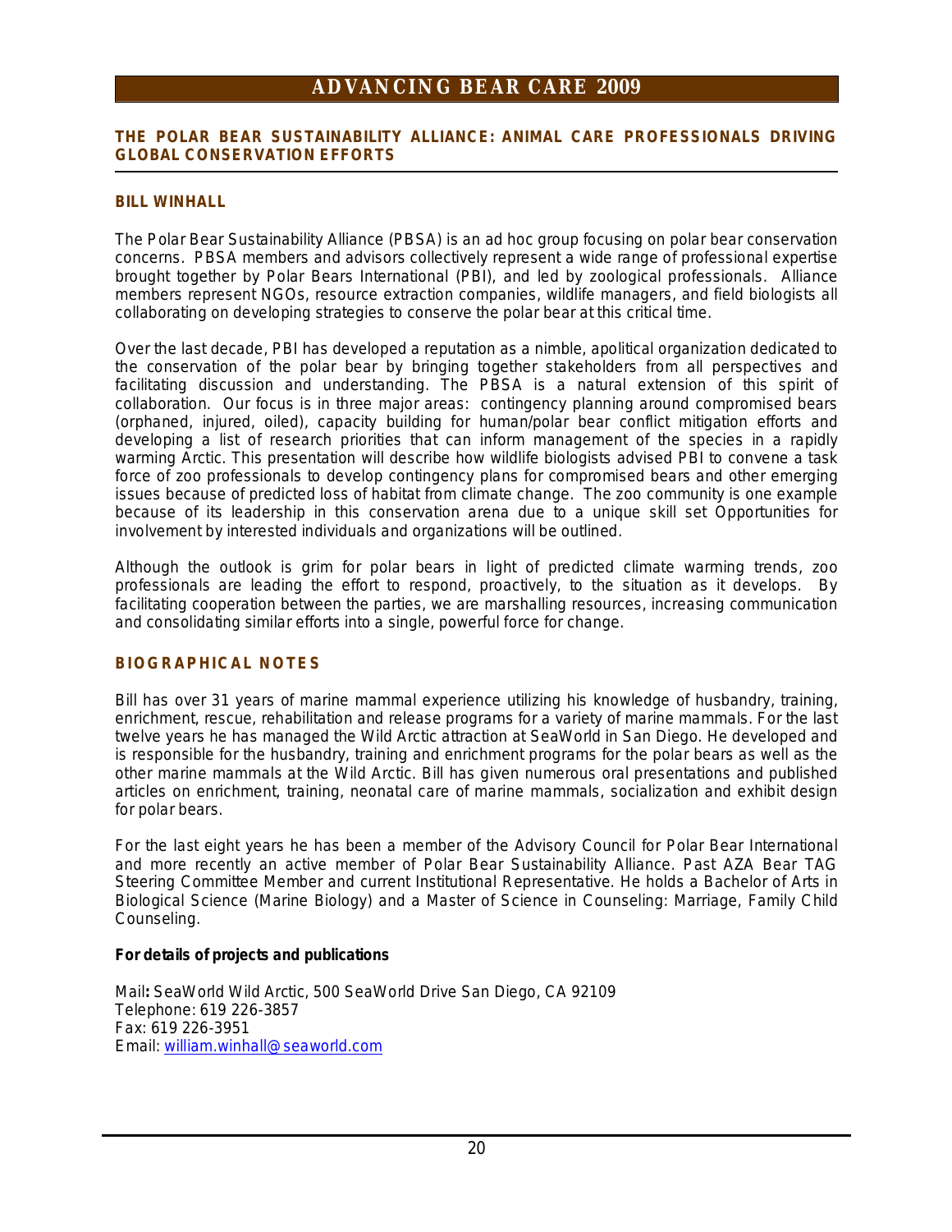## THE POLAR BEAR SUSTAINABILITY ALLIANCE: ANIMAL CARE PROFESSIONALS DRIVING GLOBAL CONSERVATION EFFORTS

### BILL WINHALL

The Polar Bear Sustainability Alliance (PBSA) is an ad hoc group focusing on polar bear conservation concerns. PBSA members and advisors collectively represent a wide range of professional expertise brought together by Polar Bears International (PBI), and led by zoological professionals. Alliance members represent NGOs, resource extraction companies, wildlife managers, and field biologists all collaborating on developing strategies to conserve the polar bear at this critical time.

Over the last decade, PBI has developed a reputation as a nimble, apolitical organization dedicated to the conservation of the polar bear by bringing together stakeholders from all perspectives and facilitating discussion and understanding. The PBSA is a natural extension of this spirit of collaboration. Our focus is in three major areas: contingency planning around compromised bears (orphaned, injured, oiled), capacity building for human/polar bear conflict mitigation efforts and developing a list of research priorities that can inform management of the species in a rapidly warming Arctic. This presentation will describe how wildlife biologists advised PBI to convene a task force of zoo professionals to develop contingency plans for compromised bears and other emerging issues because of predicted loss of habitat from climate change. The zoo community is one example because of its leadership in this conservation arena due to a unique skill set Opportunities for involvement by interested individuals and organizations will be outlined.

Although the outlook is grim for polar bears in light of predicted climate warming trends, zoo professionals are leading the effort to respond, proactively, to the situation as it develops. By facilitating cooperation between the parties, we are marshalling resources, increasing communication and consolidating similar efforts into a single, powerful force for change.

### BIOGRAPHICAL NOTES

Bill has over 31 years of marine mammal experience utilizing his knowledge of husbandry, training, enrichment, rescue, rehabilitation and release programs for a variety of marine mammals. For the last twelve years he has managed the Wild Arctic attraction at SeaWorld in San Diego. He developed and is responsible for the husbandry, training and enrichment programs for the polar bears as well as the other marine mammals at the Wild Arctic. Bill has given numerous oral presentations and published articles on enrichment, training, neonatal care of marine mammals, socialization and exhibit design for polar bears.

For the last eight years he has been a member of the Advisory Council for Polar Bear International and more recently an active member of Polar Bear Sustainability Alliance. Past AZA Bear TAG Steering Committee Member and current Institutional Representative. He holds a Bachelor of Arts in Biological Science (Marine Biology) and a Master of Science in Counseling: Marriage, Family Child Counseling.

**For details of projects and publications**

Mail**:** SeaWorld Wild Arctic, 500 SeaWorld Drive San Diego, CA 92109
Telephone: 619 226-3857
Fax: 619 226-3951
Email: william.winhall@seaworld.com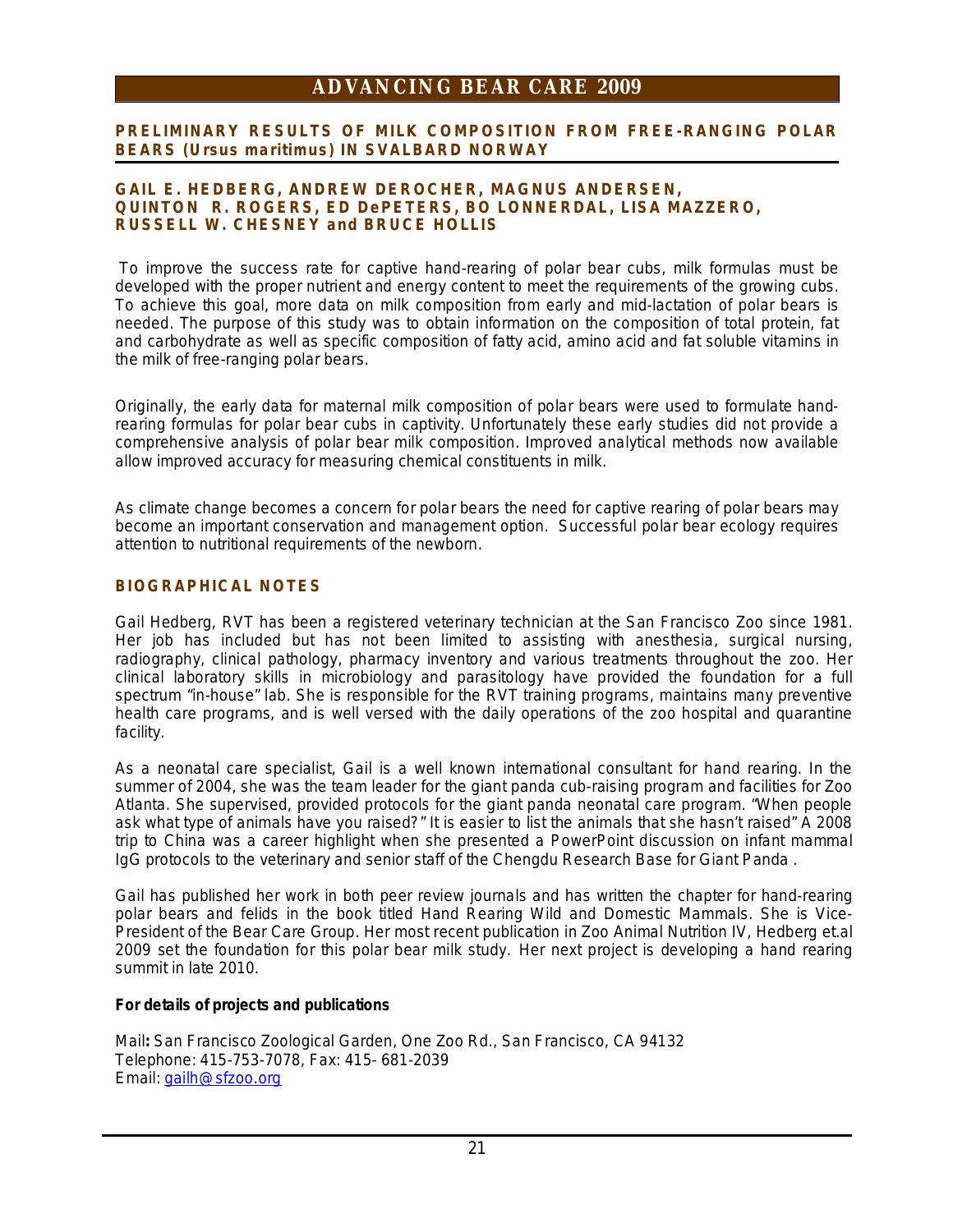## PRELIMINARY RESULTS OF MILK COMPOSITION FROM FREE-RANGING POLAR BEARS (*Ursus maritimus*) IN SVALBARD NORWAY

### GAIL E. HEDBERG, ANDREW DEROCHER, MAGNUS ANDERSEN, QUINTON R. ROGERS, ED DePETERS, BO LONNERDAL, LISA MAZZERO, RUSSELL W. CHESNEY and BRUCE HOLLIS

To improve the success rate for captive hand-rearing of polar bear cubs, milk formulas must be developed with the proper nutrient and energy content to meet the requirements of the growing cubs. To achieve this goal, more data on milk composition from early and mid-lactation of polar bears is needed. The purpose of this study was to obtain information on the composition of total protein, fat and carbohydrate as well as specific composition of fatty acid, amino acid and fat soluble vitamins in the milk of free-ranging polar bears.

Originally, the early data for maternal milk composition of polar bears were used to formulate hand-rearing formulas for polar bear cubs in captivity. Unfortunately these early studies did not provide a comprehensive analysis of polar bear milk composition. Improved analytical methods now available allow improved accuracy for measuring chemical constituents in milk.

As climate change becomes a concern for polar bears the need for captive rearing of polar bears may become an important conservation and management option. Successful polar bear ecology requires attention to nutritional requirements of the newborn.

### BIOGRAPHICAL NOTES

Gail Hedberg, RVT has been a registered veterinary technician at the San Francisco Zoo since 1981. Her job has included but has not been limited to assisting with anesthesia, surgical nursing, radiography, clinical pathology, pharmacy inventory and various treatments throughout the zoo. Her clinical laboratory skills in microbiology and parasitology have provided the foundation for a full spectrum "in-house" lab. She is responsible for the RVT training programs, maintains many preventive health care programs, and is well versed with the daily operations of the zoo hospital and quarantine facility.

As a neonatal care specialist, Gail is a well known international consultant for hand rearing. In the summer of 2004, she was the team leader for the giant panda cub-raising program and facilities for Zoo Atlanta. She supervised, provided protocols for the giant panda neonatal care program. "When people ask what type of animals have you raised?" It is easier to list the animals that she hasn't raised" A 2008 trip to China was a career highlight when she presented a PowerPoint discussion on infant mammal IgG protocols to the veterinary and senior staff of the Chengdu Research Base for Giant Panda .

Gail has published her work in both peer review journals and has written the chapter for hand-rearing polar bears and felids in the book titled Hand Rearing Wild and Domestic Mammals. She is Vice-President of the Bear Care Group. Her most recent publication in Zoo Animal Nutrition IV, Hedberg et.al 2009 set the foundation for this polar bear milk study. Her next project is developing a hand rearing summit in late 2010.

**For details of projects and publications**

Mail**:** San Francisco Zoological Garden, One Zoo Rd., San Francisco, CA 94132
Telephone: 415-753-7078, Fax: 415- 681-2039
Email: gailh@sfzoo.org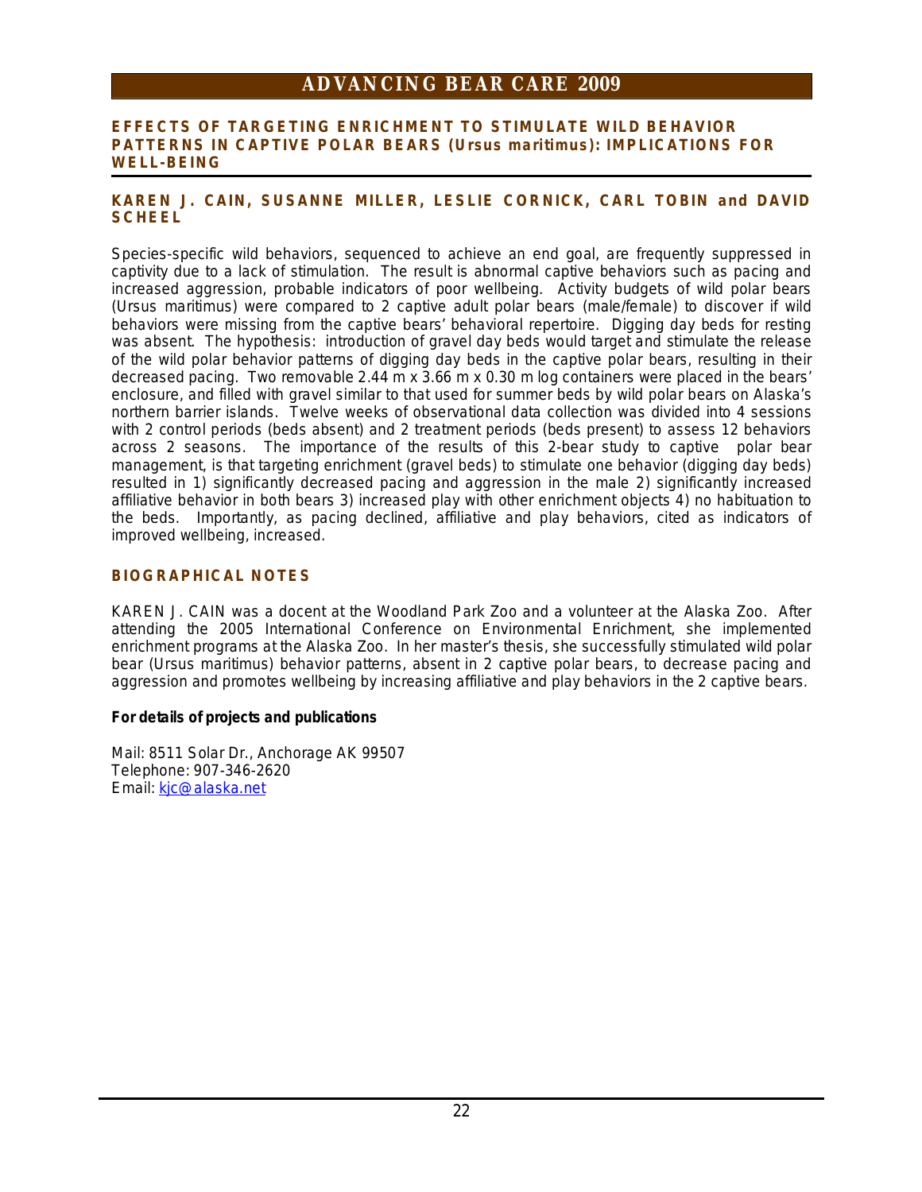## EFFECTS OF TARGETING ENRICHMENT TO STIMULATE WILD BEHAVIOR PATTERNS IN CAPTIVE POLAR BEARS (Ursus maritimus): IMPLICATIONS FOR WELL-BEING

### KAREN J. CAIN, SUSANNE MILLER, LESLIE CORNICK, CARL TOBIN and DAVID SCHEEL

Species-specific wild behaviors, sequenced to achieve an end goal, are frequently suppressed in captivity due to a lack of stimulation. The result is abnormal captive behaviors such as pacing and increased aggression, probable indicators of poor wellbeing. Activity budgets of wild polar bears (Ursus maritimus) were compared to 2 captive adult polar bears (male/female) to discover if wild behaviors were missing from the captive bears' behavioral repertoire. Digging day beds for resting was absent. The hypothesis: introduction of gravel day beds would target and stimulate the release of the wild polar behavior patterns of digging day beds in the captive polar bears, resulting in their decreased pacing. Two removable 2.44 m x 3.66 m x 0.30 m log containers were placed in the bears' enclosure, and filled with gravel similar to that used for summer beds by wild polar bears on Alaska's northern barrier islands. Twelve weeks of observational data collection was divided into 4 sessions with 2 control periods (beds absent) and 2 treatment periods (beds present) to assess 12 behaviors across 2 seasons. The importance of the results of this 2-bear study to captive polar bear management, is that targeting enrichment (gravel beds) to stimulate one behavior (digging day beds) resulted in 1) significantly decreased pacing and aggression in the male 2) significantly increased affiliative behavior in both bears 3) increased play with other enrichment objects 4) no habituation to the beds. Importantly, as pacing declined, affiliative and play behaviors, cited as indicators of improved wellbeing, increased.

### BIOGRAPHICAL NOTES

KAREN J. CAIN was a docent at the Woodland Park Zoo and a volunteer at the Alaska Zoo. After attending the 2005 International Conference on Environmental Enrichment, she implemented enrichment programs at the Alaska Zoo. In her master's thesis, she successfully stimulated wild polar bear (Ursus maritimus) behavior patterns, absent in 2 captive polar bears, to decrease pacing and aggression and promotes wellbeing by increasing affiliative and play behaviors in the 2 captive bears.

**For details of projects and publications**

Mail: 8511 Solar Dr., Anchorage AK 99507
Telephone: 907-346-2620
Email: kjc@alaska.net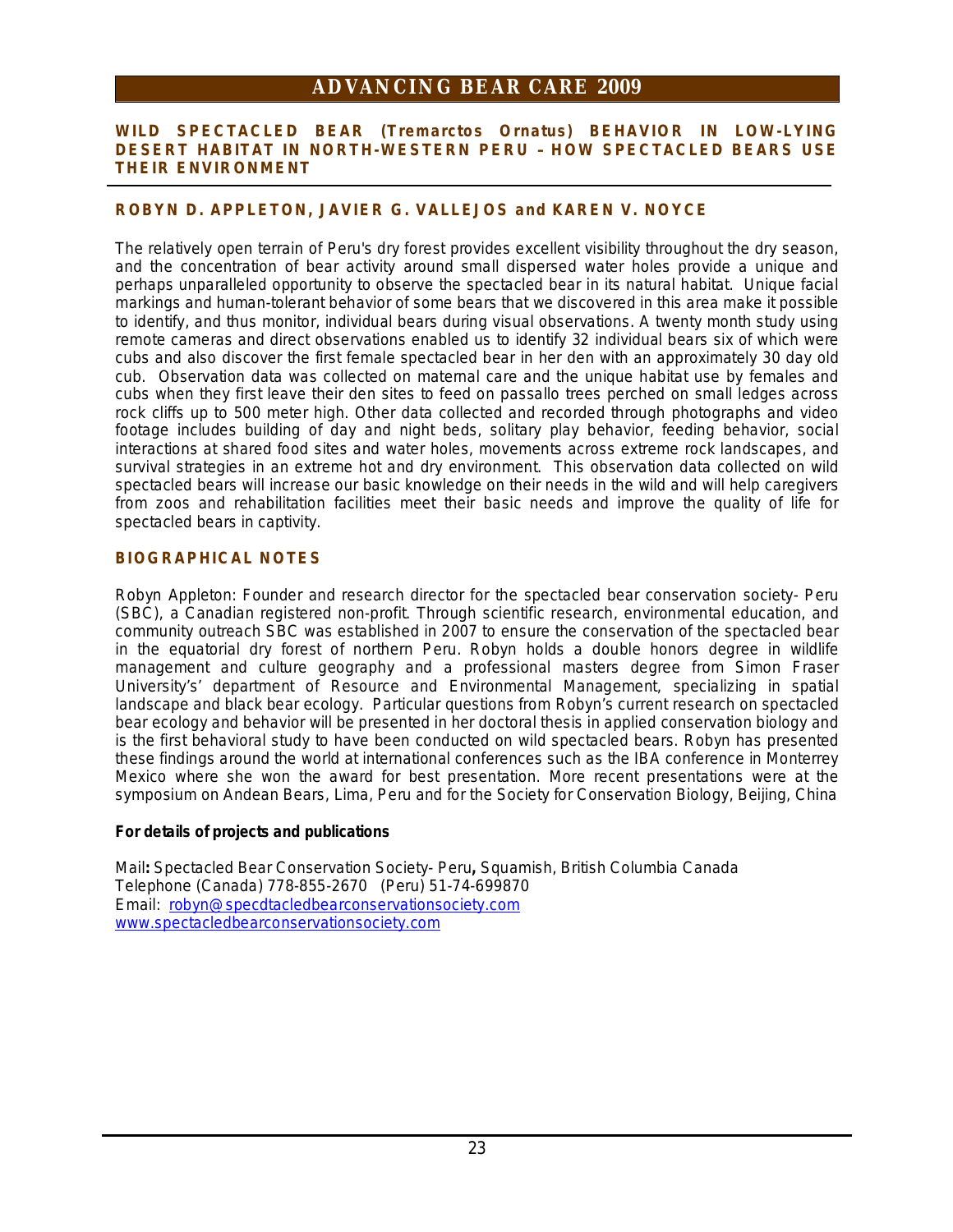## WILD SPECTACLED BEAR (Tremarctos Ornatus) BEHAVIOR IN LOW-LYING DESERT HABITAT IN NORTH-WESTERN PERU – HOW SPECTACLED BEARS USE THEIR ENVIRONMENT

**ROBYN D. APPLETON, JAVIER G. VALLEJOS and KAREN V. NOYCE**

The relatively open terrain of Peru's dry forest provides excellent visibility throughout the dry season, and the concentration of bear activity around small dispersed water holes provide a unique and perhaps unparalleled opportunity to observe the spectacled bear in its natural habitat. Unique facial markings and human-tolerant behavior of some bears that we discovered in this area make it possible to identify, and thus monitor, individual bears during visual observations. A twenty month study using remote cameras and direct observations enabled us to identify 32 individual bears six of which were cubs and also discover the first female spectacled bear in her den with an approximately 30 day old cub. Observation data was collected on maternal care and the unique habitat use by females and cubs when they first leave their den sites to feed on passallo trees perched on small ledges across rock cliffs up to 500 meter high. Other data collected and recorded through photographs and video footage includes building of day and night beds, solitary play behavior, feeding behavior, social interactions at shared food sites and water holes, movements across extreme rock landscapes, and survival strategies in an extreme hot and dry environment. This observation data collected on wild spectacled bears will increase our basic knowledge on their needs in the wild and will help caregivers from zoos and rehabilitation facilities meet their basic needs and improve the quality of life for spectacled bears in captivity.

### BIOGRAPHICAL NOTES

Robyn Appleton: Founder and research director for the spectacled bear conservation society- Peru (SBC), a Canadian registered non-profit. Through scientific research, environmental education, and community outreach SBC was established in 2007 to ensure the conservation of the spectacled bear in the equatorial dry forest of northern Peru. Robyn holds a double honors degree in wildlife management and culture geography and a professional masters degree from Simon Fraser University's' department of Resource and Environmental Management, specializing in spatial landscape and black bear ecology. Particular questions from Robyn's current research on spectacled bear ecology and behavior will be presented in her doctoral thesis in applied conservation biology and is the first behavioral study to have been conducted on wild spectacled bears. Robyn has presented these findings around the world at international conferences such as the IBA conference in Monterrey Mexico where she won the award for best presentation. More recent presentations were at the symposium on Andean Bears, Lima, Peru and for the Society for Conservation Biology, Beijing, China

**For details of projects and publications**

Mail**:** Spectacled Bear Conservation Society- Peru**,** Squamish, British Columbia Canada
Telephone (Canada) 778-855-2670 (Peru) 51-74-699870
Email: robyn@specdtacledbearconservationsociety.com
www.spectacledbearconservationsociety.com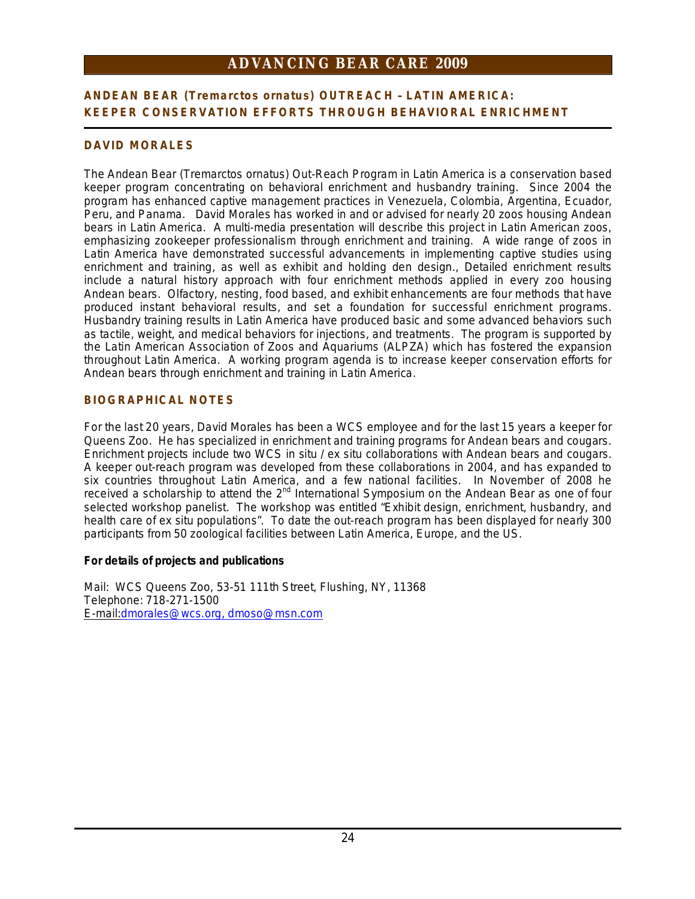## ANDEAN BEAR (Tremarctos ornatus) OUTREACH – LATIN AMERICA: KEEPER CONSERVATION EFFORTS THROUGH BEHAVIORAL ENRICHMENT

### DAVID MORALES

The Andean Bear (Tremarctos ornatus) Out-Reach Program in Latin America is a conservation based keeper program concentrating on behavioral enrichment and husbandry training. Since 2004 the program has enhanced captive management practices in Venezuela, Colombia, Argentina, Ecuador, Peru, and Panama. David Morales has worked in and or advised for nearly 20 zoos housing Andean bears in Latin America. A multi-media presentation will describe this project in Latin American zoos, emphasizing zookeeper professionalism through enrichment and training. A wide range of zoos in Latin America have demonstrated successful advancements in implementing captive studies using enrichment and training, as well as exhibit and holding den design., Detailed enrichment results include a natural history approach with four enrichment methods applied in every zoo housing Andean bears. Olfactory, nesting, food based, and exhibit enhancements are four methods that have produced instant behavioral results, and set a foundation for successful enrichment programs. Husbandry training results in Latin America have produced basic and some advanced behaviors such as tactile, weight, and medical behaviors for injections, and treatments. The program is supported by the Latin American Association of Zoos and Aquariums (ALPZA) which has fostered the expansion throughout Latin America. A working program agenda is to increase keeper conservation efforts for Andean bears through enrichment and training in Latin America.

### BIOGRAPHICAL NOTES

For the last 20 years, David Morales has been a WCS employee and for the last 15 years a keeper for Queens Zoo. He has specialized in enrichment and training programs for Andean bears and cougars. Enrichment projects include two WCS in situ / ex situ collaborations with Andean bears and cougars. A keeper out-reach program was developed from these collaborations in 2004, and has expanded to six countries throughout Latin America, and a few national facilities. In November of 2008 he received a scholarship to attend the 2nd International Symposium on the Andean Bear as one of four selected workshop panelist. The workshop was entitled "Exhibit design, enrichment, husbandry, and health care of ex situ populations". To date the out-reach program has been displayed for nearly 300 participants from 50 zoological facilities between Latin America, Europe, and the US.

**For details of projects and publications**

Mail: WCS Queens Zoo, 53-51 111th Street, Flushing, NY, 11368
Telephone: 718-271-1500
E-mail:dmorales@wcs.org, dmoso@msn.com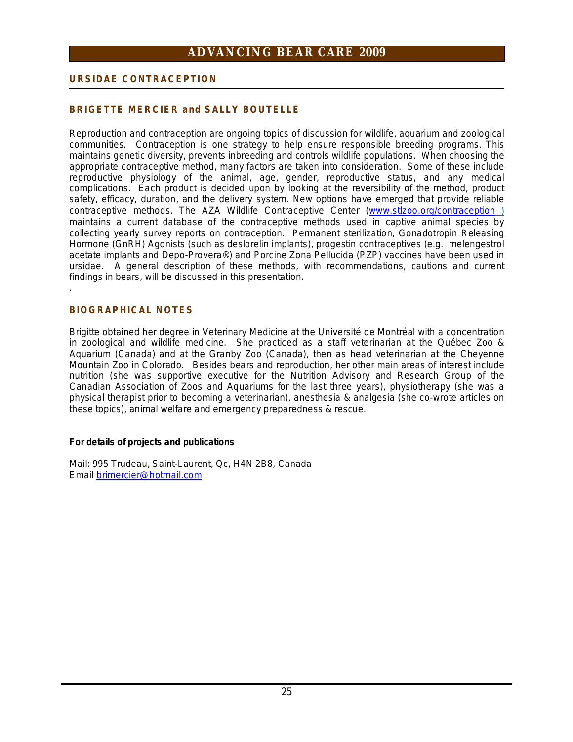## URSIDAE CONTRACEPTION

### BRIGETTE MERCIER and SALLY BOUTELLE

Reproduction and contraception are ongoing topics of discussion for wildlife, aquarium and zoological communities. Contraception is one strategy to help ensure responsible breeding programs. This maintains genetic diversity, prevents inbreeding and controls wildlife populations. When choosing the appropriate contraceptive method, many factors are taken into consideration. Some of these include reproductive physiology of the animal, age, gender, reproductive status, and any medical complications. Each product is decided upon by looking at the reversibility of the method, product safety, efficacy, duration, and the delivery system. New options have emerged that provide reliable contraceptive methods. The AZA Wildlife Contraceptive Center (www.stlzoo.org/contraception ) maintains a current database of the contraceptive methods used in captive animal species by collecting yearly survey reports on contraception. Permanent sterilization, Gonadotropin Releasing Hormone (GnRH) Agonists (such as deslorelin implants), progestin contraceptives (e.g. melengestrol acetate implants and Depo-Provera®) and Porcine Zona Pellucida (PZP) vaccines have been used in ursidae. A general description of these methods, with recommendations, cautions and current findings in bears, will be discussed in this presentation.

.

### BIOGRAPHICAL NOTES

Brigitte obtained her degree in Veterinary Medicine at the Université de Montréal with a concentration in zoological and wildlife medicine. She practiced as a staff veterinarian at the Québec Zoo & Aquarium (Canada) and at the Granby Zoo (Canada), then as head veterinarian at the Cheyenne Mountain Zoo in Colorado. Besides bears and reproduction, her other main areas of interest include nutrition (she was supportive executive for the Nutrition Advisory and Research Group of the Canadian Association of Zoos and Aquariums for the last three years), physiotherapy (she was a physical therapist prior to becoming a veterinarian), anesthesia & analgesia (she co-wrote articles on these topics), animal welfare and emergency preparedness & rescue.

**For details of projects and publications**

Mail: 995 Trudeau, Saint-Laurent, Qc, H4N 2B8, Canada
Email brimercier@hotmail.com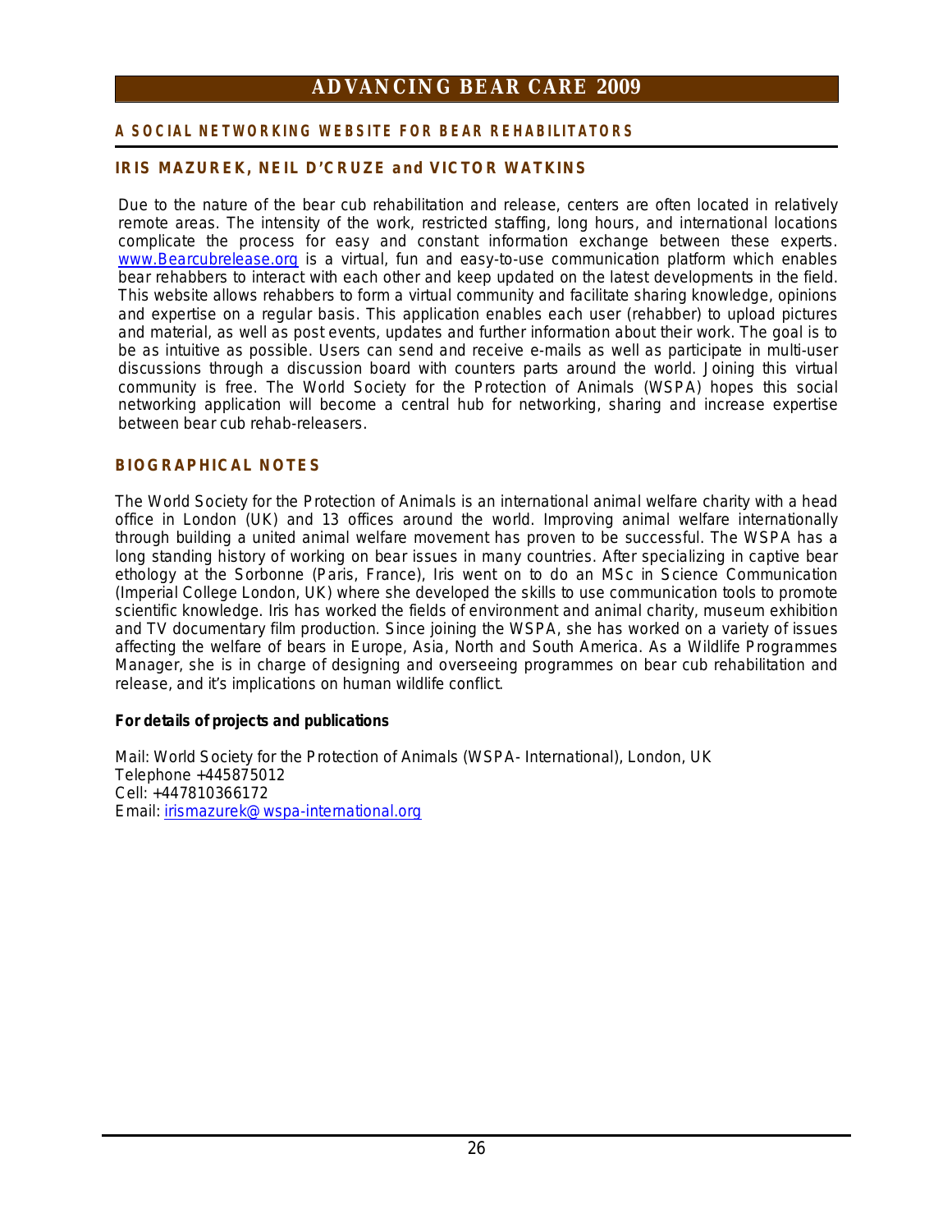## A SOCIAL NETWORKING WEBSITE FOR BEAR REHABILITATORS

### IRIS MAZUREK, NEIL D'CRUZE and VICTOR WATKINS

Due to the nature of the bear cub rehabilitation and release, centers are often located in relatively remote areas. The intensity of the work, restricted staffing, long hours, and international locations complicate the process for easy and constant information exchange between these experts. www.Bearcubrelease.org is a virtual, fun and easy-to-use communication platform which enables bear rehabbers to interact with each other and keep updated on the latest developments in the field. This website allows rehabbers to form a virtual community and facilitate sharing knowledge, opinions and expertise on a regular basis. This application enables each user (rehabber) to upload pictures and material, as well as post events, updates and further information about their work. The goal is to be as intuitive as possible. Users can send and receive e-mails as well as participate in multi-user discussions through a discussion board with counters parts around the world. Joining this virtual community is free. The World Society for the Protection of Animals (WSPA) hopes this social networking application will become a central hub for networking, sharing and increase expertise between bear cub rehab-releasers.

### BIOGRAPHICAL NOTES

The World Society for the Protection of Animals is an international animal welfare charity with a head office in London (UK) and 13 offices around the world. Improving animal welfare internationally through building a united animal welfare movement has proven to be successful. The WSPA has a long standing history of working on bear issues in many countries. After specializing in captive bear ethology at the Sorbonne (Paris, France), Iris went on to do an MSc in Science Communication (Imperial College London, UK) where she developed the skills to use communication tools to promote scientific knowledge. Iris has worked the fields of environment and animal charity, museum exhibition and TV documentary film production. Since joining the WSPA, she has worked on a variety of issues affecting the welfare of bears in Europe, Asia, North and South America. As a Wildlife Programmes Manager, she is in charge of designing and overseeing programmes on bear cub rehabilitation and release, and it's implications on human wildlife conflict.

**For details of projects and publications**

Mail: World Society for the Protection of Animals (WSPA- International), London, UK
Telephone +445875012
Cell: +447810366172
Email: irismazurek@wspa-international.org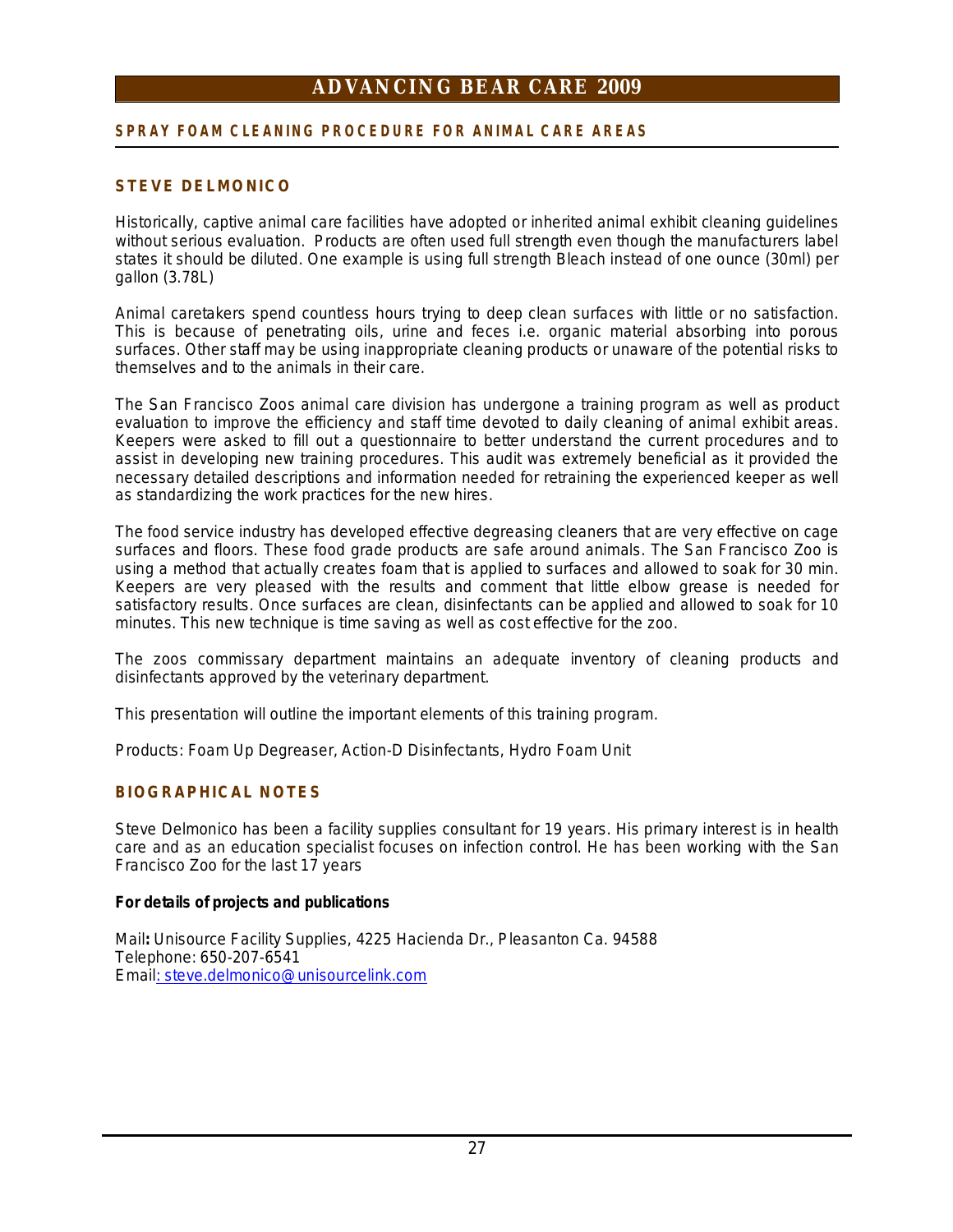## SPRAY FOAM CLEANING PROCEDURE FOR ANIMAL CARE AREAS

### STEVE DELMONICO

Historically, captive animal care facilities have adopted or inherited animal exhibit cleaning guidelines without serious evaluation. Products are often used full strength even though the manufacturers label states it should be diluted. One example is using full strength Bleach instead of one ounce (30ml) per gallon (3.78L)

Animal caretakers spend countless hours trying to deep clean surfaces with little or no satisfaction. This is because of penetrating oils, urine and feces i.e. organic material absorbing into porous surfaces. Other staff may be using inappropriate cleaning products or unaware of the potential risks to themselves and to the animals in their care.

The San Francisco Zoos animal care division has undergone a training program as well as product evaluation to improve the efficiency and staff time devoted to daily cleaning of animal exhibit areas. Keepers were asked to fill out a questionnaire to better understand the current procedures and to assist in developing new training procedures. This audit was extremely beneficial as it provided the necessary detailed descriptions and information needed for retraining the experienced keeper as well as standardizing the work practices for the new hires.

The food service industry has developed effective degreasing cleaners that are very effective on cage surfaces and floors. These food grade products are safe around animals. The San Francisco Zoo is using a method that actually creates foam that is applied to surfaces and allowed to soak for 30 min. Keepers are very pleased with the results and comment that little elbow grease is needed for satisfactory results. Once surfaces are clean, disinfectants can be applied and allowed to soak for 10 minutes. This new technique is time saving as well as cost effective for the zoo.

The zoos commissary department maintains an adequate inventory of cleaning products and disinfectants approved by the veterinary department.

This presentation will outline the important elements of this training program.

Products: Foam Up Degreaser, Action-D Disinfectants, Hydro Foam Unit

### BIOGRAPHICAL NOTES

Steve Delmonico has been a facility supplies consultant for 19 years. His primary interest is in health care and as an education specialist focuses on infection control. He has been working with the San Francisco Zoo for the last 17 years

**For details of projects and publications**

Mail**:** Unisource Facility Supplies, 4225 Hacienda Dr., Pleasanton Ca. 94588
Telephone: 650-207-6541
Email: steve.delmonico@unisourcelink.com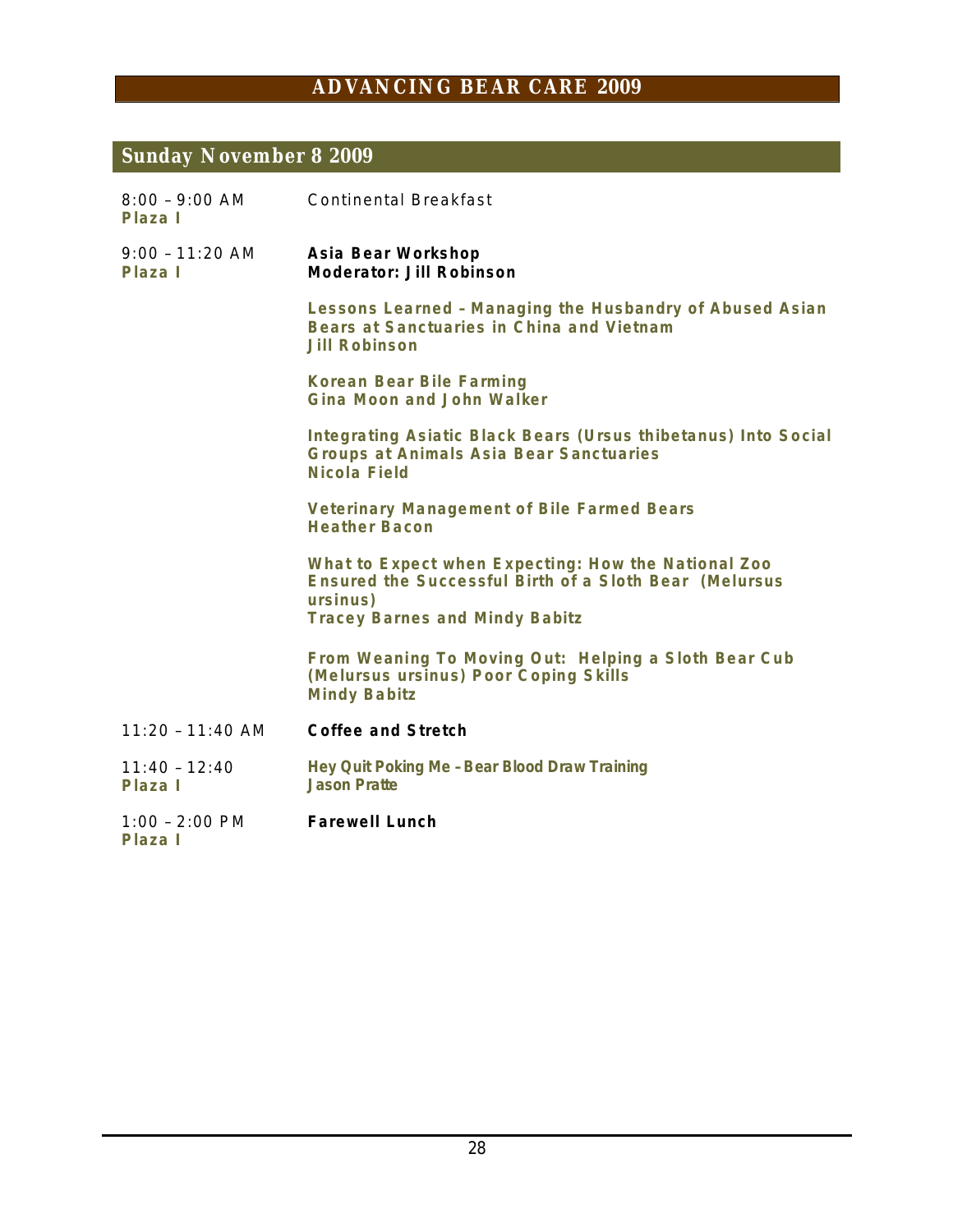## Sunday November 8 2009

8:00 – 9:00 AM
**Plaza I**

Continental Breakfast

9:00 – 11:20 AM
**Plaza I**

**Asia Bear Workshop**
**Moderator: Jill Robinson**

**Lessons Learned – Managing the Husbandry of Abused Asian Bears at Sanctuaries in China and Vietnam**
**Jill Robinson**

**Korean Bear Bile Farming**
**Gina Moon and John Walker**

**Integrating Asiatic Black Bears (Ursus thibetanus) Into Social Groups at Animals Asia Bear Sanctuaries**
**Nicola Field**

**Veterinary Management of Bile Farmed Bears**
**Heather Bacon**

**What to Expect when Expecting: How the National Zoo Ensured the Successful Birth of a Sloth Bear (Melursus ursinus)**
**Tracey Barnes and Mindy Babitz**

**From Weaning To Moving Out: Helping a Sloth Bear Cub (Melursus ursinus) Poor Coping Skills**
**Mindy Babitz**

11:20 – 11:40 AM

**Coffee and Stretch**

11:40 – 12:40
**Plaza I**

**Hey Quit Poking Me – Bear Blood Draw Training**
**Jason Pratte**

1:00 – 2:00 PM
**Plaza I**

**Farewell Lunch**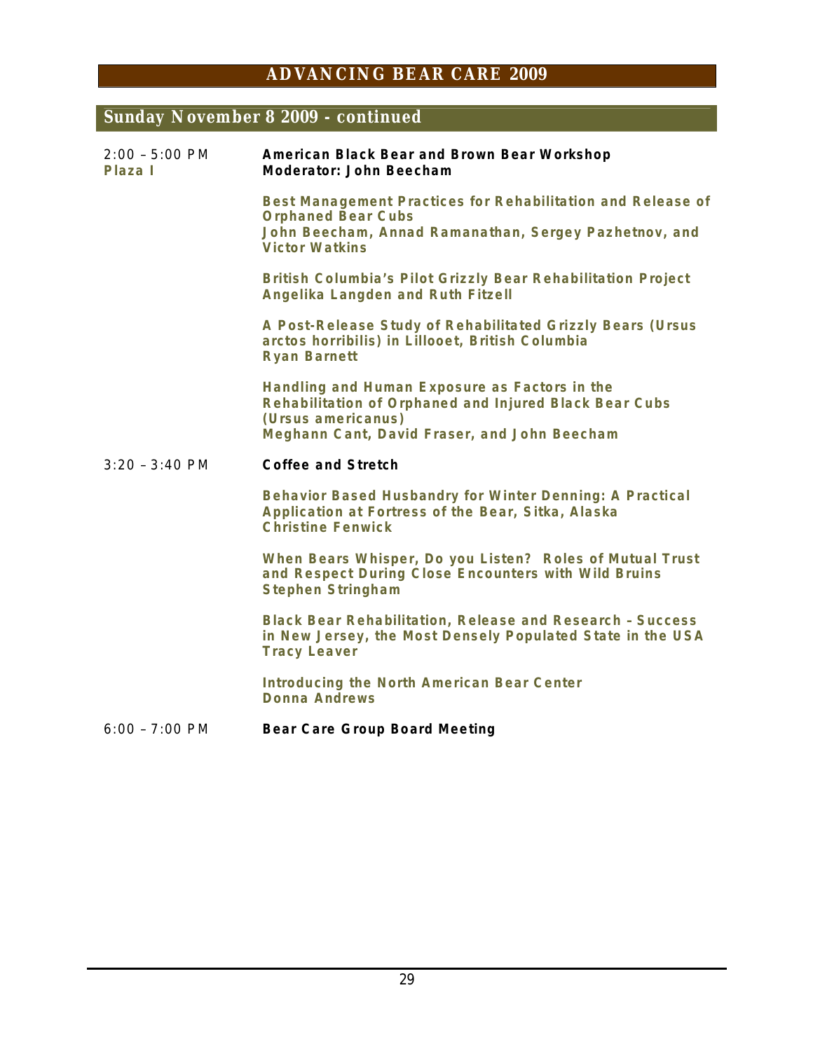## Sunday November 8 2009 - continued

2:00 – 5:00 PM
**Plaza I**

**American Black Bear and Brown Bear Workshop**
**Moderator: John Beecham**

**Best Management Practices for Rehabilitation and Release of Orphaned Bear Cubs**
**John Beecham, Annad Ramanathan, Sergey Pazhetnov, and Victor Watkins**

**British Columbia's Pilot Grizzly Bear Rehabilitation Project**
**Angelika Langden and Ruth Fitzell**

**A Post-Release Study of Rehabilitated Grizzly Bears (Ursus arctos horribilis) in Lillooet, British Columbia**
**Ryan Barnett**

**Handling and Human Exposure as Factors in the Rehabilitation of Orphaned and Injured Black Bear Cubs (Ursus americanus)**
**Meghann Cant, David Fraser, and John Beecham**

3:20 – 3:40 PM

**Coffee and Stretch**

**Behavior Based Husbandry for Winter Denning: A Practical Application at Fortress of the Bear, Sitka, Alaska**
**Christine Fenwick**

**When Bears Whisper, Do you Listen? Roles of Mutual Trust and Respect During Close Encounters with Wild Bruins**
**Stephen Stringham**

**Black Bear Rehabilitation, Release and Research – Success in New Jersey, the Most Densely Populated State in the USA**
**Tracy Leaver**

**Introducing the North American Bear Center**
**Donna Andrews**

6:00 – 7:00 PM

**Bear Care Group Board Meeting**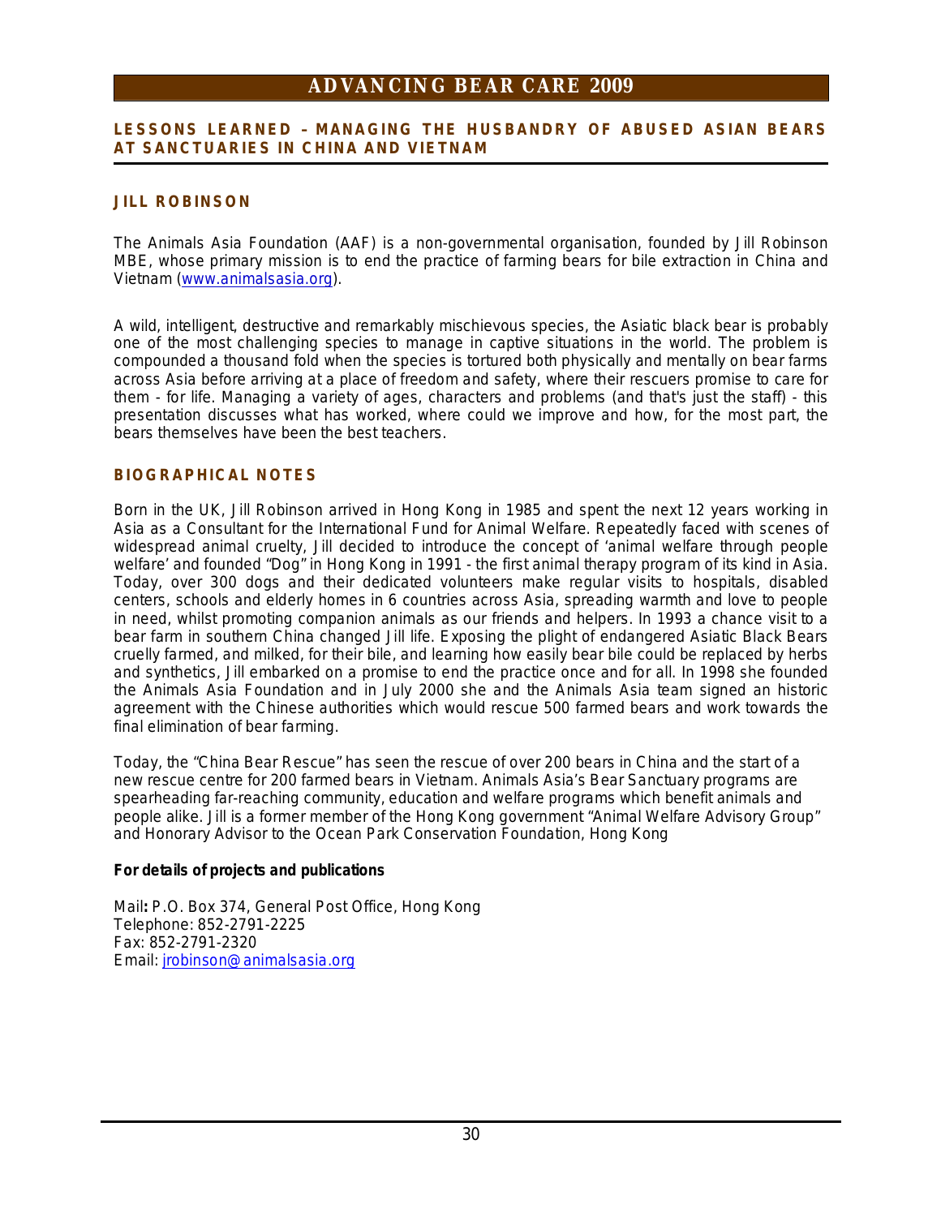## LESSONS LEARNED – MANAGING THE HUSBANDRY OF ABUSED ASIAN BEARS AT SANCTUARIES IN CHINA AND VIETNAM

### JILL ROBINSON

The Animals Asia Foundation (AAF) is a non-governmental organisation, founded by Jill Robinson MBE, whose primary mission is to end the practice of farming bears for bile extraction in China and Vietnam (www.animalsasia.org).

A wild, intelligent, destructive and remarkably mischievous species, the Asiatic black bear is probably one of the most challenging species to manage in captive situations in the world. The problem is compounded a thousand fold when the species is tortured both physically and mentally on bear farms across Asia before arriving at a place of freedom and safety, where their rescuers promise to care for them - for life. Managing a variety of ages, characters and problems (and that's just the staff) - this presentation discusses what has worked, where could we improve and how, for the most part, the bears themselves have been the best teachers.

### BIOGRAPHICAL NOTES

Born in the UK, Jill Robinson arrived in Hong Kong in 1985 and spent the next 12 years working in Asia as a Consultant for the International Fund for Animal Welfare. Repeatedly faced with scenes of widespread animal cruelty, Jill decided to introduce the concept of 'animal welfare through people welfare' and founded "Dog" in Hong Kong in 1991 - the first animal therapy program of its kind in Asia. Today, over 300 dogs and their dedicated volunteers make regular visits to hospitals, disabled centers, schools and elderly homes in 6 countries across Asia, spreading warmth and love to people in need, whilst promoting companion animals as our friends and helpers. In 1993 a chance visit to a bear farm in southern China changed Jill life. Exposing the plight of endangered Asiatic Black Bears cruelly farmed, and milked, for their bile, and learning how easily bear bile could be replaced by herbs and synthetics, Jill embarked on a promise to end the practice once and for all. In 1998 she founded the Animals Asia Foundation and in July 2000 she and the Animals Asia team signed an historic agreement with the Chinese authorities which would rescue 500 farmed bears and work towards the final elimination of bear farming.

Today, the "China Bear Rescue" has seen the rescue of over 200 bears in China and the start of a new rescue centre for 200 farmed bears in Vietnam. Animals Asia's Bear Sanctuary programs are spearheading far-reaching community, education and welfare programs which benefit animals and people alike. Jill is a former member of the Hong Kong government "Animal Welfare Advisory Group" and Honorary Advisor to the Ocean Park Conservation Foundation, Hong Kong

**For details of projects and publications**

Mail**:** P.O. Box 374, General Post Office, Hong Kong
Telephone: 852-2791-2225
Fax: 852-2791-2320
Email: jrobinson@animalsasia.org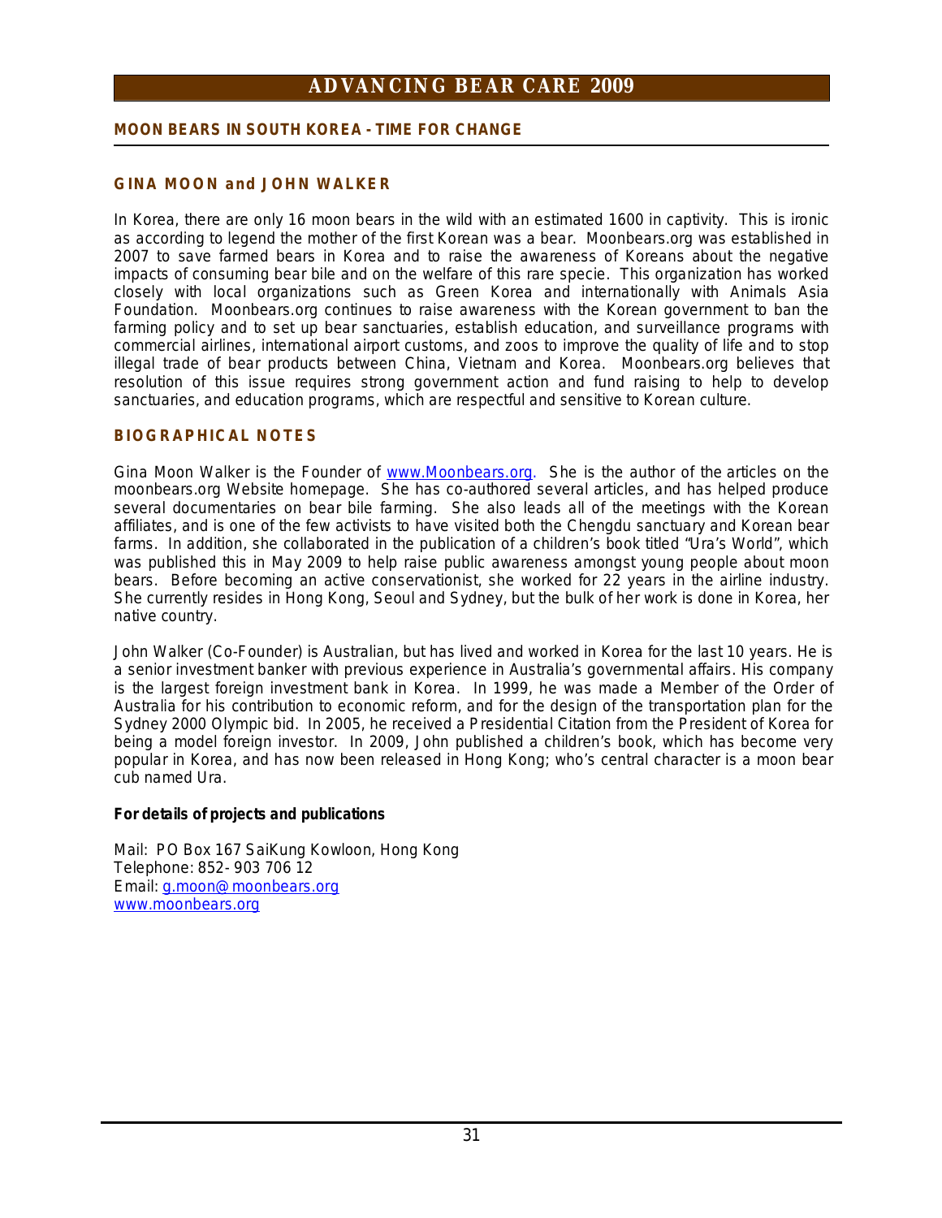## MOON BEARS IN SOUTH KOREA - TIME FOR CHANGE

### GINA MOON and JOHN WALKER

In Korea, there are only 16 moon bears in the wild with an estimated 1600 in captivity. This is ironic as according to legend the mother of the first Korean was a bear. Moonbears.org was established in 2007 to save farmed bears in Korea and to raise the awareness of Koreans about the negative impacts of consuming bear bile and on the welfare of this rare specie. This organization has worked closely with local organizations such as Green Korea and internationally with Animals Asia Foundation. Moonbears.org continues to raise awareness with the Korean government to ban the farming policy and to set up bear sanctuaries, establish education, and surveillance programs with commercial airlines, international airport customs, and zoos to improve the quality of life and to stop illegal trade of bear products between China, Vietnam and Korea. Moonbears.org believes that resolution of this issue requires strong government action and fund raising to help to develop sanctuaries, and education programs, which are respectful and sensitive to Korean culture.

### BIOGRAPHICAL NOTES

Gina Moon Walker is the Founder of [www.Moonbears.org](http://www.Moonbears.org). She is the author of the articles on the moonbears.org Website homepage. She has co-authored several articles, and has helped produce several documentaries on bear bile farming. She also leads all of the meetings with the Korean affiliates, and is one of the few activists to have visited both the Chengdu sanctuary and Korean bear farms. In addition, she collaborated in the publication of a children's book titled "Ura's World", which was published this in May 2009 to help raise public awareness amongst young people about moon bears. Before becoming an active conservationist, she worked for 22 years in the airline industry. She currently resides in Hong Kong, Seoul and Sydney, but the bulk of her work is done in Korea, her native country.

John Walker (Co-Founder) is Australian, but has lived and worked in Korea for the last 10 years. He is a senior investment banker with previous experience in Australia's governmental affairs. His company is the largest foreign investment bank in Korea. In 1999, he was made a Member of the Order of Australia for his contribution to economic reform, and for the design of the transportation plan for the Sydney 2000 Olympic bid. In 2005, he received a Presidential Citation from the President of Korea for being a model foreign investor. In 2009, John published a children's book, which has become very popular in Korea, and has now been released in Hong Kong; who's central character is a moon bear cub named Ura.

**For details of projects and publications**

Mail: PO Box 167 SaiKung Kowloon, Hong Kong
Telephone: 852- 903 706 12
Email: [g.moon@moonbears.org](mailto:g.moon@moonbears.org)
[www.moonbears.org](http://www.moonbears.org)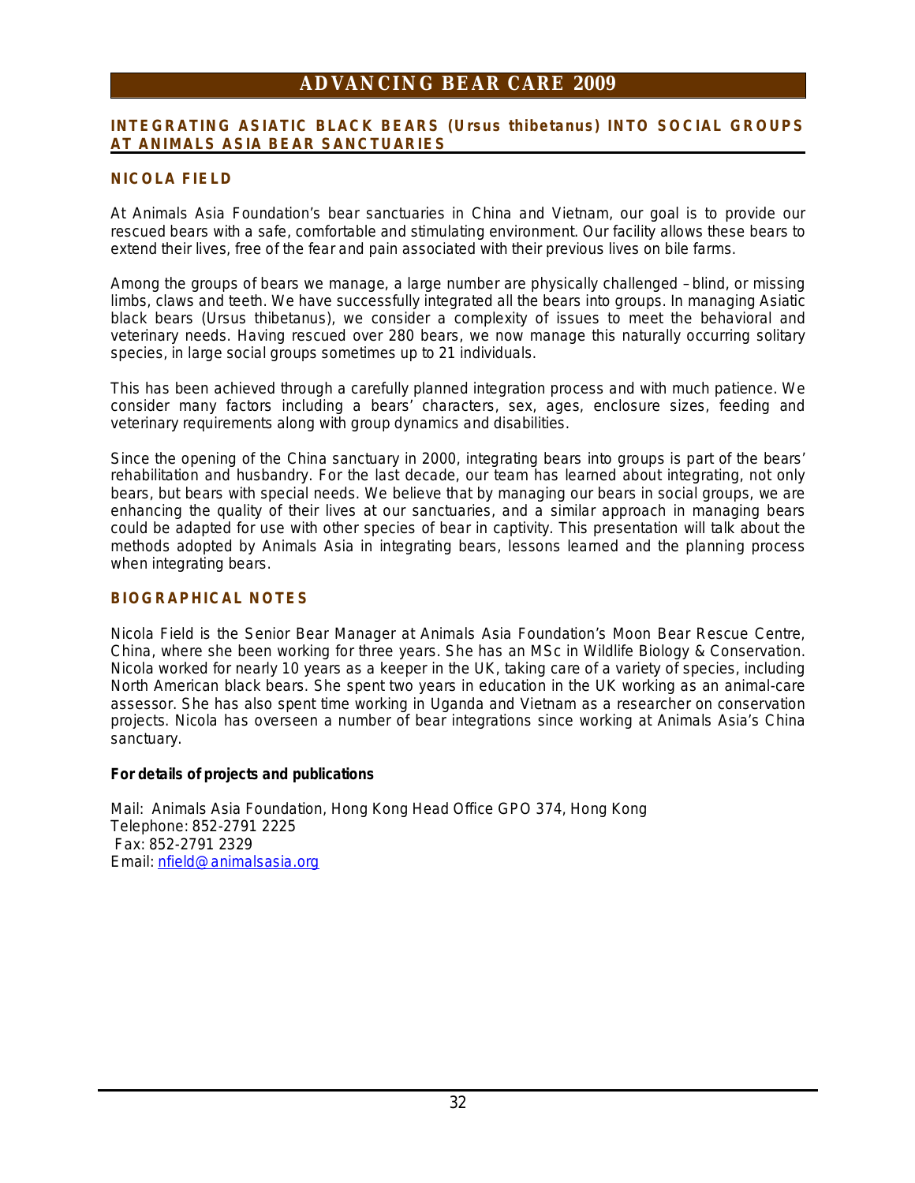# ADVANCING BEAR CARE 2009

## INTEGRATING ASIATIC BLACK BEARS (*Ursus thibetanus*) INTO SOCIAL GROUPS AT ANIMALS ASIA BEAR SANCTUARIES

### NICOLA FIELD

At Animals Asia Foundation's bear sanctuaries in China and Vietnam, our goal is to provide our rescued bears with a safe, comfortable and stimulating environment. Our facility allows these bears to extend their lives, free of the fear and pain associated with their previous lives on bile farms.

Among the groups of bears we manage, a large number are physically challenged – blind, or missing limbs, claws and teeth. We have successfully integrated all the bears into groups. In managing Asiatic black bears (Ursus thibetanus), we consider a complexity of issues to meet the behavioral and veterinary needs. Having rescued over 280 bears, we now manage this naturally occurring solitary species, in large social groups sometimes up to 21 individuals.

This has been achieved through a carefully planned integration process and with much patience. We consider many factors including a bears' characters, sex, ages, enclosure sizes, feeding and veterinary requirements along with group dynamics and disabilities.

Since the opening of the China sanctuary in 2000, integrating bears into groups is part of the bears' rehabilitation and husbandry. For the last decade, our team has learned about integrating, not only bears, but bears with special needs. We believe that by managing our bears in social groups, we are enhancing the quality of their lives at our sanctuaries, and a similar approach in managing bears could be adapted for use with other species of bear in captivity. This presentation will talk about the methods adopted by Animals Asia in integrating bears, lessons learned and the planning process when integrating bears.

### BIOGRAPHICAL NOTES

Nicola Field is the Senior Bear Manager at Animals Asia Foundation's Moon Bear Rescue Centre, China, where she been working for three years. She has an MSc in Wildlife Biology & Conservation. Nicola worked for nearly 10 years as a keeper in the UK, taking care of a variety of species, including North American black bears. She spent two years in education in the UK working as an animal-care assessor. She has also spent time working in Uganda and Vietnam as a researcher on conservation projects. Nicola has overseen a number of bear integrations since working at Animals Asia's China sanctuary.

**For details of projects and publications**

Mail: Animals Asia Foundation, Hong Kong Head Office GPO 374, Hong Kong
Telephone: 852-2791 2225
Fax: 852-2791 2329
Email: nfield@animalsasia.org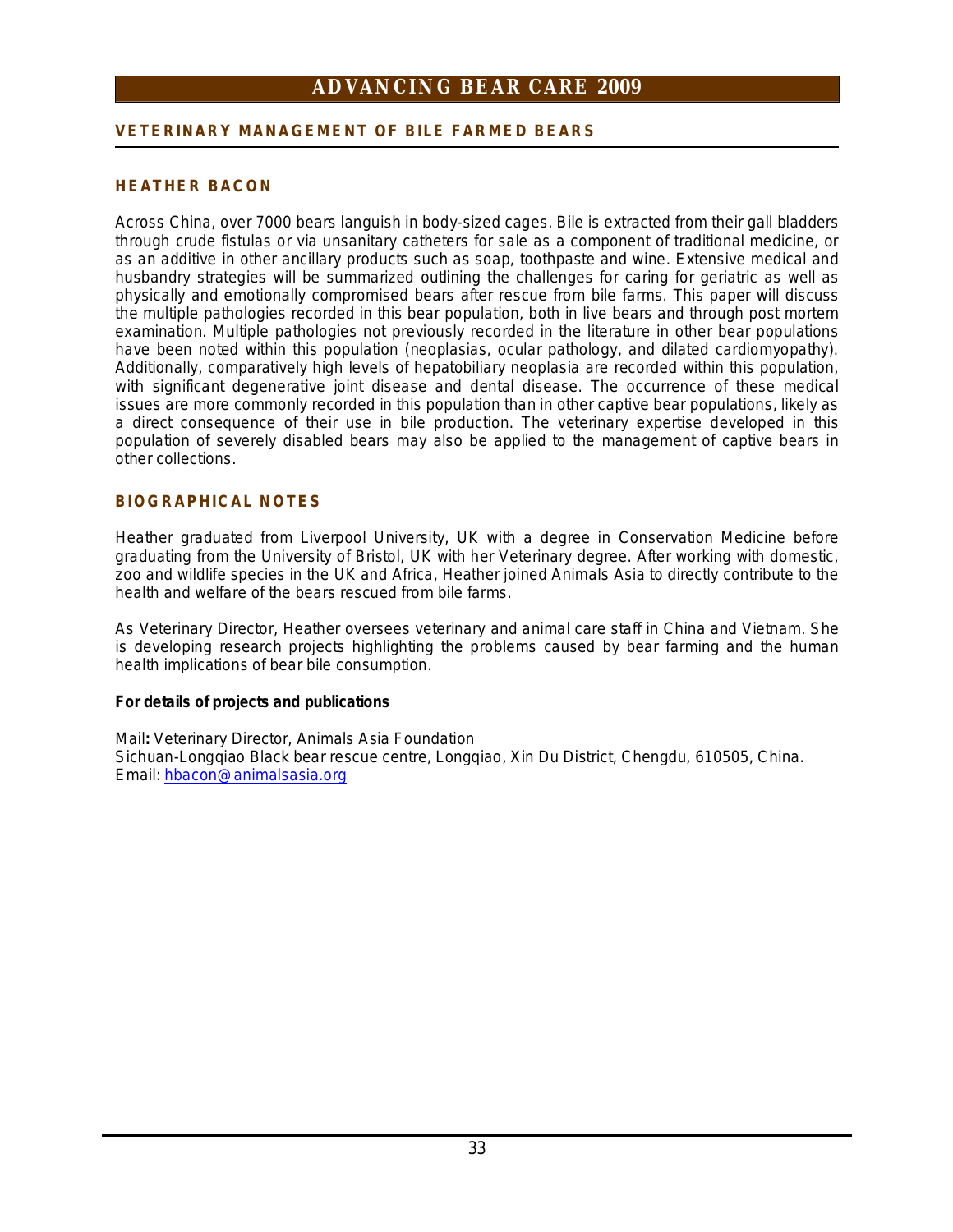# ADVANCING BEAR CARE 2009

## VETERINARY MANAGEMENT OF BILE FARMED BEARS

### HEATHER BACON

Across China, over 7000 bears languish in body-sized cages. Bile is extracted from their gall bladders through crude fistulas or via unsanitary catheters for sale as a component of traditional medicine, or as an additive in other ancillary products such as soap, toothpaste and wine. Extensive medical and husbandry strategies will be summarized outlining the challenges for caring for geriatric as well as physically and emotionally compromised bears after rescue from bile farms. This paper will discuss the multiple pathologies recorded in this bear population, both in live bears and through post mortem examination. Multiple pathologies not previously recorded in the literature in other bear populations have been noted within this population (neoplasias, ocular pathology, and dilated cardiomyopathy). Additionally, comparatively high levels of hepatobiliary neoplasia are recorded within this population, with significant degenerative joint disease and dental disease. The occurrence of these medical issues are more commonly recorded in this population than in other captive bear populations, likely as a direct consequence of their use in bile production. The veterinary expertise developed in this population of severely disabled bears may also be applied to the management of captive bears in other collections.

### BIOGRAPHICAL NOTES

Heather graduated from Liverpool University, UK with a degree in Conservation Medicine before graduating from the University of Bristol, UK with her Veterinary degree. After working with domestic, zoo and wildlife species in the UK and Africa, Heather joined Animals Asia to directly contribute to the health and welfare of the bears rescued from bile farms.

As Veterinary Director, Heather oversees veterinary and animal care staff in China and Vietnam. She is developing research projects highlighting the problems caused by bear farming and the human health implications of bear bile consumption.

**For details of projects and publications**

Mail**:** Veterinary Director, Animals Asia Foundation
Sichuan-Longqiao Black bear rescue centre, Longqiao, Xin Du District, Chengdu, 610505, China.
Email: hbacon@animalsasia.org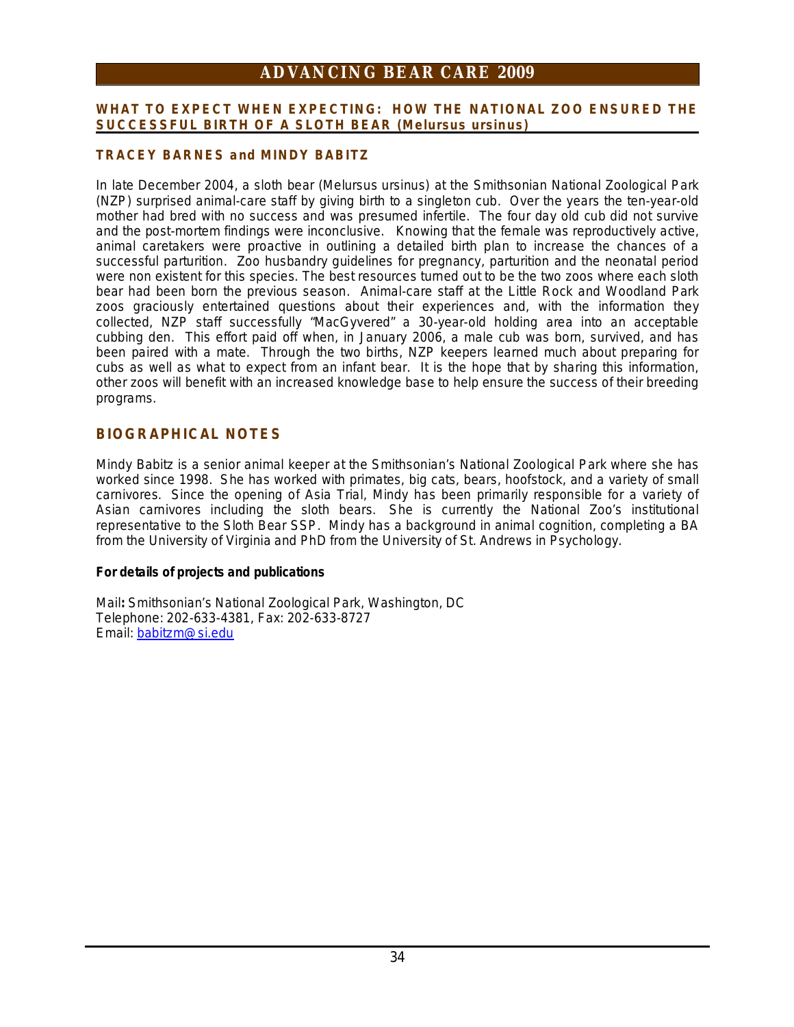## WHAT TO EXPECT WHEN EXPECTING: HOW THE NATIONAL ZOO ENSURED THE SUCCESSFUL BIRTH OF A SLOTH BEAR (*Melursus ursinus*)

### TRACEY BARNES and MINDY BABITZ

In late December 2004, a sloth bear (Melursus ursinus) at the Smithsonian National Zoological Park (NZP) surprised animal-care staff by giving birth to a singleton cub. Over the years the ten-year-old mother had bred with no success and was presumed infertile. The four day old cub did not survive and the post-mortem findings were inconclusive. Knowing that the female was reproductively active, animal caretakers were proactive in outlining a detailed birth plan to increase the chances of a successful parturition. Zoo husbandry guidelines for pregnancy, parturition and the neonatal period were non existent for this species. The best resources turned out to be the two zoos where each sloth bear had been born the previous season. Animal-care staff at the Little Rock and Woodland Park zoos graciously entertained questions about their experiences and, with the information they collected, NZP staff successfully "MacGyvered" a 30-year-old holding area into an acceptable cubbing den. This effort paid off when, in January 2006, a male cub was born, survived, and has been paired with a mate. Through the two births, NZP keepers learned much about preparing for cubs as well as what to expect from an infant bear. It is the hope that by sharing this information, other zoos will benefit with an increased knowledge base to help ensure the success of their breeding programs.

## BIOGRAPHICAL NOTES

Mindy Babitz is a senior animal keeper at the Smithsonian's National Zoological Park where she has worked since 1998. She has worked with primates, big cats, bears, hoofstock, and a variety of small carnivores. Since the opening of Asia Trial, Mindy has been primarily responsible for a variety of Asian carnivores including the sloth bears. She is currently the National Zoo's institutional representative to the Sloth Bear SSP. Mindy has a background in animal cognition, completing a BA from the University of Virginia and PhD from the University of St. Andrews in Psychology.

**For details of projects and publications**

Mail**:** Smithsonian's National Zoological Park, Washington, DC
Telephone: 202-633-4381, Fax: 202-633-8727
Email: babitzm@si.edu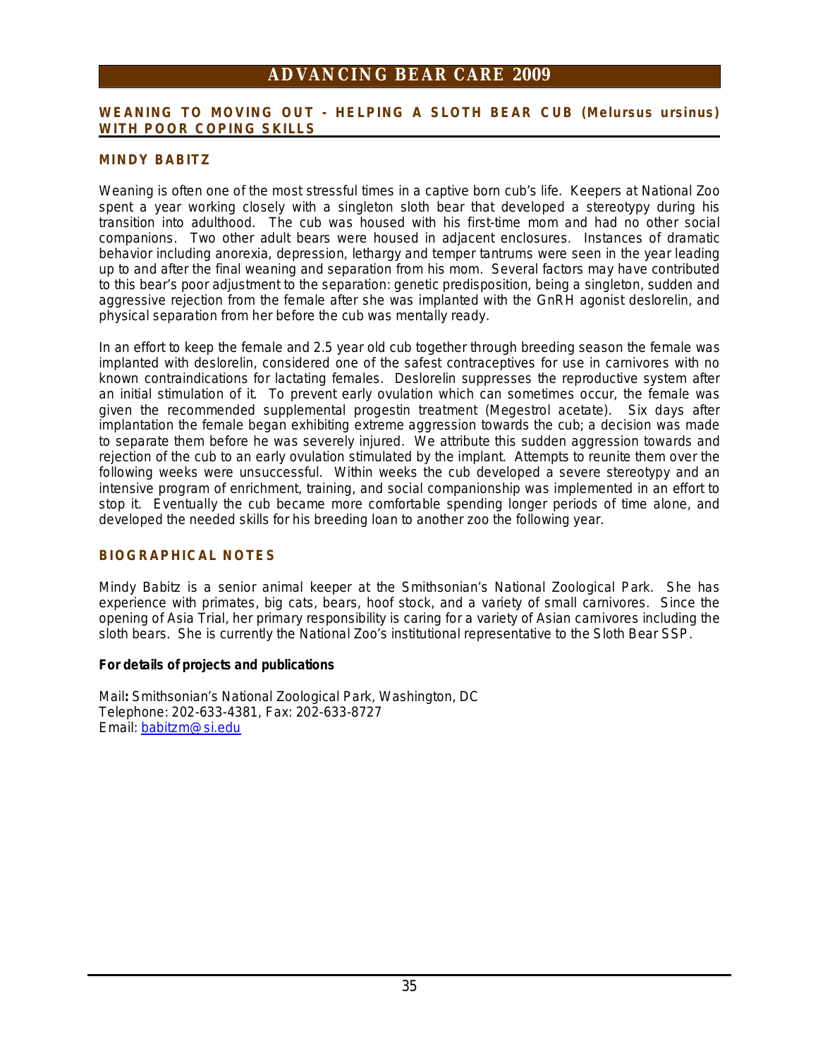## WEANING TO MOVING OUT - HELPING A SLOTH BEAR CUB (*Melursus ursinus*) WITH POOR COPING SKILLS

### MINDY BABITZ

*Weaning is often one of the most stressful times in a captive born cub's life. Keepers at National Zoo spent a year working closely with a singleton sloth bear that developed a stereotypy during his transition into adulthood. The cub was housed with his first-time mom and had no other social companions. Two other adult bears were housed in adjacent enclosures. Instances of dramatic behavior including anorexia, depression, lethargy and temper tantrums were seen in the year leading up to and after the final weaning and separation from his mom. Several factors may have contributed to this bear's poor adjustment to the separation: genetic predisposition, being a singleton, sudden and aggressive rejection from the female after she was implanted with the GnRH agonist deslorelin, and physical separation from her before the cub was mentally ready.*

*In an effort to keep the female and 2.5 year old cub together through breeding season the female was implanted with deslorelin, considered one of the safest contraceptives for use in carnivores with no known contraindications for lactating females. Deslorelin suppresses the reproductive system after an initial stimulation of it. To prevent early ovulation which can sometimes occur, the female was given the recommended supplemental progestin treatment (Megestrol acetate). Six days after implantation the female began exhibiting extreme aggression towards the cub; a decision was made to separate them before he was severely injured. We attribute this sudden aggression towards and rejection of the cub to an early ovulation stimulated by the implant. Attempts to reunite them over the following weeks were unsuccessful. Within weeks the cub developed a severe stereotypy and an intensive program of enrichment, training, and social companionship was implemented in an effort to stop it. Eventually the cub became more comfortable spending longer periods of time alone, and developed the needed skills for his breeding loan to another zoo the following year.*

### BIOGRAPHICAL NOTES

Mindy Babitz is a senior animal keeper at the Smithsonian's National Zoological Park. She has experience with primates, big cats, bears, hoof stock, and a variety of small carnivores. Since the opening of Asia Trial, her primary responsibility is caring for a variety of Asian carnivores including the sloth bears. She is currently the National Zoo's institutional representative to the Sloth Bear SSP.

**For details of projects and publications**

Mail**:** Smithsonian's National Zoological Park, Washington, DC
Telephone: 202-633-4381, Fax: 202-633-8727
Email: babitzm@si.edu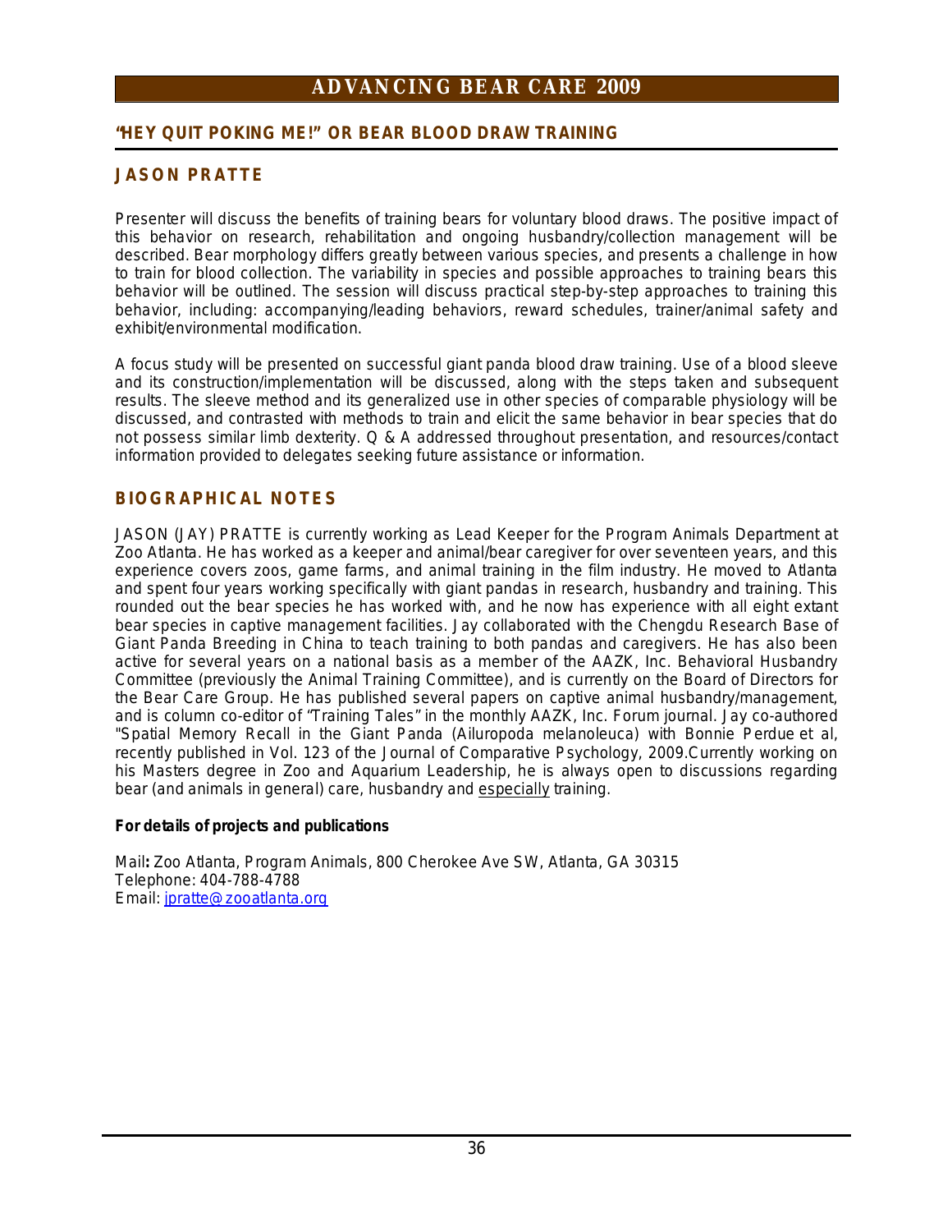## "HEY QUIT POKING ME!" OR BEAR BLOOD DRAW TRAINING

### JASON PRATTE

Presenter will discuss the benefits of training bears for voluntary blood draws. The positive impact of this behavior on research, rehabilitation and ongoing husbandry/collection management will be described. Bear morphology differs greatly between various species, and presents a challenge in how to train for blood collection. The variability in species and possible approaches to training bears this behavior will be outlined. The session will discuss practical step-by-step approaches to training this behavior, including: accompanying/leading behaviors, reward schedules, trainer/animal safety and exhibit/environmental modification.

A focus study will be presented on successful giant panda blood draw training. Use of a blood sleeve and its construction/implementation will be discussed, along with the steps taken and subsequent results. The sleeve method and its generalized use in other species of comparable physiology will be discussed, and contrasted with methods to train and elicit the same behavior in bear species that do not possess similar limb dexterity. Q & A addressed throughout presentation, and resources/contact information provided to delegates seeking future assistance or information.

### BIOGRAPHICAL NOTES

JASON (JAY) PRATTE is currently working as Lead Keeper for the Program Animals Department at Zoo Atlanta. He has worked as a keeper and animal/bear caregiver for over seventeen years, and this experience covers zoos, game farms, and animal training in the film industry. He moved to Atlanta and spent four years working specifically with giant pandas in research, husbandry and training. This rounded out the bear species he has worked with, and he now has experience with all eight extant bear species in captive management facilities. Jay collaborated with the Chengdu Research Base of Giant Panda Breeding in China to teach training to both pandas and caregivers. He has also been active for several years on a national basis as a member of the AAZK, Inc. Behavioral Husbandry Committee (previously the Animal Training Committee), and is currently on the Board of Directors for the Bear Care Group. He has published several papers on captive animal husbandry/management, and is column co-editor of "Training Tales" in the monthly AAZK, Inc. Forum journal. Jay co-authored "Spatial Memory Recall in the Giant Panda (Ailuropoda melanoleuca) with Bonnie Perdue et al, recently published in Vol. 123 of the Journal of Comparative Psychology, 2009.Currently working on his Masters degree in Zoo and Aquarium Leadership, he is always open to discussions regarding bear (and animals in general) care, husbandry and especially training.

**For details of projects and publications**

Mail**:** Zoo Atlanta, Program Animals, 800 Cherokee Ave SW, Atlanta, GA 30315
Telephone: 404-788-4788
Email: jpratte@zooatlanta.org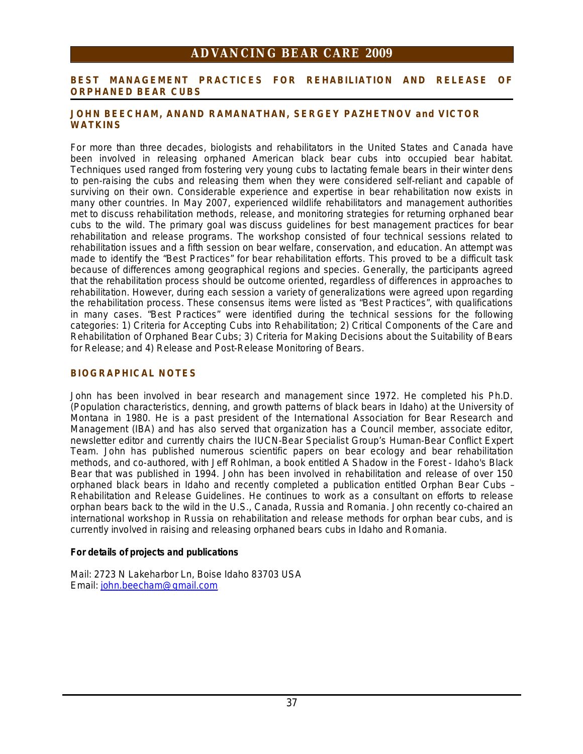## BEST MANAGEMENT PRACTICES FOR REHABILIATION AND RELEASE OF ORPHANED BEAR CUBS

### JOHN BEECHAM, ANAND RAMANATHAN, SERGEY PAZHETNOV and VICTOR WATKINS

For more than three decades, biologists and rehabilitators in the United States and Canada have been involved in releasing orphaned American black bear cubs into occupied bear habitat. Techniques used ranged from fostering very young cubs to lactating female bears in their winter dens to pen-raising the cubs and releasing them when they were considered self-reliant and capable of surviving on their own. Considerable experience and expertise in bear rehabilitation now exists in many other countries. In May 2007, experienced wildlife rehabilitators and management authorities met to discuss rehabilitation methods, release, and monitoring strategies for returning orphaned bear cubs to the wild. The primary goal was discuss guidelines for best management practices for bear rehabilitation and release programs. The workshop consisted of four technical sessions related to rehabilitation issues and a fifth session on bear welfare, conservation, and education. An attempt was made to identify the "Best Practices" for bear rehabilitation efforts. This proved to be a difficult task because of differences among geographical regions and species. Generally, the participants agreed that the rehabilitation process should be outcome oriented, regardless of differences in approaches to rehabilitation. However, during each session a variety of generalizations were agreed upon regarding the rehabilitation process. These consensus items were listed as "Best Practices", with qualifications in many cases. "Best Practices" were identified during the technical sessions for the following categories: 1) Criteria for Accepting Cubs into Rehabilitation; 2) Critical Components of the Care and Rehabilitation of Orphaned Bear Cubs; 3) Criteria for Making Decisions about the Suitability of Bears for Release; and 4) Release and Post-Release Monitoring of Bears.

### BIOGRAPHICAL NOTES

John has been involved in bear research and management since 1972. He completed his Ph.D. (Population characteristics, denning, and growth patterns of black bears in Idaho) at the University of Montana in 1980. He is a past president of the International Association for Bear Research and Management (IBA) and has also served that organization has a Council member, associate editor, newsletter editor and currently chairs the IUCN-Bear Specialist Group's Human-Bear Conflict Expert Team. John has published numerous scientific papers on bear ecology and bear rehabilitation methods, and co-authored, with Jeff Rohlman, a book entitled A Shadow in the Forest - Idaho's Black Bear that was published in 1994. John has been involved in rehabilitation and release of over 150 orphaned black bears in Idaho and recently completed a publication entitled Orphan Bear Cubs – Rehabilitation and Release Guidelines. He continues to work as a consultant on efforts to release orphan bears back to the wild in the U.S., Canada, Russia and Romania. John recently co-chaired an international workshop in Russia on rehabilitation and release methods for orphan bear cubs, and is currently involved in raising and releasing orphaned bears cubs in Idaho and Romania.

**For details of projects and publications**

Mail: 2723 N Lakeharbor Ln, Boise Idaho 83703 USA
Email: john.beecham@gmail.com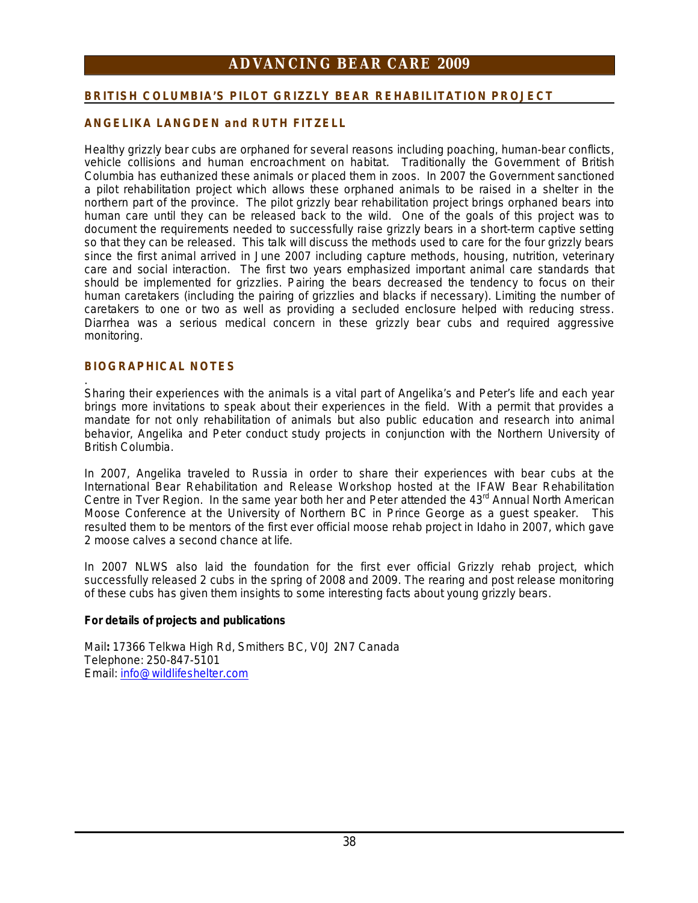## BRITISH COLUMBIA'S PILOT GRIZZLY BEAR REHABILITATION PROJECT

### ANGELIKA LANGDEN and RUTH FITZELL

Healthy grizzly bear cubs are orphaned for several reasons including poaching, human-bear conflicts, vehicle collisions and human encroachment on habitat. Traditionally the Government of British Columbia has euthanized these animals or placed them in zoos. In 2007 the Government sanctioned a pilot rehabilitation project which allows these orphaned animals to be raised in a shelter in the northern part of the province. The pilot grizzly bear rehabilitation project brings orphaned bears into human care until they can be released back to the wild. One of the goals of this project was to document the requirements needed to successfully raise grizzly bears in a short-term captive setting so that they can be released. This talk will discuss the methods used to care for the four grizzly bears since the first animal arrived in June 2007 including capture methods, housing, nutrition, veterinary care and social interaction. The first two years emphasized important animal care standards that should be implemented for grizzlies. Pairing the bears decreased the tendency to focus on their human caretakers (including the pairing of grizzlies and blacks if necessary). Limiting the number of caretakers to one or two as well as providing a secluded enclosure helped with reducing stress. Diarrhea was a serious medical concern in these grizzly bear cubs and required aggressive monitoring.

### BIOGRAPHICAL NOTES

.
Sharing their experiences with the animals is a vital part of Angelika's and Peter's life and each year brings more invitations to speak about their experiences in the field. With a permit that provides a mandate for not only rehabilitation of animals but also public education and research into animal behavior, Angelika and Peter conduct study projects in conjunction with the Northern University of British Columbia.

In 2007, Angelika traveled to Russia in order to share their experiences with bear cubs at the International Bear Rehabilitation and Release Workshop hosted at the IFAW Bear Rehabilitation Centre in Tver Region. In the same year both her and Peter attended the 43rd Annual North American Moose Conference at the University of Northern BC in Prince George as a guest speaker. This resulted them to be mentors of the first ever official moose rehab project in Idaho in 2007, which gave 2 moose calves a second chance at life.

In 2007 NLWS also laid the foundation for the first ever official Grizzly rehab project, which successfully released 2 cubs in the spring of 2008 and 2009. The rearing and post release monitoring of these cubs has given them insights to some interesting facts about young grizzly bears.

**For details of projects and publications**

Mail**:** 17366 Telkwa High Rd, Smithers BC, V0J 2N7 Canada
Telephone: 250-847-5101
Email: info@wildlifeshelter.com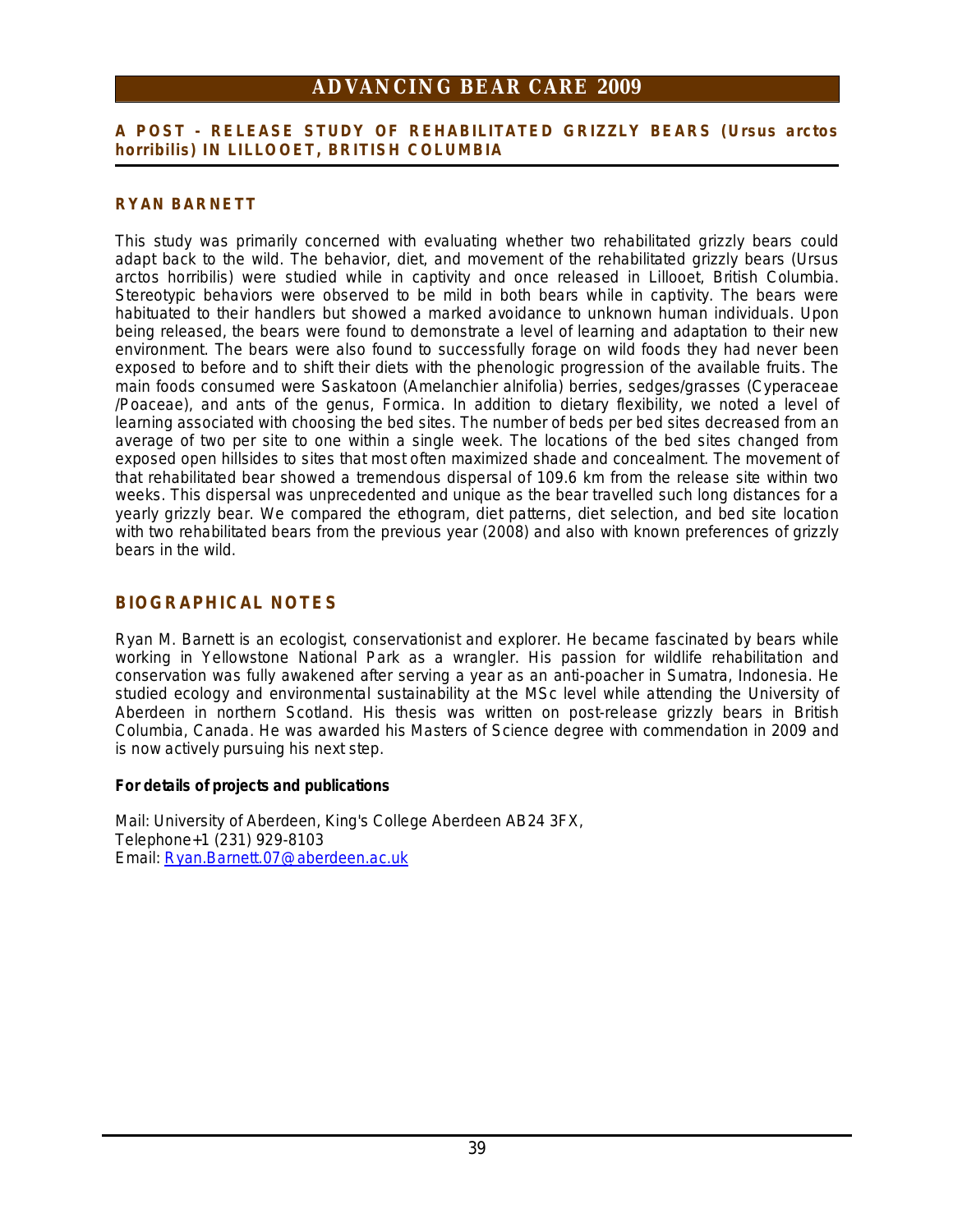## A POST - RELEASE STUDY OF REHABILITATED GRIZZLY BEARS (*Ursus arctos horribilis*) IN LILLOOET, BRITISH COLUMBIA

### RYAN BARNETT

This study was primarily concerned with evaluating whether two rehabilitated grizzly bears could adapt back to the wild. The behavior, diet, and movement of the rehabilitated grizzly bears (Ursus arctos horribilis) were studied while in captivity and once released in Lillooet, British Columbia. Stereotypic behaviors were observed to be mild in both bears while in captivity. The bears were habituated to their handlers but showed a marked avoidance to unknown human individuals. Upon being released, the bears were found to demonstrate a level of learning and adaptation to their new environment. The bears were also found to successfully forage on wild foods they had never been exposed to before and to shift their diets with the phenologic progression of the available fruits. The main foods consumed were Saskatoon (Amelanchier alnifolia) berries, sedges/grasses (Cyperaceae /Poaceae), and ants of the genus, Formica. In addition to dietary flexibility, we noted a level of learning associated with choosing the bed sites. The number of beds per bed sites decreased from an average of two per site to one within a single week. The locations of the bed sites changed from exposed open hillsides to sites that most often maximized shade and concealment. The movement of that rehabilitated bear showed a tremendous dispersal of 109.6 km from the release site within two weeks. This dispersal was unprecedented and unique as the bear travelled such long distances for a yearly grizzly bear. We compared the ethogram, diet patterns, diet selection, and bed site location with two rehabilitated bears from the previous year (2008) and also with known preferences of grizzly bears in the wild.

### BIOGRAPHICAL NOTES

Ryan M. Barnett is an ecologist, conservationist and explorer. He became fascinated by bears while working in Yellowstone National Park as a wrangler. His passion for wildlife rehabilitation and conservation was fully awakened after serving a year as an anti-poacher in Sumatra, Indonesia. He studied ecology and environmental sustainability at the MSc level while attending the University of Aberdeen in northern Scotland. His thesis was written on post-release grizzly bears in British Columbia, Canada. He was awarded his Masters of Science degree with commendation in 2009 and is now actively pursuing his next step.

**For details of projects and publications**

Mail: University of Aberdeen, King's College Aberdeen AB24 3FX,
Telephone+1 (231) 929-8103
Email: Ryan.Barnett.07@aberdeen.ac.uk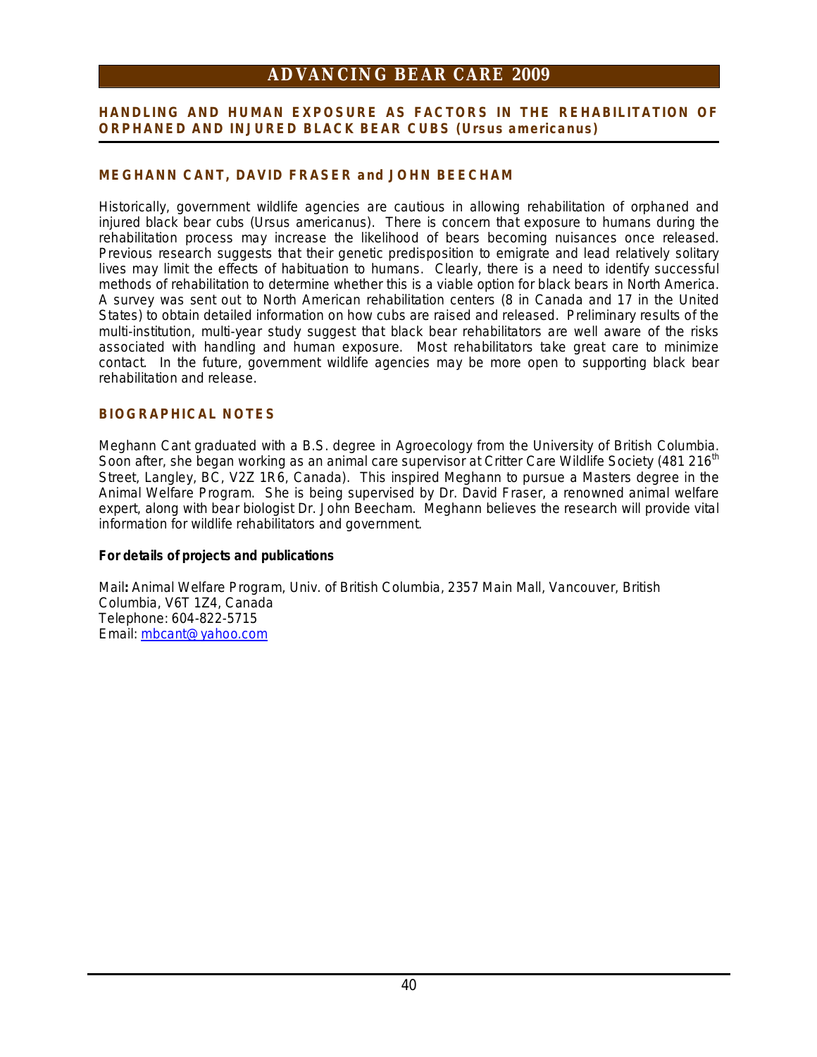## HANDLING AND HUMAN EXPOSURE AS FACTORS IN THE REHABILITATION OF ORPHANED AND INJURED BLACK BEAR CUBS (*Ursus americanus*)

### MEGHANN CANT, DAVID FRASER and JOHN BEECHAM

Historically, government wildlife agencies are cautious in allowing rehabilitation of orphaned and injured black bear cubs (*Ursus americanus*). There is concern that exposure to humans during the rehabilitation process may increase the likelihood of bears becoming nuisances once released. Previous research suggests that their genetic predisposition to emigrate and lead relatively solitary lives may limit the effects of habituation to humans. Clearly, there is a need to identify successful methods of rehabilitation to determine whether this is a viable option for black bears in North America. A survey was sent out to North American rehabilitation centers (8 in Canada and 17 in the United States) to obtain detailed information on how cubs are raised and released. Preliminary results of the multi-institution, multi-year study suggest that black bear rehabilitators are well aware of the risks associated with handling and human exposure. Most rehabilitators take great care to minimize contact. In the future, government wildlife agencies may be more open to supporting black bear rehabilitation and release.

### BIOGRAPHICAL NOTES

Meghann Cant graduated with a B.S. degree in Agroecology from the University of British Columbia. Soon after, she began working as an animal care supervisor at Critter Care Wildlife Society (481 216th Street, Langley, BC, V2Z 1R6, Canada). This inspired Meghann to pursue a Masters degree in the Animal Welfare Program. She is being supervised by Dr. David Fraser, a renowned animal welfare expert, along with bear biologist Dr. John Beecham. Meghann believes the research will provide vital information for wildlife rehabilitators and government.

**For details of projects and publications**

Mail**:** Animal Welfare Program, Univ. of British Columbia, 2357 Main Mall, Vancouver, British Columbia, V6T 1Z4, Canada
Telephone: 604-822-5715
Email: mbcant@yahoo.com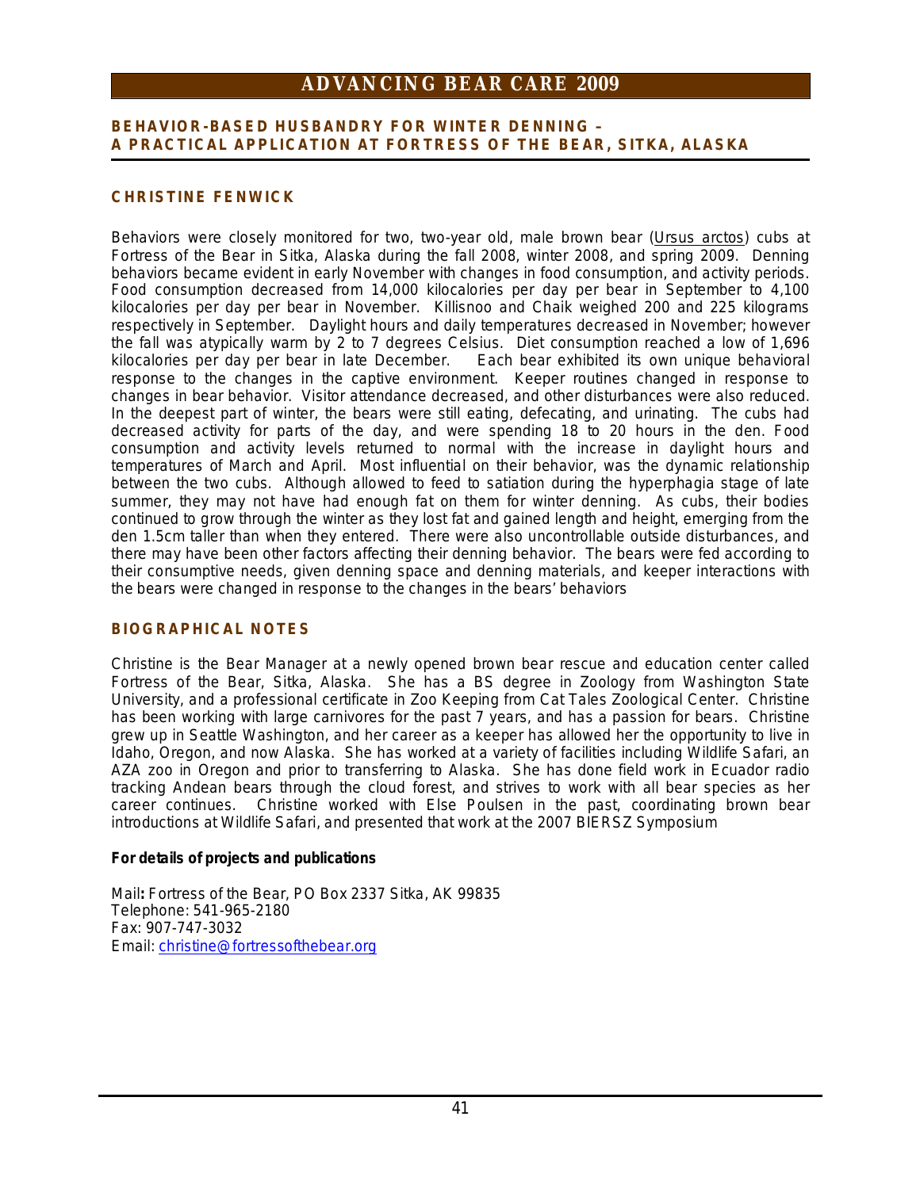## BEHAVIOR-BASED HUSBANDRY FOR WINTER DENNING – A PRACTICAL APPLICATION AT FORTRESS OF THE BEAR, SITKA, ALASKA

### CHRISTINE FENWICK

Behaviors were closely monitored for two, two-year old, male brown bear (Ursus arctos) cubs at Fortress of the Bear in Sitka, Alaska during the fall 2008, winter 2008, and spring 2009. Denning behaviors became evident in early November with changes in food consumption, and activity periods. Food consumption decreased from 14,000 kilocalories per day per bear in September to 4,100 kilocalories per day per bear in November. Killisnoo and Chaik weighed 200 and 225 kilograms respectively in September. Daylight hours and daily temperatures decreased in November; however the fall was atypically warm by 2 to 7 degrees Celsius. Diet consumption reached a low of 1,696 kilocalories per day per bear in late December. Each bear exhibited its own unique behavioral response to the changes in the captive environment. Keeper routines changed in response to changes in bear behavior. Visitor attendance decreased, and other disturbances were also reduced. In the deepest part of winter, the bears were still eating, defecating, and urinating. The cubs had decreased activity for parts of the day, and were spending 18 to 20 hours in the den. Food consumption and activity levels returned to normal with the increase in daylight hours and temperatures of March and April. Most influential on their behavior, was the dynamic relationship between the two cubs. Although allowed to feed to satiation during the hyperphagia stage of late summer, they may not have had enough fat on them for winter denning. As cubs, their bodies continued to grow through the winter as they lost fat and gained length and height, emerging from the den 1.5cm taller than when they entered. There were also uncontrollable outside disturbances, and there may have been other factors affecting their denning behavior. The bears were fed according to their consumptive needs, given denning space and denning materials, and keeper interactions with the bears were changed in response to the changes in the bears' behaviors

### BIOGRAPHICAL NOTES

Christine is the Bear Manager at a newly opened brown bear rescue and education center called Fortress of the Bear, Sitka, Alaska. She has a BS degree in Zoology from Washington State University, and a professional certificate in Zoo Keeping from Cat Tales Zoological Center. Christine has been working with large carnivores for the past 7 years, and has a passion for bears. Christine grew up in Seattle Washington, and her career as a keeper has allowed her the opportunity to live in Idaho, Oregon, and now Alaska. She has worked at a variety of facilities including Wildlife Safari, an AZA zoo in Oregon and prior to transferring to Alaska. She has done field work in Ecuador radio tracking Andean bears through the cloud forest, and strives to work with all bear species as her career continues. Christine worked with Else Poulsen in the past, coordinating brown bear introductions at Wildlife Safari, and presented that work at the 2007 BIERSZ Symposium

**For details of projects and publications**

Mail**:** Fortress of the Bear, PO Box 2337 Sitka, AK 99835
Telephone: 541-965-2180
Fax: 907-747-3032
Email: christine@fortressofthebear.org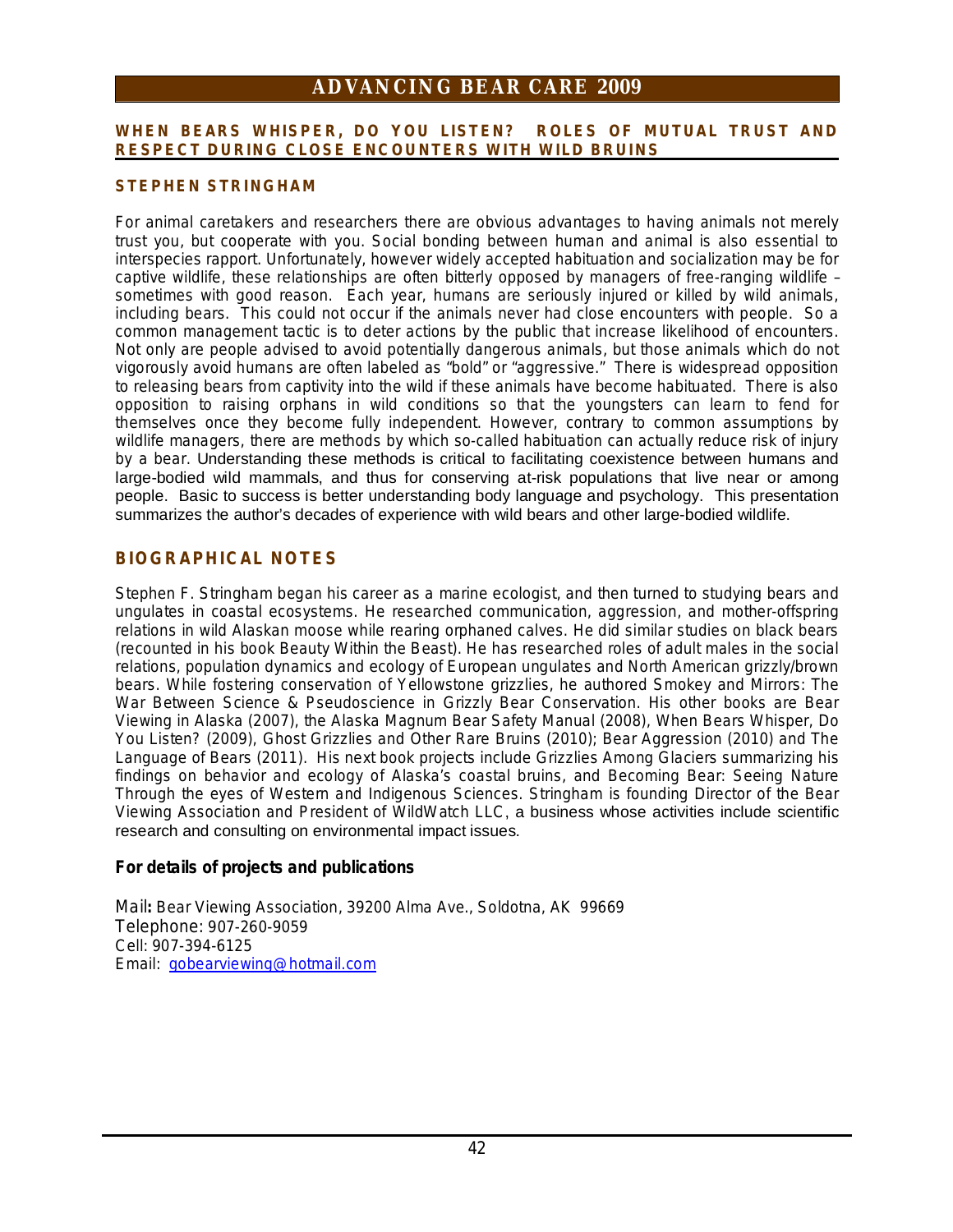## WHEN BEARS WHISPER, DO YOU LISTEN? ROLES OF MUTUAL TRUST AND RESPECT DURING CLOSE ENCOUNTERS WITH WILD BRUINS

### STEPHEN STRINGHAM

For animal caretakers and researchers there are obvious advantages to having animals not merely trust you, but cooperate with you. Social bonding between human and animal is also essential to interspecies rapport. Unfortunately, however widely accepted habituation and socialization may be for captive wildlife, these relationships are often bitterly opposed by managers of free-ranging wildlife – sometimes with good reason. Each year, humans are seriously injured or killed by wild animals, including bears. This could not occur if the animals never had close encounters with people. So a common management tactic is to deter actions by the public that increase likelihood of encounters. Not only are people advised to avoid potentially dangerous animals, but those animals which do not vigorously avoid humans are often labeled as "bold" or "aggressive." There is widespread opposition to releasing bears from captivity into the wild if these animals have become habituated. There is also opposition to raising orphans in wild conditions so that the youngsters can learn to fend for themselves once they become fully independent. However, contrary to common assumptions by wildlife managers, there are methods by which so-called habituation can actually reduce risk of injury by a bear. Understanding these methods is critical to facilitating coexistence between humans and large-bodied wild mammals, and thus for conserving at-risk populations that live near or among people. Basic to success is better understanding body language and psychology. This presentation summarizes the author's decades of experience with wild bears and other large-bodied wildlife.

### BIOGRAPHICAL NOTES

Stephen F. Stringham began his career as a marine ecologist, and then turned to studying bears and ungulates in coastal ecosystems. He researched communication, aggression, and mother-offspring relations in wild Alaskan moose while rearing orphaned calves. He did similar studies on black bears (recounted in his book Beauty Within the Beast). He has researched roles of adult males in the social relations, population dynamics and ecology of European ungulates and North American grizzly/brown bears. While fostering conservation of Yellowstone grizzlies, he authored Smokey and Mirrors: The War Between Science & Pseudoscience in Grizzly Bear Conservation. His other books are Bear Viewing in Alaska (2007), the Alaska Magnum Bear Safety Manual (2008), When Bears Whisper, Do You Listen? (2009), Ghost Grizzlies and Other Rare Bruins (2010); Bear Aggression (2010) and The Language of Bears (2011). His next book projects include Grizzlies Among Glaciers summarizing his findings on behavior and ecology of Alaska's coastal bruins, and Becoming Bear: Seeing Nature Through the eyes of Western and Indigenous Sciences. Stringham is founding Director of the Bear Viewing Association and President of WildWatch LLC, a business whose activities include scientific research and consulting on environmental impact issues.

**For details of projects and publications**

Mail**:** Bear Viewing Association, 39200 Alma Ave., Soldotna, AK 99669
Telephone: 907-260-9059
Cell: 907-394-6125
Email: gobearviewing@hotmail.com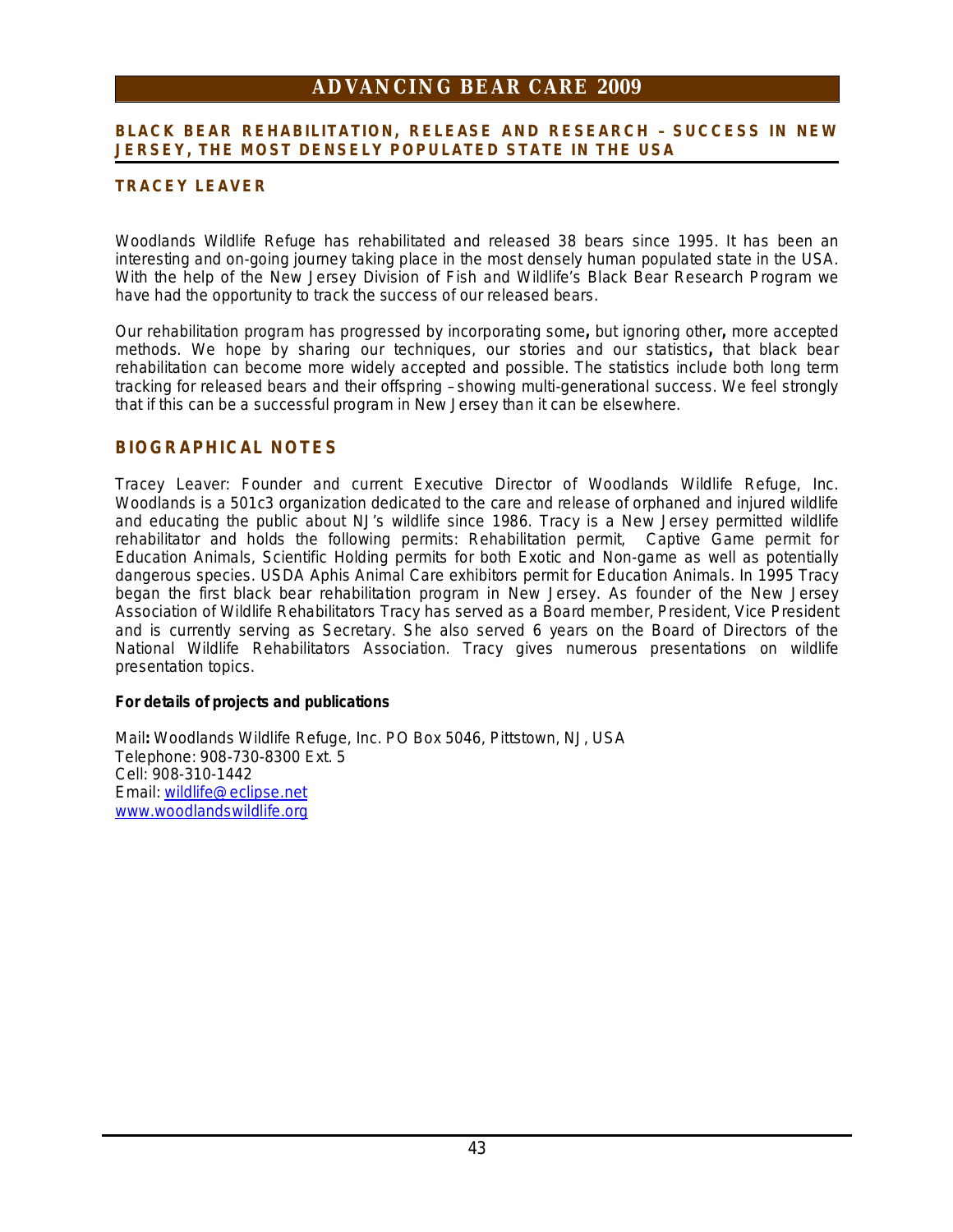# BLACK BEAR REHABILITATION, RELEASE AND RESEARCH – SUCCESS IN NEW JERSEY, THE MOST DENSELY POPULATED STATE IN THE USA

## TRACEY LEAVER

Woodlands Wildlife Refuge has rehabilitated and released 38 bears since 1995. It has been an interesting and on-going journey taking place in the most densely human populated state in the USA. With the help of the New Jersey Division of Fish and Wildlife's Black Bear Research Program we have had the opportunity to track the success of our released bears.

Our rehabilitation program has progressed by incorporating some**,** but ignoring other**,** more accepted methods. We hope by sharing our techniques, our stories and our statistics**,** that black bear rehabilitation can become more widely accepted and possible. The statistics include both long term tracking for released bears and their offspring – showing multi-generational success. We feel strongly that if this can be a successful program in New Jersey than it can be elsewhere.

## BIOGRAPHICAL NOTES

Tracey Leaver: Founder and current Executive Director of Woodlands Wildlife Refuge, Inc. Woodlands is a 501c3 organization dedicated to the care and release of orphaned and injured wildlife and educating the public about NJ's wildlife since 1986. Tracy is a New Jersey permitted wildlife rehabilitator and holds the following permits: Rehabilitation permit, Captive Game permit for Education Animals, Scientific Holding permits for both Exotic and Non-game as well as potentially dangerous species. USDA Aphis Animal Care exhibitors permit for Education Animals. In 1995 Tracy began the first black bear rehabilitation program in New Jersey. As founder of the New Jersey Association of Wildlife Rehabilitators Tracy has served as a Board member, President, Vice President and is currently serving as Secretary. She also served 6 years on the Board of Directors of the National Wildlife Rehabilitators Association. Tracy gives numerous presentations on wildlife presentation topics.

**For details of projects and publications**

Mail**:** Woodlands Wildlife Refuge, Inc. PO Box 5046, Pittstown, NJ, USA
Telephone: 908-730-8300 Ext. 5
Cell: 908-310-1442
Email: wildlife@eclipse.net
www.woodlandswildlife.org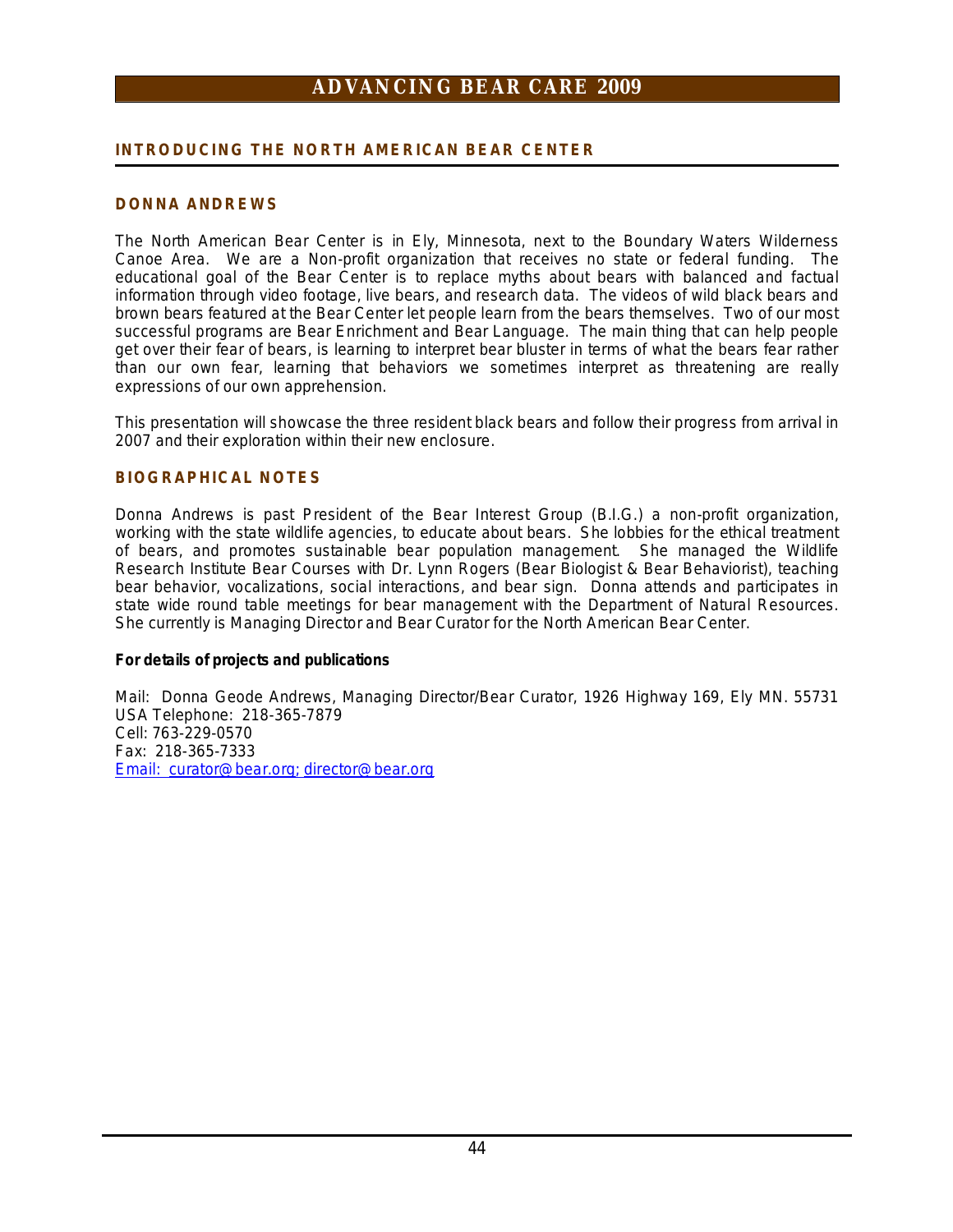## INTRODUCING THE NORTH AMERICAN BEAR CENTER

### DONNA ANDREWS

The North American Bear Center is in Ely, Minnesota, next to the Boundary Waters Wilderness Canoe Area. We are a Non-profit organization that receives no state or federal funding. The educational goal of the Bear Center is to replace myths about bears with balanced and factual information through video footage, live bears, and research data. The videos of wild black bears and brown bears featured at the Bear Center let people learn from the bears themselves. Two of our most successful programs are Bear Enrichment and Bear Language. The main thing that can help people get over their fear of bears, is learning to interpret bear bluster in terms of what the bears fear rather than our own fear, learning that behaviors we sometimes interpret as threatening are really expressions of our own apprehension.

This presentation will showcase the three resident black bears and follow their progress from arrival in 2007 and their exploration within their new enclosure.

### BIOGRAPHICAL NOTES

Donna Andrews is past President of the Bear Interest Group (B.I.G.) a non-profit organization, working with the state wildlife agencies, to educate about bears. She lobbies for the ethical treatment of bears, and promotes sustainable bear population management. She managed the Wildlife Research Institute Bear Courses with Dr. Lynn Rogers (Bear Biologist & Bear Behaviorist), teaching bear behavior, vocalizations, social interactions, and bear sign. Donna attends and participates in state wide round table meetings for bear management with the Department of Natural Resources. She currently is Managing Director and Bear Curator for the North American Bear Center.

**For details of projects and publications**

Mail: Donna Geode Andrews, Managing Director/Bear Curator, 1926 Highway 169, Ely MN. 55731 USA Telephone: 218-365-7879
Cell: 763-229-0570
Fax: 218-365-7333
Email: curator@bear.org; director@bear.org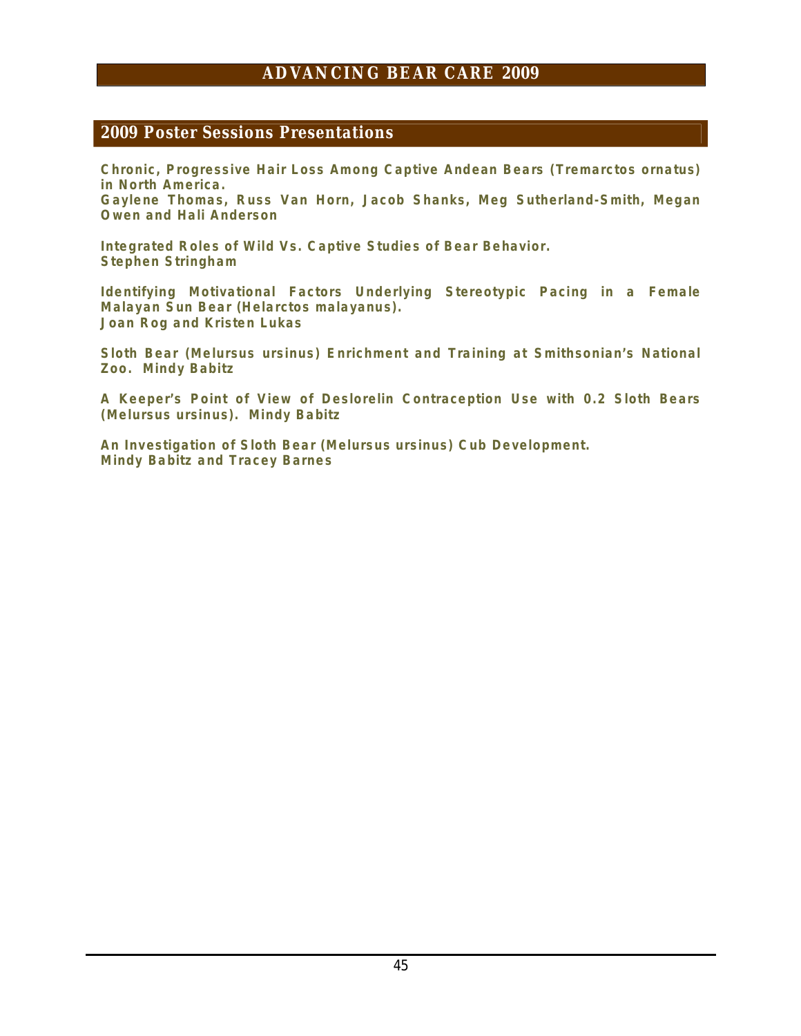## 2009 Poster Sessions Presentations

**Chronic, Progressive Hair Loss Among Captive Andean Bears (Tremarctos ornatus) in North America.**
**Gaylene Thomas, Russ Van Horn, Jacob Shanks, Meg Sutherland-Smith, Megan Owen and Hali Anderson**

**Integrated Roles of Wild Vs. Captive Studies of Bear Behavior.**
**Stephen Stringham**

**Identifying Motivational Factors Underlying Stereotypic Pacing in a Female Malayan Sun Bear (Helarctos malayanus).**
**Joan Rog and Kristen Lukas**

**Sloth Bear (Melursus ursinus) Enrichment and Training at Smithsonian's National Zoo. Mindy Babitz**

**A Keeper's Point of View of Deslorelin Contraception Use with 0.2 Sloth Bears (Melursus ursinus). Mindy Babitz**

**An Investigation of Sloth Bear (Melursus ursinus) Cub Development.**
**Mindy Babitz and Tracey Barnes**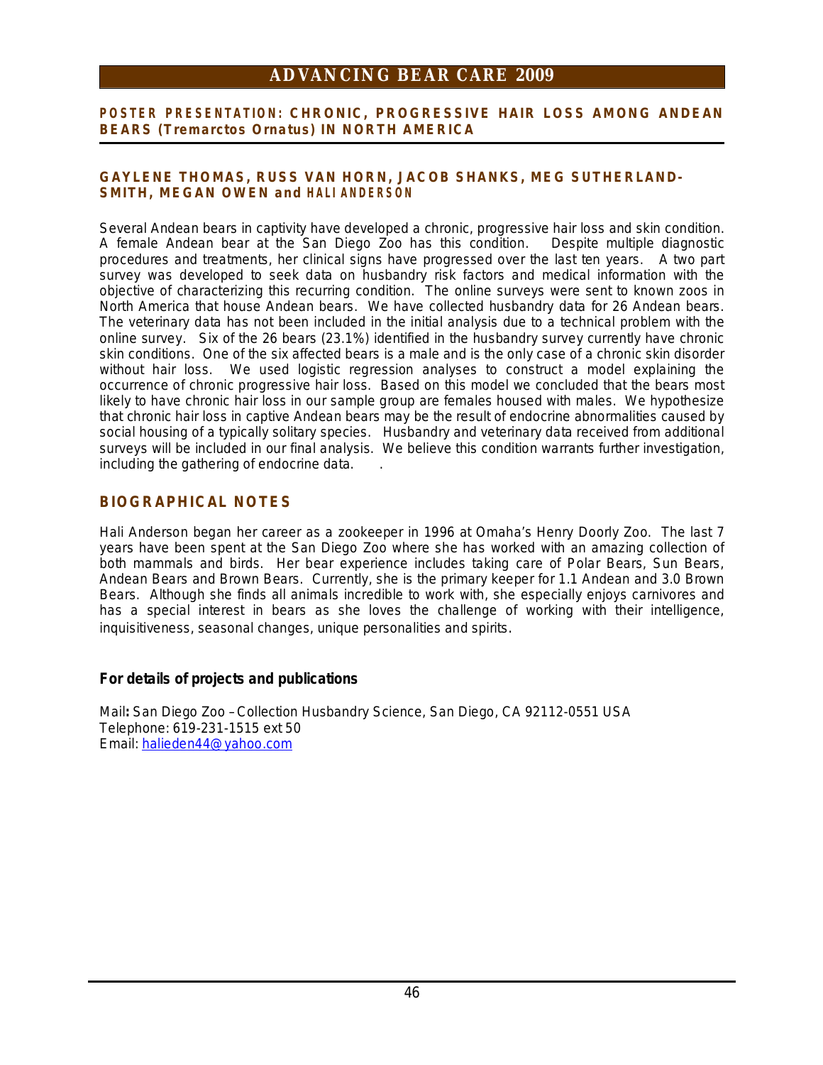## POSTER PRESENTATION: CHRONIC, PROGRESSIVE HAIR LOSS AMONG ANDEAN BEARS (Tremarctos Ornatus) IN NORTH AMERICA

### GAYLENE THOMAS, RUSS VAN HORN, JACOB SHANKS, MEG SUTHERLAND-SMITH, MEGAN OWEN and HALI ANDERSON

Several Andean bears in captivity have developed a chronic, progressive hair loss and skin condition. A female Andean bear at the San Diego Zoo has this condition. Despite multiple diagnostic procedures and treatments, her clinical signs have progressed over the last ten years. A two part survey was developed to seek data on husbandry risk factors and medical information with the objective of characterizing this recurring condition. The online surveys were sent to known zoos in North America that house Andean bears. We have collected husbandry data for 26 Andean bears. The veterinary data has not been included in the initial analysis due to a technical problem with the online survey. Six of the 26 bears (23.1%) identified in the husbandry survey currently have chronic skin conditions. One of the six affected bears is a male and is the only case of a chronic skin disorder without hair loss. We used logistic regression analyses to construct a model explaining the occurrence of chronic progressive hair loss. Based on this model we concluded that the bears most likely to have chronic hair loss in our sample group are females housed with males. We hypothesize that chronic hair loss in captive Andean bears may be the result of endocrine abnormalities caused by social housing of a typically solitary species. Husbandry and veterinary data received from additional surveys will be included in our final analysis. We believe this condition warrants further investigation, including the gathering of endocrine data.

### BIOGRAPHICAL NOTES

Hali Anderson began her career as a zookeeper in 1996 at Omaha's Henry Doorly Zoo. The last 7 years have been spent at the San Diego Zoo where she has worked with an amazing collection of both mammals and birds. Her bear experience includes taking care of Polar Bears, Sun Bears, Andean Bears and Brown Bears. Currently, she is the primary keeper for 1.1 Andean and 3.0 Brown Bears. Although she finds all animals incredible to work with, she especially enjoys carnivores and has a special interest in bears as she loves the challenge of working with their intelligence, inquisitiveness, seasonal changes, unique personalities and spirits.

**For details of projects and publications**

Mail**:** San Diego Zoo – Collection Husbandry Science, San Diego, CA 92112-0551 USA
Telephone: 619-231-1515 ext 50
Email: halieden44@yahoo.com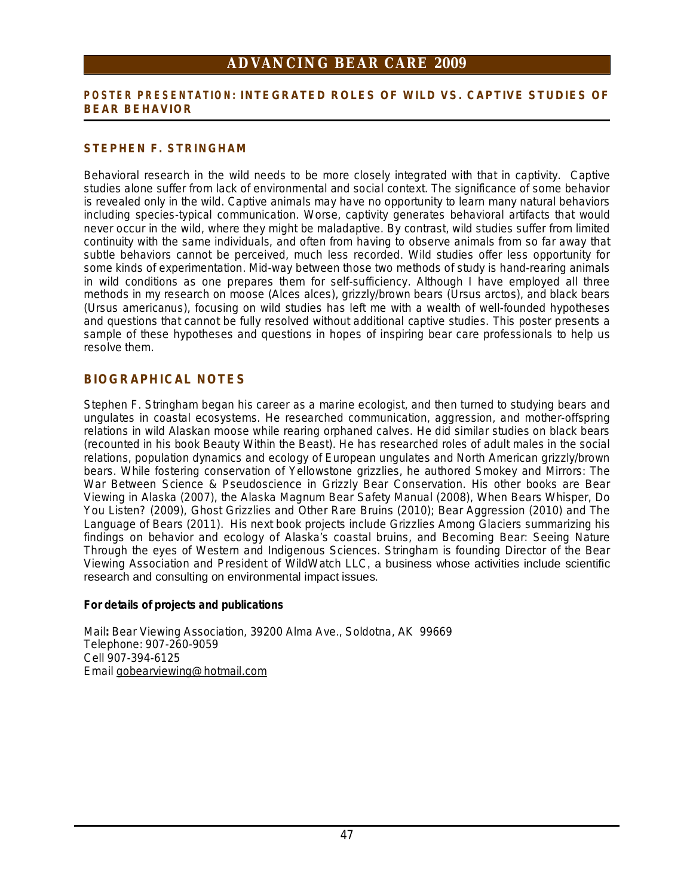## POSTER PRESENTATION: INTEGRATED ROLES OF WILD VS. CAPTIVE STUDIES OF BEAR BEHAVIOR

### STEPHEN F. STRINGHAM

Behavioral research in the wild needs to be more closely integrated with that in captivity. Captive studies alone suffer from lack of environmental and social context. The significance of some behavior is revealed only in the wild. Captive animals may have no opportunity to learn many natural behaviors including species-typical communication. Worse, captivity generates behavioral artifacts that would never occur in the wild, where they might be maladaptive. By contrast, wild studies suffer from limited continuity with the same individuals, and often from having to observe animals from so far away that subtle behaviors cannot be perceived, much less recorded. Wild studies offer less opportunity for some kinds of experimentation. Mid-way between those two methods of study is hand-rearing animals in wild conditions as one prepares them for self-sufficiency. Although I have employed all three methods in my research on moose (Alces alces), grizzly/brown bears (Ursus arctos), and black bears (Ursus americanus), focusing on wild studies has left me with a wealth of well-founded hypotheses and questions that cannot be fully resolved without additional captive studies. This poster presents a sample of these hypotheses and questions in hopes of inspiring bear care professionals to help us resolve them.

## BIOGRAPHICAL NOTES

Stephen F. Stringham began his career as a marine ecologist, and then turned to studying bears and ungulates in coastal ecosystems. He researched communication, aggression, and mother-offspring relations in wild Alaskan moose while rearing orphaned calves. He did similar studies on black bears (recounted in his book Beauty Within the Beast). He has researched roles of adult males in the social relations, population dynamics and ecology of European ungulates and North American grizzly/brown bears. While fostering conservation of Yellowstone grizzlies, he authored Smokey and Mirrors: The War Between Science & Pseudoscience in Grizzly Bear Conservation. His other books are Bear Viewing in Alaska (2007), the Alaska Magnum Bear Safety Manual (2008), When Bears Whisper, Do You Listen? (2009), Ghost Grizzlies and Other Rare Bruins (2010); Bear Aggression (2010) and The Language of Bears (2011). His next book projects include Grizzlies Among Glaciers summarizing his findings on behavior and ecology of Alaska's coastal bruins, and Becoming Bear: Seeing Nature Through the eyes of Western and Indigenous Sciences. Stringham is founding Director of the Bear Viewing Association and President of WildWatch LLC, a business whose activities include scientific research and consulting on environmental impact issues.

**For details of projects and publications**

Mail**:** Bear Viewing Association, 39200 Alma Ave., Soldotna, AK 99669
Telephone: 907-260-9059
Cell 907-394-6125
Email gobearviewing@hotmail.com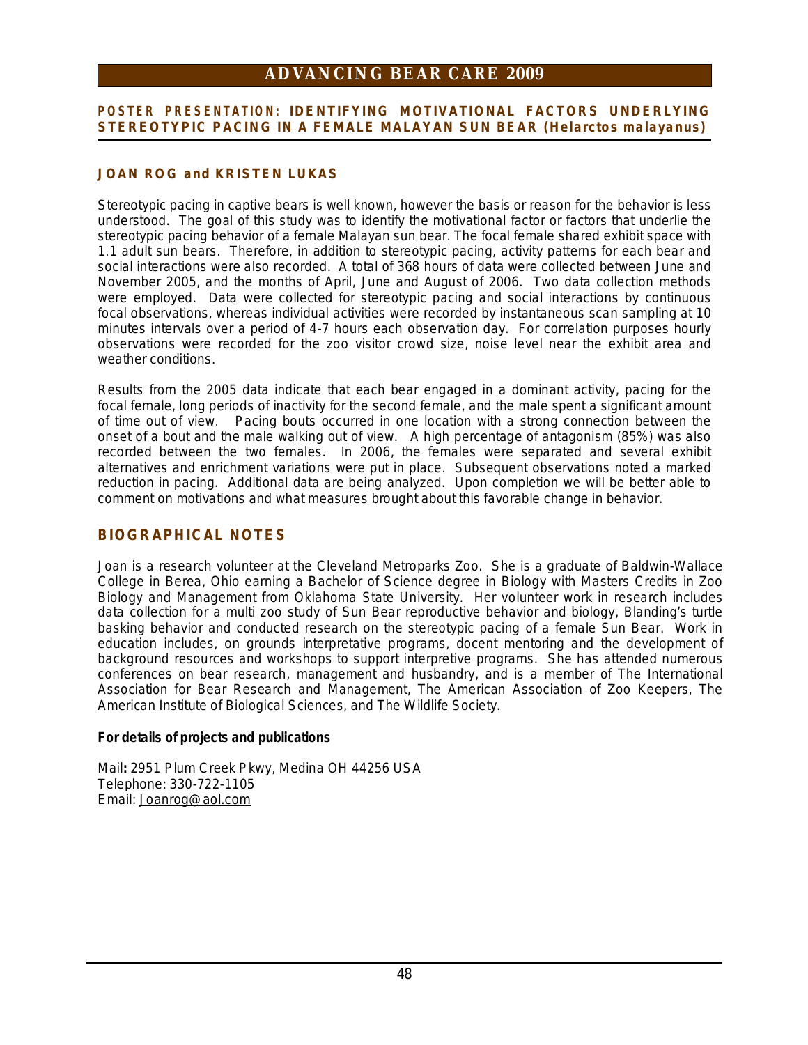# ADVANCING BEAR CARE 2009

## POSTER PRESENTATION: IDENTIFYING MOTIVATIONAL FACTORS UNDERLYING STEREOTYPIC PACING IN A FEMALE MALAYAN SUN BEAR (*Helarctos malayanus*)

### JOAN ROG and KRISTEN LUKAS

Stereotypic pacing in captive bears is well known, however the basis or reason for the behavior is less understood. The goal of this study was to identify the motivational factor or factors that underlie the stereotypic pacing behavior of a female Malayan sun bear. The focal female shared exhibit space with 1.1 adult sun bears. Therefore, in addition to stereotypic pacing, activity patterns for each bear and social interactions were also recorded. A total of 368 hours of data were collected between June and November 2005, and the months of April, June and August of 2006. Two data collection methods were employed. Data were collected for stereotypic pacing and social interactions by continuous focal observations, whereas individual activities were recorded by instantaneous scan sampling at 10 minutes intervals over a period of 4-7 hours each observation day. For correlation purposes hourly observations were recorded for the zoo visitor crowd size, noise level near the exhibit area and weather conditions.

Results from the 2005 data indicate that each bear engaged in a dominant activity, pacing for the focal female, long periods of inactivity for the second female, and the male spent a significant amount of time out of view. Pacing bouts occurred in one location with a strong connection between the onset of a bout and the male walking out of view. A high percentage of antagonism (85%) was also recorded between the two females. In 2006, the females were separated and several exhibit alternatives and enrichment variations were put in place. Subsequent observations noted a marked reduction in pacing. Additional data are being analyzed. Upon completion we will be better able to comment on motivations and what measures brought about this favorable change in behavior.

## BIOGRAPHICAL NOTES

Joan is a research volunteer at the Cleveland Metroparks Zoo. She is a graduate of Baldwin-Wallace College in Berea, Ohio earning a Bachelor of Science degree in Biology with Masters Credits in Zoo Biology and Management from Oklahoma State University. Her volunteer work in research includes data collection for a multi zoo study of Sun Bear reproductive behavior and biology, Blanding's turtle basking behavior and conducted research on the stereotypic pacing of a female Sun Bear. Work in education includes, on grounds interpretative programs, docent mentoring and the development of background resources and workshops to support interpretive programs. She has attended numerous conferences on bear research, management and husbandry, and is a member of The International Association for Bear Research and Management, The American Association of Zoo Keepers, The American Institute of Biological Sciences, and The Wildlife Society.

**For details of projects and publications**

Mail**:** 2951 Plum Creek Pkwy, Medina OH 44256 USA
Telephone: 330-722-1105
Email: Joanrog@aol.com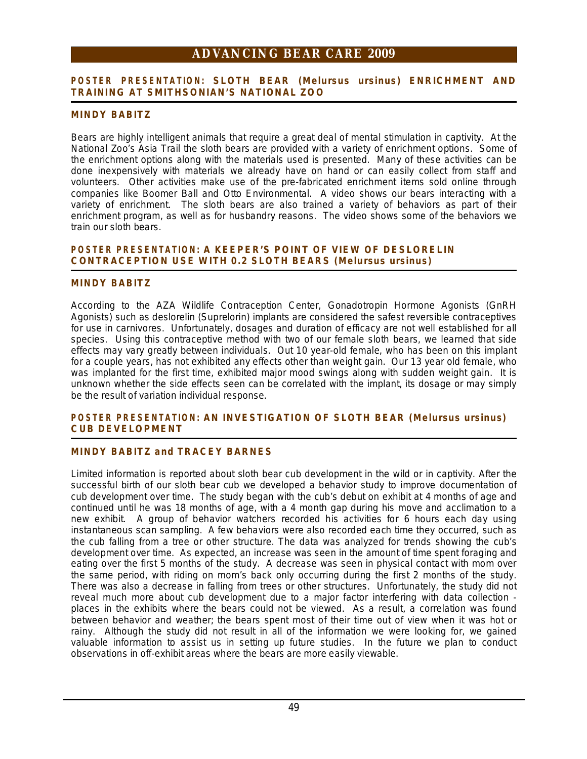## POSTER PRESENTATION: SLOTH BEAR (*Melursus ursinus*) ENRICHMENT AND TRAINING AT SMITHSONIAN'S NATIONAL ZOO

### MINDY BABITZ

Bears are highly intelligent animals that require a great deal of mental stimulation in captivity. At the National Zoo's Asia Trail the sloth bears are provided with a variety of enrichment options. Some of the enrichment options along with the materials used is presented. Many of these activities can be done inexpensively with materials we already have on hand or can easily collect from staff and volunteers. Other activities make use of the pre-fabricated enrichment items sold online through companies like Boomer Ball and Otto Environmental. A video shows our bears interacting with a variety of enrichment. The sloth bears are also trained a variety of behaviors as part of their enrichment program, as well as for husbandry reasons. The video shows some of the behaviors we train our sloth bears.

## POSTER PRESENTATION: A KEEPER'S POINT OF VIEW OF DESLORELIN CONTRACEPTION USE WITH 0.2 SLOTH BEARS (*Melursus ursinus*)

### MINDY BABITZ

According to the AZA Wildlife Contraception Center, Gonadotropin Hormone Agonists (GnRH Agonists) such as deslorelin (Suprelorin) implants are considered the safest reversible contraceptives for use in carnivores. Unfortunately, dosages and duration of efficacy are not well established for all species. Using this contraceptive method with two of our female sloth bears, we learned that side effects may vary greatly between individuals. Out 10 year-old female, who has been on this implant for a couple years, has not exhibited any effects other than weight gain. Our 13 year old female, who was implanted for the first time, exhibited major mood swings along with sudden weight gain. It is unknown whether the side effects seen can be correlated with the implant, its dosage or may simply be the result of variation individual response.

## POSTER PRESENTATION: AN INVESTIGATION OF SLOTH BEAR (*Melursus ursinus*) CUB DEVELOPMENT

### MINDY BABITZ and TRACEY BARNES

Limited information is reported about sloth bear cub development in the wild or in captivity. After the successful birth of our sloth bear cub we developed a behavior study to improve documentation of cub development over time. The study began with the cub's debut on exhibit at 4 months of age and continued until he was 18 months of age, with a 4 month gap during his move and acclimation to a new exhibit. A group of behavior watchers recorded his activities for 6 hours each day using instantaneous scan sampling. A few behaviors were also recorded each time they occurred, such as the cub falling from a tree or other structure. The data was analyzed for trends showing the cub's development over time. As expected, an increase was seen in the amount of time spent foraging and eating over the first 5 months of the study. A decrease was seen in physical contact with mom over the same period, with riding on mom's back only occurring during the first 2 months of the study. There was also a decrease in falling from trees or other structures. Unfortunately, the study did not reveal much more about cub development due to a major factor interfering with data collection - places in the exhibits where the bears could not be viewed. As a result, a correlation was found between behavior and weather; the bears spent most of their time out of view when it was hot or rainy. Although the study did not result in all of the information we were looking for, we gained valuable information to assist us in setting up future studies. In the future we plan to conduct observations in off-exhibit areas where the bears are more easily viewable.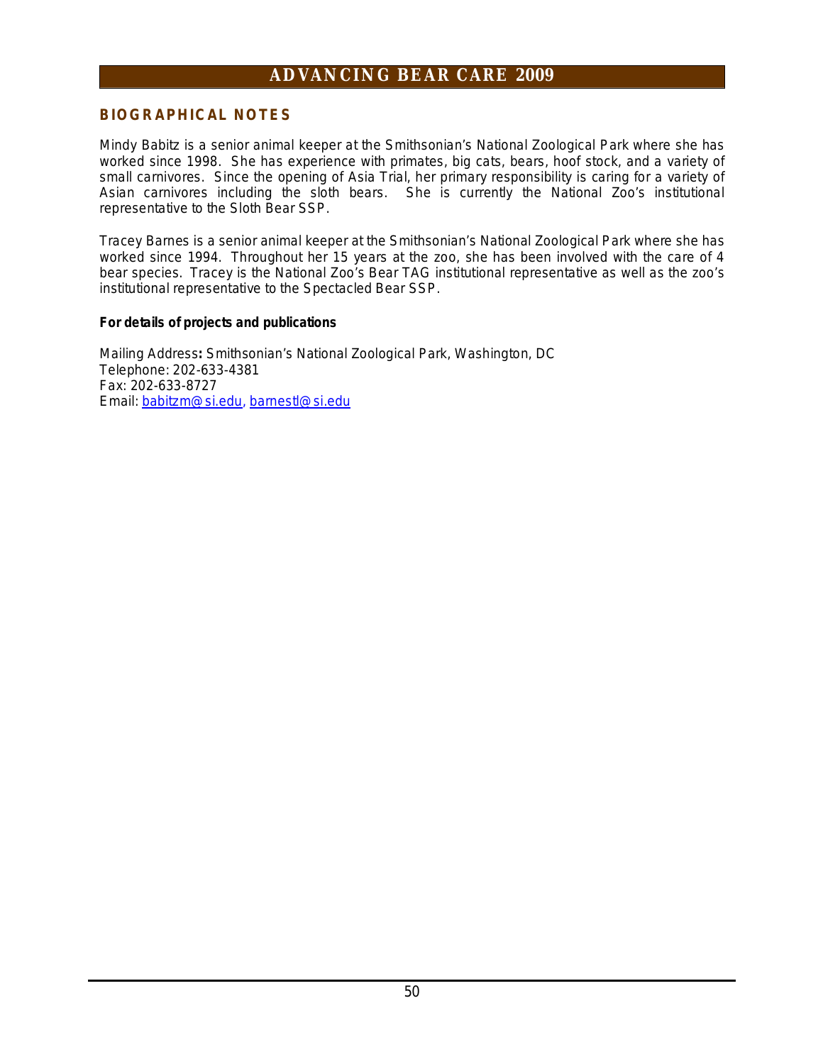## BIOGRAPHICAL NOTES

Mindy Babitz is a senior animal keeper at the Smithsonian's National Zoological Park where she has worked since 1998. She has experience with primates, big cats, bears, hoof stock, and a variety of small carnivores. Since the opening of Asia Trial, her primary responsibility is caring for a variety of Asian carnivores including the sloth bears. She is currently the National Zoo's institutional representative to the Sloth Bear SSP.

Tracey Barnes is a senior animal keeper at the Smithsonian's National Zoological Park where she has worked since 1994. Throughout her 15 years at the zoo, she has been involved with the care of 4 bear species. Tracey is the National Zoo's Bear TAG institutional representative as well as the zoo's institutional representative to the Spectacled Bear SSP.

**For details of projects and publications**

Mailing Address**:** Smithsonian's National Zoological Park, Washington, DC
Telephone: 202-633-4381
Fax: 202-633-8727
Email: babitzm@si.edu, barnestl@si.edu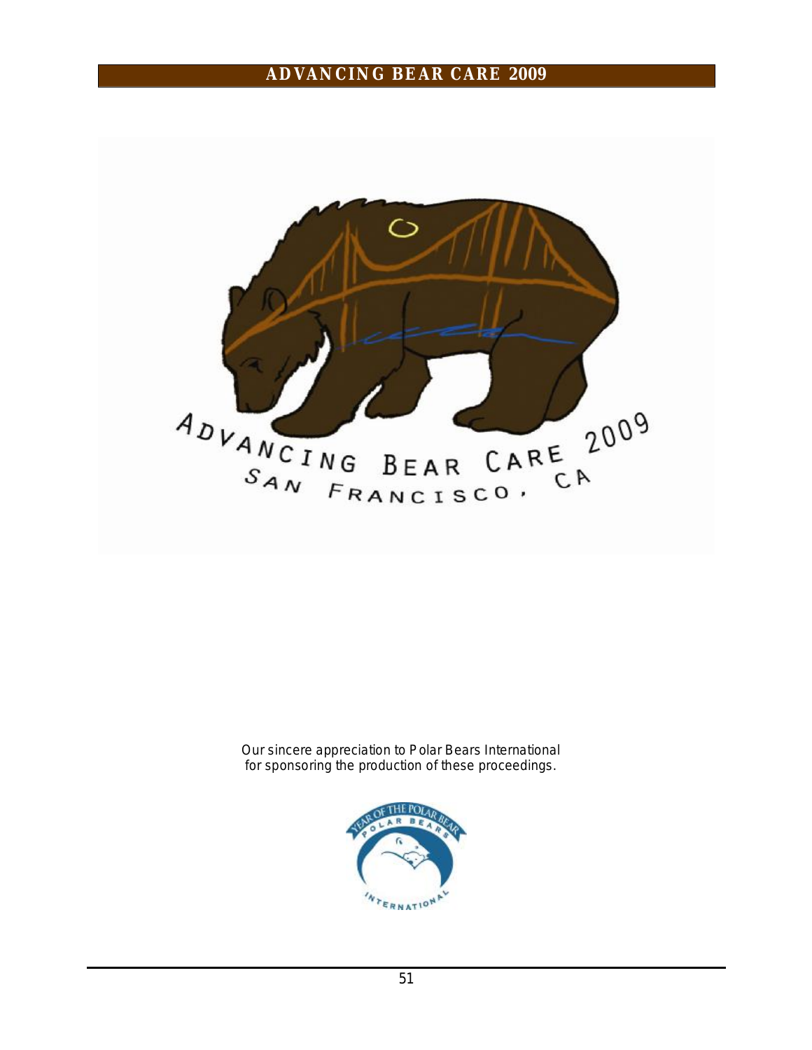ADVANCING BEAR CARE 2009
SAN FRANCISCO, CA

Our sincere appreciation to Polar Bears International
for sponsoring the production of these proceedings.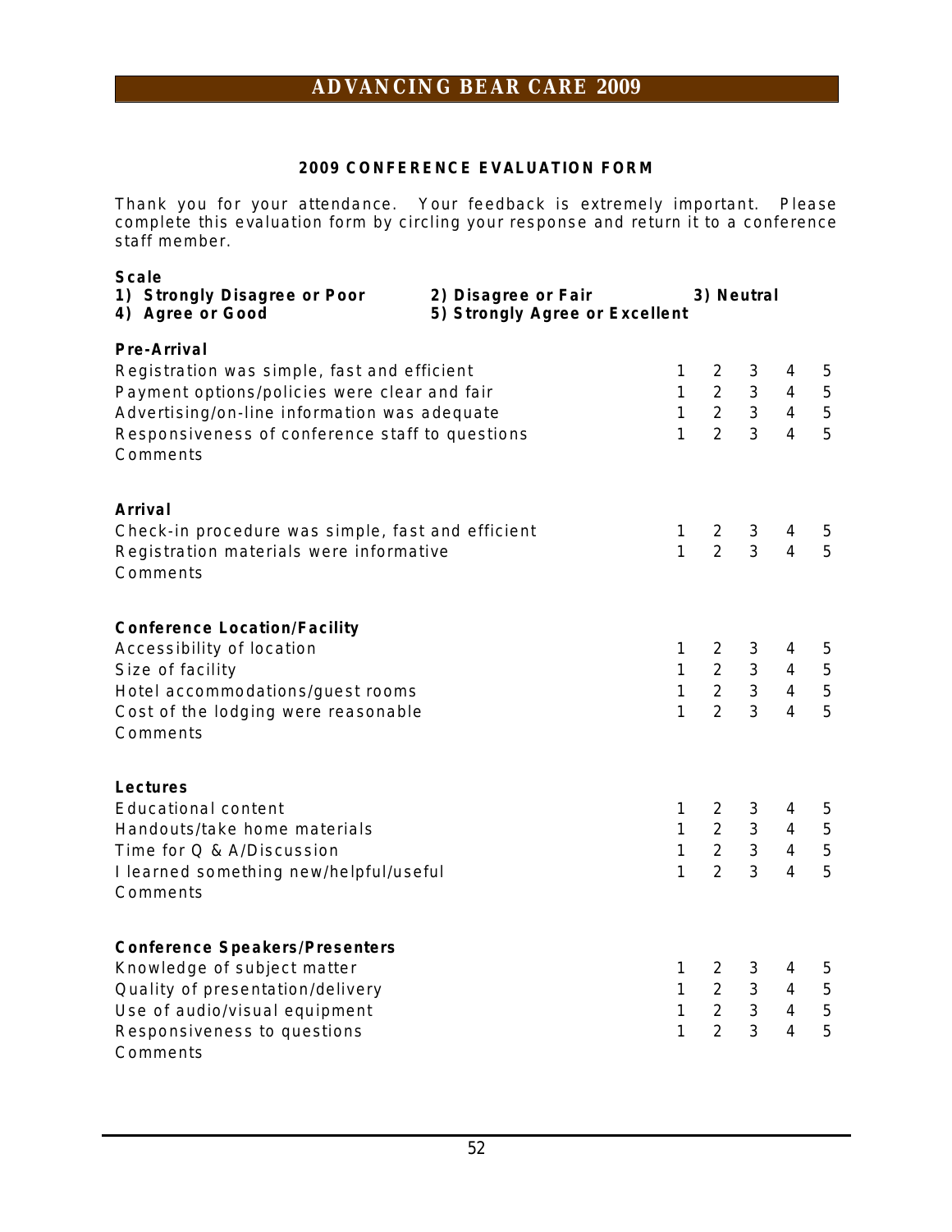# ADVANCING BEAR CARE 2009

## 2009 CONFERENCE EVALUATION FORM

Thank you for your attendance. Your feedback is extremely important. Please complete this evaluation form by circling your response and return it to a conference staff member.

**Scale**
**1) Strongly Disagree or Poor** **2) Disagree or Fair** **3) Neutral**
**4) Agree or Good** **5) Strongly Agree or Excellent**

**Pre-Arrival**

| | | | | | |
|---|---|---|---|---|---|
| Registration was simple, fast and efficient | 1 | 2 | 3 | 4 | 5 |
| Payment options/policies were clear and fair | 1 | 2 | 3 | 4 | 5 |
| Advertising/on-line information was adequate | 1 | 2 | 3 | 4 | 5 |
| Responsiveness of conference staff to questions | 1 | 2 | 3 | 4 | 5 |

Comments

**Arrival**

| | | | | | |
|---|---|---|---|---|---|
| Check-in procedure was simple, fast and efficient | 1 | 2 | 3 | 4 | 5 |
| Registration materials were informative | 1 | 2 | 3 | 4 | 5 |

Comments

**Conference Location/Facility**

| | | | | | |
|---|---|---|---|---|---|
| Accessibility of location | 1 | 2 | 3 | 4 | 5 |
| Size of facility | 1 | 2 | 3 | 4 | 5 |
| Hotel accommodations/guest rooms | 1 | 2 | 3 | 4 | 5 |
| Cost of the lodging were reasonable | 1 | 2 | 3 | 4 | 5 |

Comments

**Lectures**

| | | | | | |
|---|---|---|---|---|---|
| Educational content | 1 | 2 | 3 | 4 | 5 |
| Handouts/take home materials | 1 | 2 | 3 | 4 | 5 |
| Time for Q & A/Discussion | 1 | 2 | 3 | 4 | 5 |
| I learned something new/helpful/useful | 1 | 2 | 3 | 4 | 5 |

Comments

**Conference Speakers/Presenters**

| | | | | | |
|---|---|---|---|---|---|
| Knowledge of subject matter | 1 | 2 | 3 | 4 | 5 |
| Quality of presentation/delivery | 1 | 2 | 3 | 4 | 5 |
| Use of audio/visual equipment | 1 | 2 | 3 | 4 | 5 |
| Responsiveness to questions | 1 | 2 | 3 | 4 | 5 |

Comments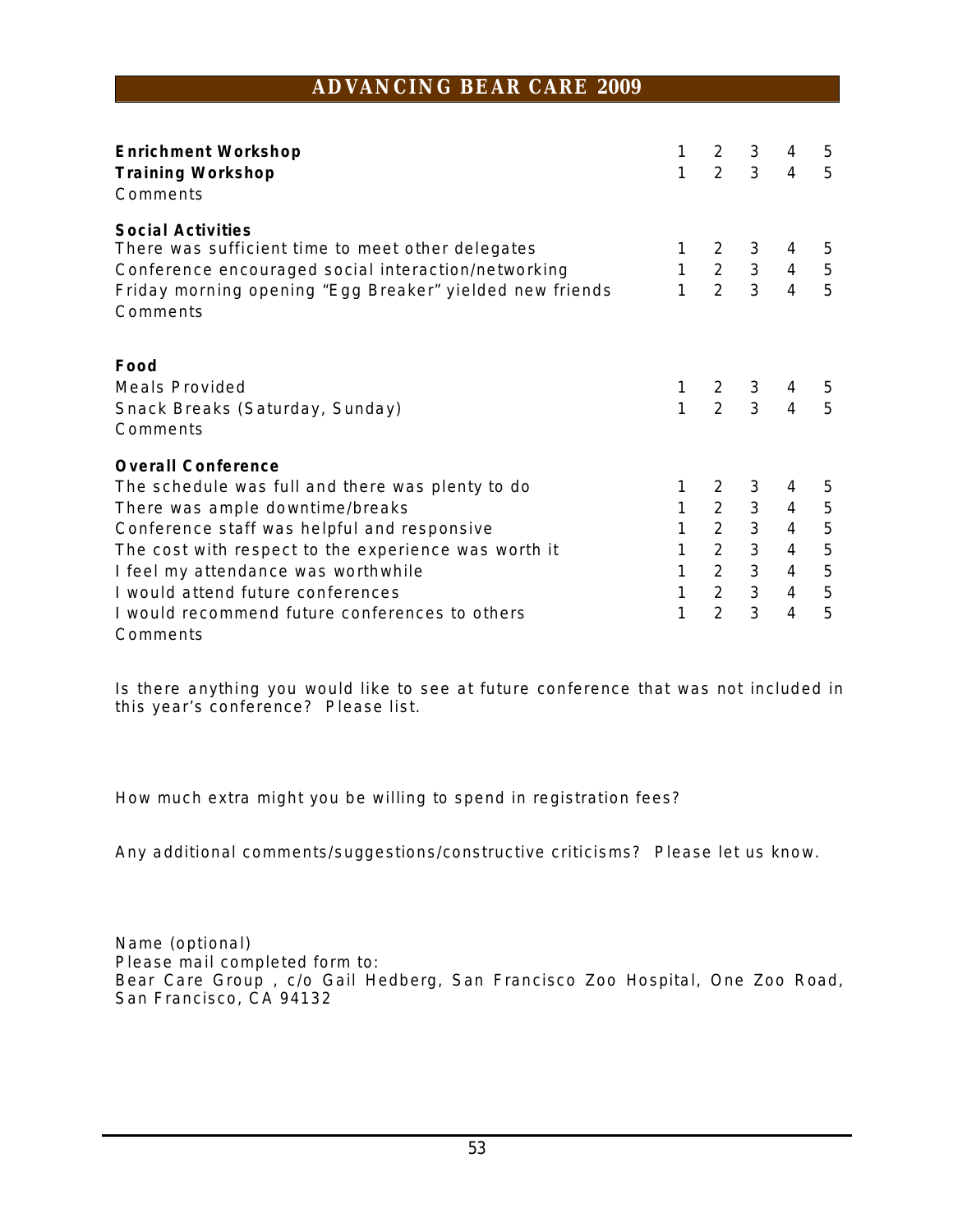**Enrichment Workshop** 1 2 3 4 5
**Training Workshop** 1 2 3 4 5
Comments

**Social Activities**

| | | | | | |
|---|---|---|---|---|---|
| There was sufficient time to meet other delegates | 1 | 2 | 3 | 4 | 5 |
| Conference encouraged social interaction/networking | 1 | 2 | 3 | 4 | 5 |
| Friday morning opening "Egg Breaker" yielded new friends | 1 | 2 | 3 | 4 | 5 |

Comments

**Food**

| | | | | | |
|---|---|---|---|---|---|
| Meals Provided | 1 | 2 | 3 | 4 | 5 |
| Snack Breaks (Saturday, Sunday) | 1 | 2 | 3 | 4 | 5 |

Comments

**Overall Conference**

| | | | | | |
|---|---|---|---|---|---|
| The schedule was full and there was plenty to do | 1 | 2 | 3 | 4 | 5 |
| There was ample downtime/breaks | 1 | 2 | 3 | 4 | 5 |
| Conference staff was helpful and responsive | 1 | 2 | 3 | 4 | 5 |
| The cost with respect to the experience was worth it | 1 | 2 | 3 | 4 | 5 |
| I feel my attendance was worthwhile | 1 | 2 | 3 | 4 | 5 |
| I would attend future conferences | 1 | 2 | 3 | 4 | 5 |
| I would recommend future conferences to others | 1 | 2 | 3 | 4 | 5 |

Comments

Is there anything you would like to see at future conference that was not included in this year's conference? Please list.

How much extra might you be willing to spend in registration fees?

Any additional comments/suggestions/constructive criticisms? Please let us know.

Name (optional)
Please mail completed form to:
Bear Care Group , c/o Gail Hedberg, San Francisco Zoo Hospital, One Zoo Road, San Francisco, CA 94132